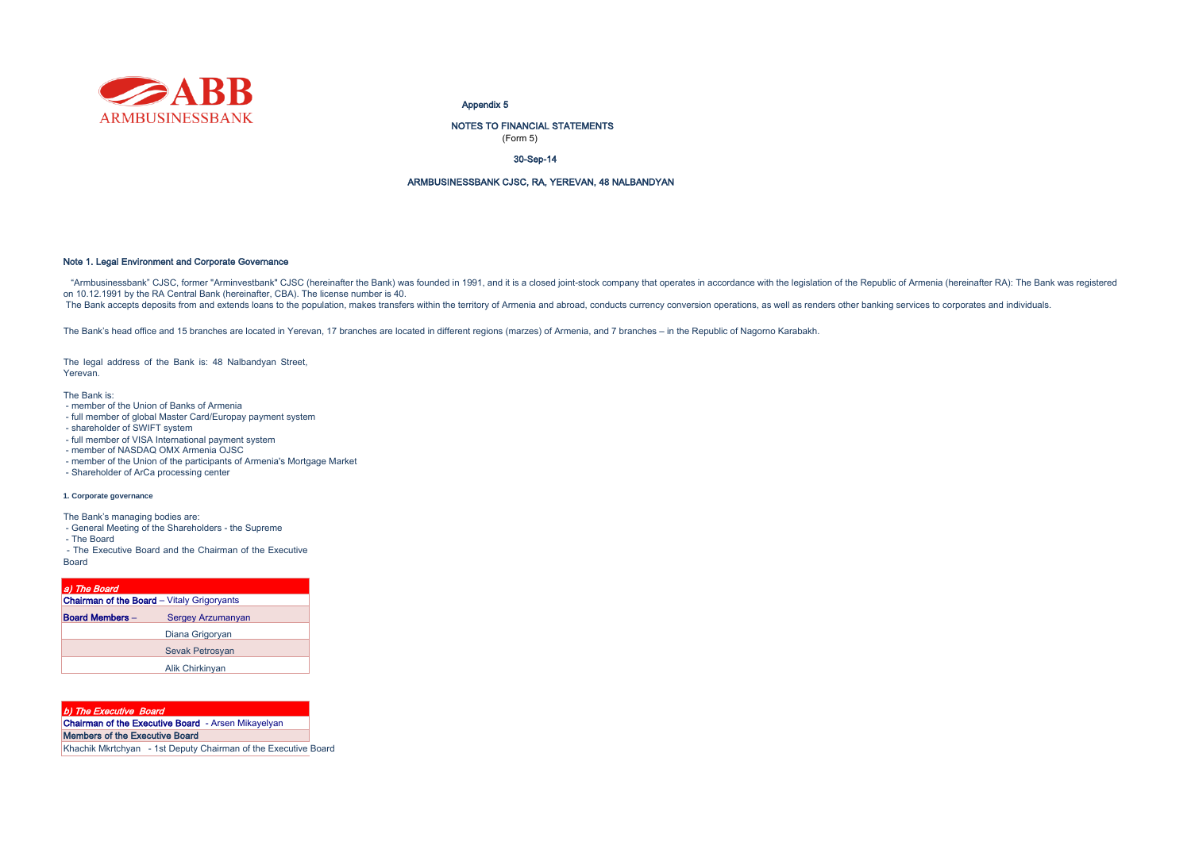ARMBUSINESSBANK

Appendix 5

NOTES TO FINANCIAL STATEMENTS
(Form 5)

30-Sep-14

ARMBUSINESSBANK CJSC, RA, YEREVAN, 48 NALBANDYAN

### Note 1. Legal Environment and Corporate Governance

"Armbusinessbank" CJSC, former "Arminvestbank" CJSC (hereinafter the Bank) was founded in 1991, and it is a closed joint-stock company that operates in accordance with the legislation of the Republic of Armenia (hereinafter RA): The Bank was registered on 10.12.1991 by the RA Central Bank (hereinafter, CBA). The license number is 40.
The Bank accepts deposits from and extends loans to the population, makes transfers within the territory of Armenia and abroad, conducts currency conversion operations, as well as renders other banking services to corporates and individuals.

The Bank's head office and 15 branches are located in Yerevan, 17 branches are located in different regions (marzes) of Armenia, and 7 branches – in the Republic of Nagorno Karabakh.

The legal address of the Bank is: 48 Nalbandyan Street, Yerevan.

The Bank is:
- member of the Union of Banks of Armenia
- full member of global Master Card/Europay payment system
- shareholder of SWIFT system
- full member of VISA International payment system
- member of NASDAQ OMX Armenia OJSC
- member of the Union of the participants of Armenia's Mortgage Market
- Shareholder of ArCa processing center

#### 1. Corporate governance

The Bank's managing bodies are:
- General Meeting of the Shareholders - the Supreme
- The Board
- The Executive Board and the Chairman of the Executive Board

| *a) The Board* | |
|---|---|
| **Chairman of the Board** – Vitaly Grigoryants | |
| **Board Members** – | Sergey Arzumanyan |
| | Diana Grigoryan |
| | Sevak Petrosyan |
| | Alik Chirkinyan |

| *b) The Executive Board* |
|---|
| **Chairman of the Executive Board** - Arsen Mikayelyan |
| **Members of the Executive Board** |
| Khachik Mkrtchyan - 1st Deputy Chairman of the Executive Board |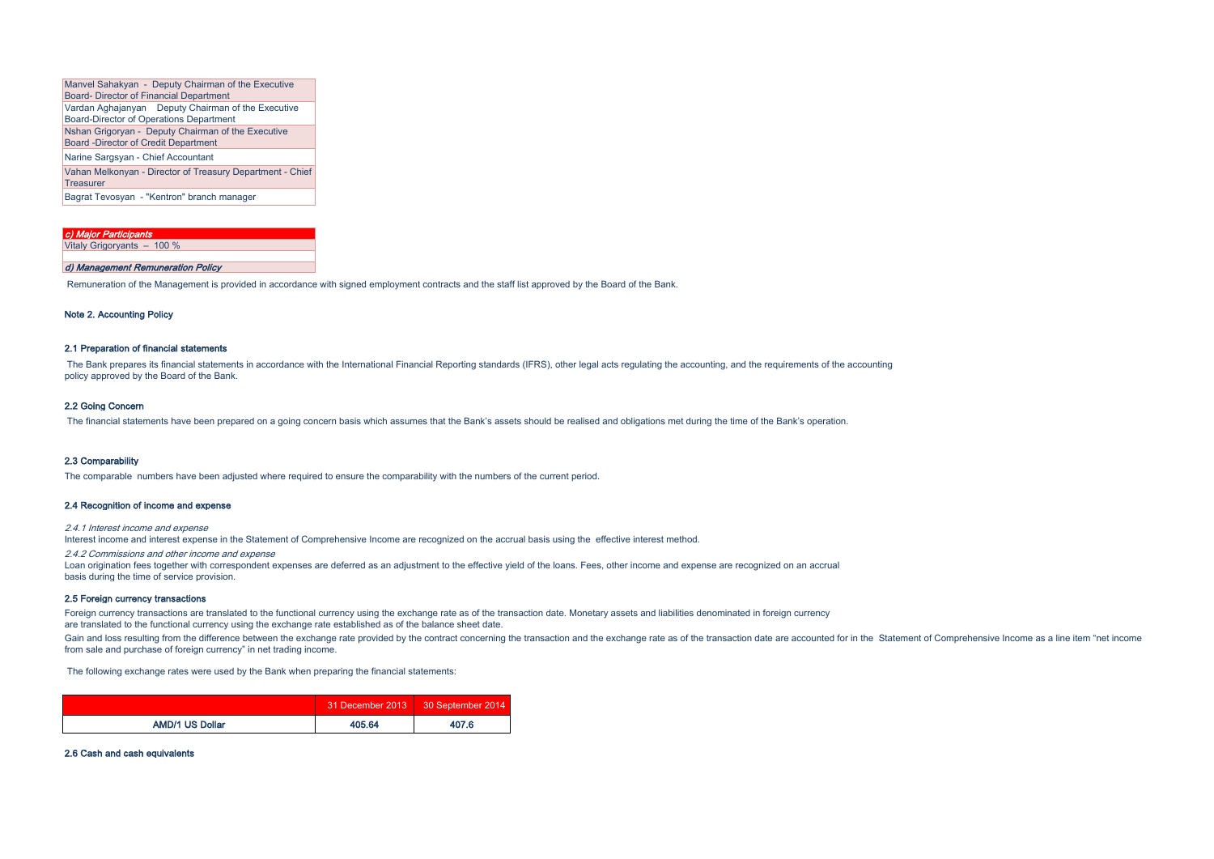| Manvel Sahakyan - Deputy Chairman of the Executive Board- Director of Financial Department |
|---|
| Vardan Aghajanyan Deputy Chairman of the Executive Board-Director of Operations Department |
| Nshan Grigoryan - Deputy Chairman of the Executive Board -Director of Credit Department |
| Narine Sargsyan - Chief Accountant |
| Vahan Melkonyan - Director of Treasury Department - Chief Treasurer |
| Bagrat Tevosyan - "Kentron" branch manager |

| *c) Major Participants* |
|---|
| Vitaly Grigoryants – 100 % |
| |
| *d) Management Remuneration Policy* |

Remuneration of the Management is provided in accordance with signed employment contracts and the staff list approved by the Board of the Bank.

## Note 2. Accounting Policy

### 2.1 Preparation of financial statements

The Bank prepares its financial statements in accordance with the International Financial Reporting standards (IFRS), other legal acts regulating the accounting, and the requirements of the accounting policy approved by the Board of the Bank.

### 2.2 Going Concern

The financial statements have been prepared on a going concern basis which assumes that the Bank's assets should be realised and obligations met during the time of the Bank's operation.

### 2.3 Comparability

The comparable numbers have been adjusted where required to ensure the comparability with the numbers of the current period.

### 2.4 Recognition of income and expense

*2.4.1 Interest income and expense*

Interest income and interest expense in the Statement of Comprehensive Income are recognized on the accrual basis using the effective interest method.

*2.4.2 Commissions and other income and expense*

Loan origination fees together with correspondent expenses are deferred as an adjustment to the effective yield of the loans. Fees, other income and expense are recognized on an accrual basis during the time of service provision.

### 2.5 Foreign currency transactions

Foreign currency transactions are translated to the functional currency using the exchange rate as of the transaction date. Monetary assets and liabilities denominated in foreign currency are translated to the functional currency using the exchange rate established as of the balance sheet date.

Gain and loss resulting from the difference between the exchange rate provided by the contract concerning the transaction and the exchange rate as of the transaction date are accounted for in the Statement of Comprehensive Income as a line item "net income from sale and purchase of foreign currency" in net trading income.

The following exchange rates were used by the Bank when preparing the financial statements:

| | 31 December 2013 | 30 September 2014 |
|---|---|---|
| **AMD/1 US Dollar** | **405.64** | **407.6** |

### 2.6 Cash and cash equivalents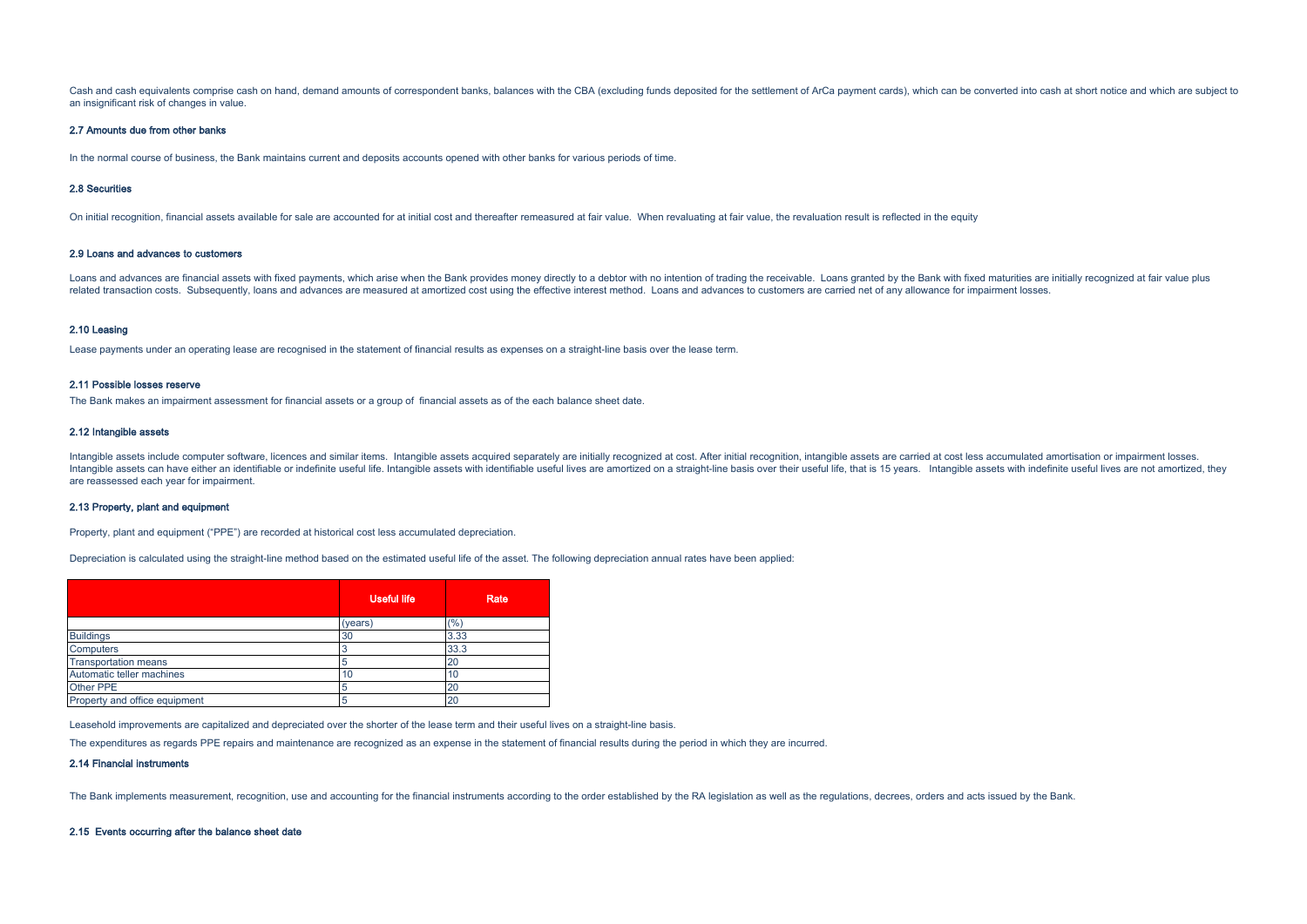Cash and cash equivalents comprise cash on hand, demand amounts of correspondent banks, balances with the CBA (excluding funds deposited for the settlement of ArCa payment cards), which can be converted into cash at short notice and which are subject to an insignificant risk of changes in value.

#### 2.7 Amounts due from other banks

In the normal course of business, the Bank maintains current and deposits accounts opened with other banks for various periods of time.

#### 2.8 Securities

On initial recognition, financial assets available for sale are accounted for at initial cost and thereafter remeasured at fair value. When revaluating at fair value, the revaluation result is reflected in the equity

#### 2.9 Loans and advances to customers

Loans and advances are financial assets with fixed payments, which arise when the Bank provides money directly to a debtor with no intention of trading the receivable. Loans granted by the Bank with fixed maturities are initially recognized at fair value plus related transaction costs. Subsequently, loans and advances are measured at amortized cost using the effective interest method. Loans and advances to customers are carried net of any allowance for impairment losses.

#### 2.10 Leasing

Lease payments under an operating lease are recognised in the statement of financial results as expenses on a straight-line basis over the lease term.

#### 2.11 Possible losses reserve

The Bank makes an impairment assessment for financial assets or a group of financial assets as of the each balance sheet date.

#### 2.12 Intangible assets

Intangible assets include computer software, licences and similar items. Intangible assets acquired separately are initially recognized at cost. After initial recognition, intangible assets are carried at cost less accumulated amortisation or impairment losses. Intangible assets can have either an identifiable or indefinite useful life. Intangible assets with identifiable useful lives are amortized on a straight-line basis over their useful life, that is 15 years. Intangible assets with indefinite useful lives are not amortized, they are reassessed each year for impairment.

#### 2.13 Property, plant and equipment

Property, plant and equipment ("PPE") are recorded at historical cost less accumulated depreciation.

Depreciation is calculated using the straight-line method based on the estimated useful life of the asset. The following depreciation annual rates have been applied:

| | Useful life | Rate |
|---|---|---|
| | (years) | (%) |
| Buildings | 30 | 3.33 |
| Computers | 3 | 33.3 |
| Transportation means | 5 | 20 |
| Automatic teller machines | 10 | 10 |
| Other PPE | 5 | 20 |
| Property and office equipment | 5 | 20 |

Leasehold improvements are capitalized and depreciated over the shorter of the lease term and their useful lives on a straight-line basis.

The expenditures as regards PPE repairs and maintenance are recognized as an expense in the statement of financial results during the period in which they are incurred.

#### 2.14 Financial instruments

The Bank implements measurement, recognition, use and accounting for the financial instruments according to the order established by the RA legislation as well as the regulations, decrees, orders and acts issued by the Bank.

#### 2.15 Events occurring after the balance sheet date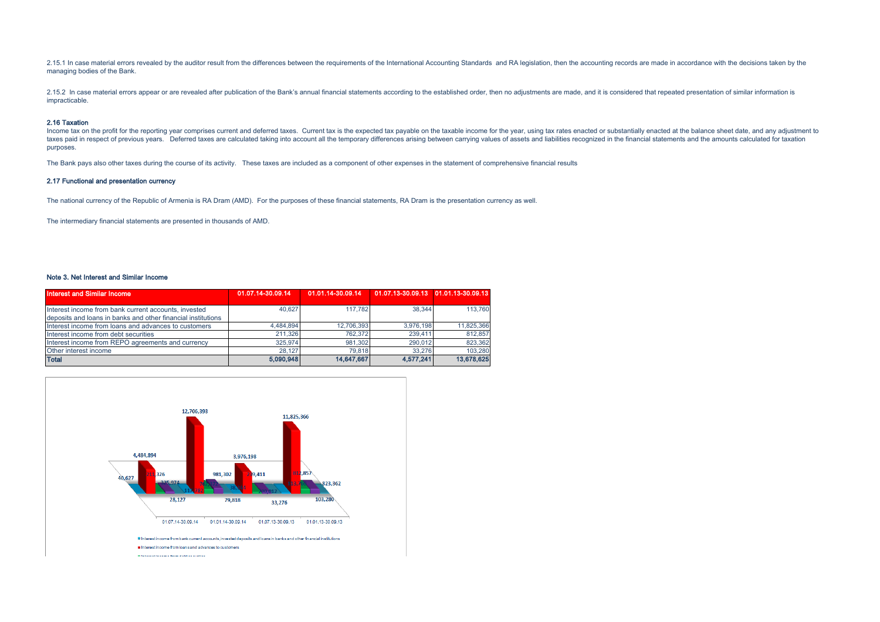2.15.1 In case material errors revealed by the auditor result from the differences between the requirements of the International Accounting Standards and RA legislation, then the accounting records are made in accordance with the decisions taken by the managing bodies of the Bank.

2.15.2 In case material errors appear or are revealed after publication of the Bank's annual financial statements according to the established order, then no adjustments are made, and it is considered that repeated presentation of similar information is impracticable.

#### 2.16 Taxation

Income tax on the profit for the reporting year comprises current and deferred taxes. Current tax is the expected tax payable on the taxable income for the year, using tax rates enacted or substantially enacted at the balance sheet date, and any adjustment to taxes paid in respect of previous years. Deferred taxes are calculated taking into account all the temporary differences arising between carrying values of assets and liabilities recognized in the financial statements and the amounts calculated for taxation purposes.

The Bank pays also other taxes during the course of its activity. These taxes are included as a component of other expenses in the statement of comprehensive financial results

#### 2.17 Functional and presentation currency

The national currency of the Republic of Armenia is RA Dram (AMD). For the purposes of these financial statements, RA Dram is the presentation currency as well.

The intermediary financial statements are presented in thousands of AMD.

#### Note 3. Net Interest and Similar Income

| Interest and Similar Income | 01.07.14-30.09.14 | 01.01.14-30.09.14 | 01.07.13-30.09.13 | 01.01.13-30.09.13 |
|---|---|---|---|---|
| Interest income from bank current accounts, invested deposits and loans in banks and other financial institutions | 40,627 | 117,782 | 38,344 | 113,760 |
| Interest income from loans and advances to customers | 4,484,894 | 12,706,393 | 3,976,198 | 11,825,366 |
| Interest income from debt securities | 211,326 | 762,372 | 239,411 | 812,857 |
| Interest income from REPO agreements and currency | 325,974 | 981,302 | 290,012 | 823,362 |
| Other interest income | 28,127 | 79,818 | 33,276 | 103,280 |
| **Total** | **5,090,948** | **14,647,667** | **4,577,241** | **13,678,625** |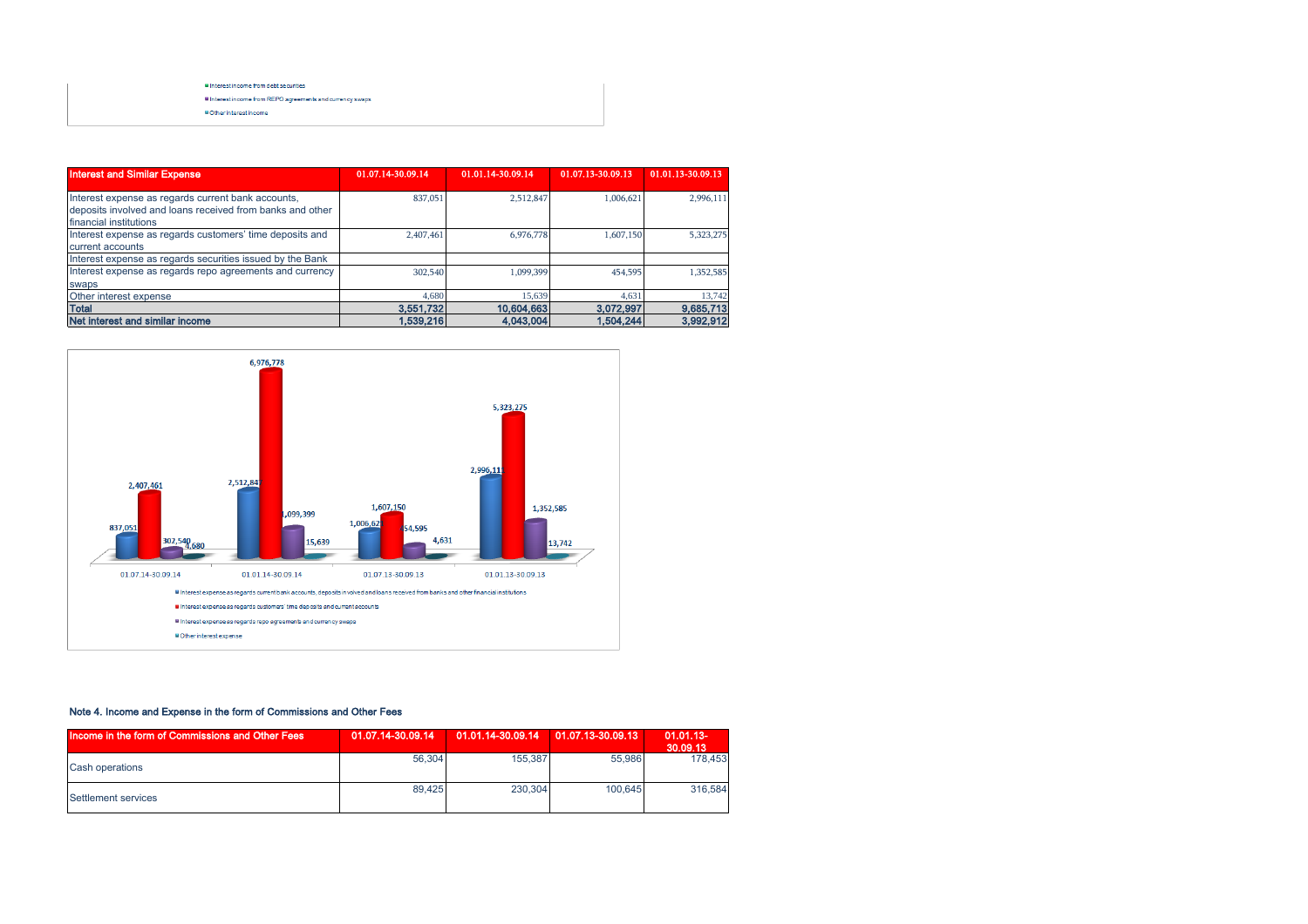■ Interest income from debt securities

■ Interest income from REPO agreements and currency swaps

■ Other interest income

| Interest and Similar Expense | 01.07.14-30.09.14 | 01.01.14-30.09.14 | 01.07.13-30.09.13 | 01.01.13-30.09.13 |
|---|---|---|---|---|
| Interest expense as regards current bank accounts, deposits involved and loans received from banks and other financial institutions | 837,051 | 2,512,847 | 1,006,621 | 2,996,111 |
| Interest expense as regards customers' time deposits and current accounts | 2,407,461 | 6,976,778 | 1,607,150 | 5,323,275 |
| Interest expense as regards securities issued by the Bank | | | | |
| Interest expense as regards repo agreements and currency swaps | 302,540 | 1,099,399 | 454,595 | 1,352,585 |
| Other interest expense | 4,680 | 15,639 | 4,631 | 13,742 |
| **Total** | **3,551,732** | **10,604,663** | **3,072,997** | **9,685,713** |
| **Net interest and similar income** | **1,539,216** | **4,043,004** | **1,504,244** | **3,992,912** |

| | 01.07.14-30.09.14 | 01.01.14-30.09.14 | 01.07.13-30.09.13 | 01.01.13-30.09.13 |
|---|---|---|---|---|
| Interest expense as regards current bank accounts, deposits involved and loans received from banks and other financial institutions | 837,051 | 2,512,847 | 1,006,621 | 2,996,111 |
| Interest expense as regards customers' time deposits and current accounts | 2,407,461 | 6,976,778 | 1,607,150 | 5,323,275 |
| Interest expense as regards repo agreements and currency swaps | 302,540 | 1,099,399 | 454,595 | 1,352,585 |
| Other interest expense | 4,680 | 15,639 | 4,631 | 13,742 |

### Note 4. Income and Expense in the form of Commissions and Other Fees

| Income in the form of Commissions and Other Fees | 01.07.14-30.09.14 | 01.01.14-30.09.14 | 01.07.13-30.09.13 | 01.01.13-30.09.13 |
|---|---|---|---|---|
| Cash operations | 56,304 | 155,387 | 55,986 | 178,453 |
| Settlement services | 89,425 | 230,304 | 100,645 | 316,584 |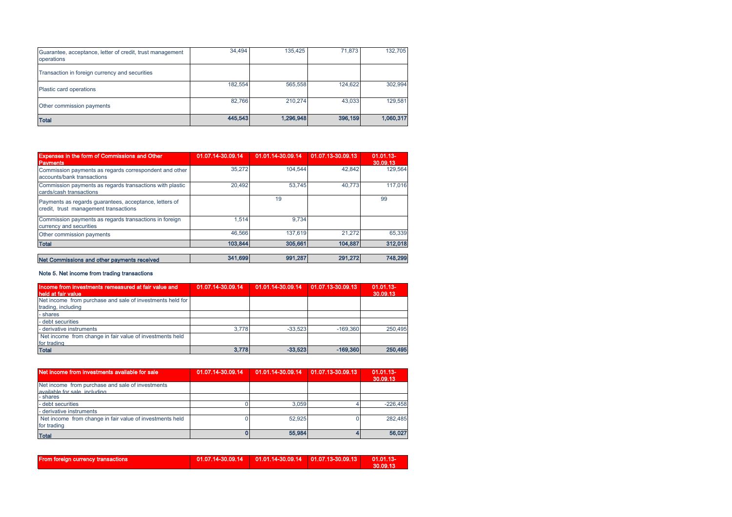| | | | | |
|---|---|---|---|---|
| Guarantee, acceptance, letter of credit, trust management operations | 34,494 | 135,425 | 71,873 | 132,705 |
| Transaction in foreign currency and securities | | | | |
| Plastic card operations | 182,554 | 565,558 | 124,622 | 302,994 |
| Other commission payments | 82,766 | 210,274 | 43,033 | 129,581 |
| **Total** | **445,543** | **1,296,948** | **396,159** | **1,060,317** |

| Expenses in the form of Commissions and Other Payments | 01.07.14-30.09.14 | 01.01.14-30.09.14 | 01.07.13-30.09.13 | 01.01.13-30.09.13 |
|---|---|---|---|---|
| Commission payments as regards correspondent and other accounts/bank transactions | 35,272 | 104,544 | 42,842 | 129,564 |
| Commission payments as regards transactions with plastic cards/cash transactions | 20,492 | 53,745 | 40,773 | 117,016 |
| Payments as regards guarantees, acceptance, letters of credit, trust management transactions | | 19 | | 99 |
| Commission payments as regards transactions in foreign currency and securities | 1,514 | 9,734 | | |
| Other commission payments | 46,566 | 137,619 | 21,272 | 65,339 |
| **Total** | **103,844** | **305,661** | **104,887** | **312,018** |
| **Net Commissions and other payments received** | **341,699** | **991,287** | **291,272** | **748,299** |

### Note 5. Net income from trading transactions

| Income from investments remeasured at fair value and held at fair value | 01.07.14-30.09.14 | 01.01.14-30.09.14 | 01.07.13-30.09.13 | 01.01.13-30.09.13 |
|---|---|---|---|---|
| Net income from purchase and sale of investments held for trading, including | | | | |
| - shares | | | | |
| - debt securities | | | | |
| - derivative instruments | 3,778 | -33,523 | -169,360 | 250,495 |
| Net income from change in fair value of investments held for trading | | | | |
| **Total** | **3,778** | **-33,523** | **-169,360** | **250,495** |

| Net income from investments available for sale | 01.07.14-30.09.14 | 01.01.14-30.09.14 | 01.07.13-30.09.13 | 01.01.13-30.09.13 |
|---|---|---|---|---|
| Net income from purchase and sale of investments available for sale, including | | | | |
| - shares | | | | |
| - debt securities | 0 | 3,059 | 4 | -226,458 |
| - derivative instruments | | | | |
| Net income from change in fair value of investments held for trading | 0 | 52,925 | 0 | 282,485 |
| **Total** | **0** | **55,984** | **4** | **56,027** |

| From foreign currency transactions | 01.07.14-30.09.14 | 01.01.14-30.09.14 | 01.07.13-30.09.13 | 01.01.13-30.09.13 |
|---|---|---|---|---|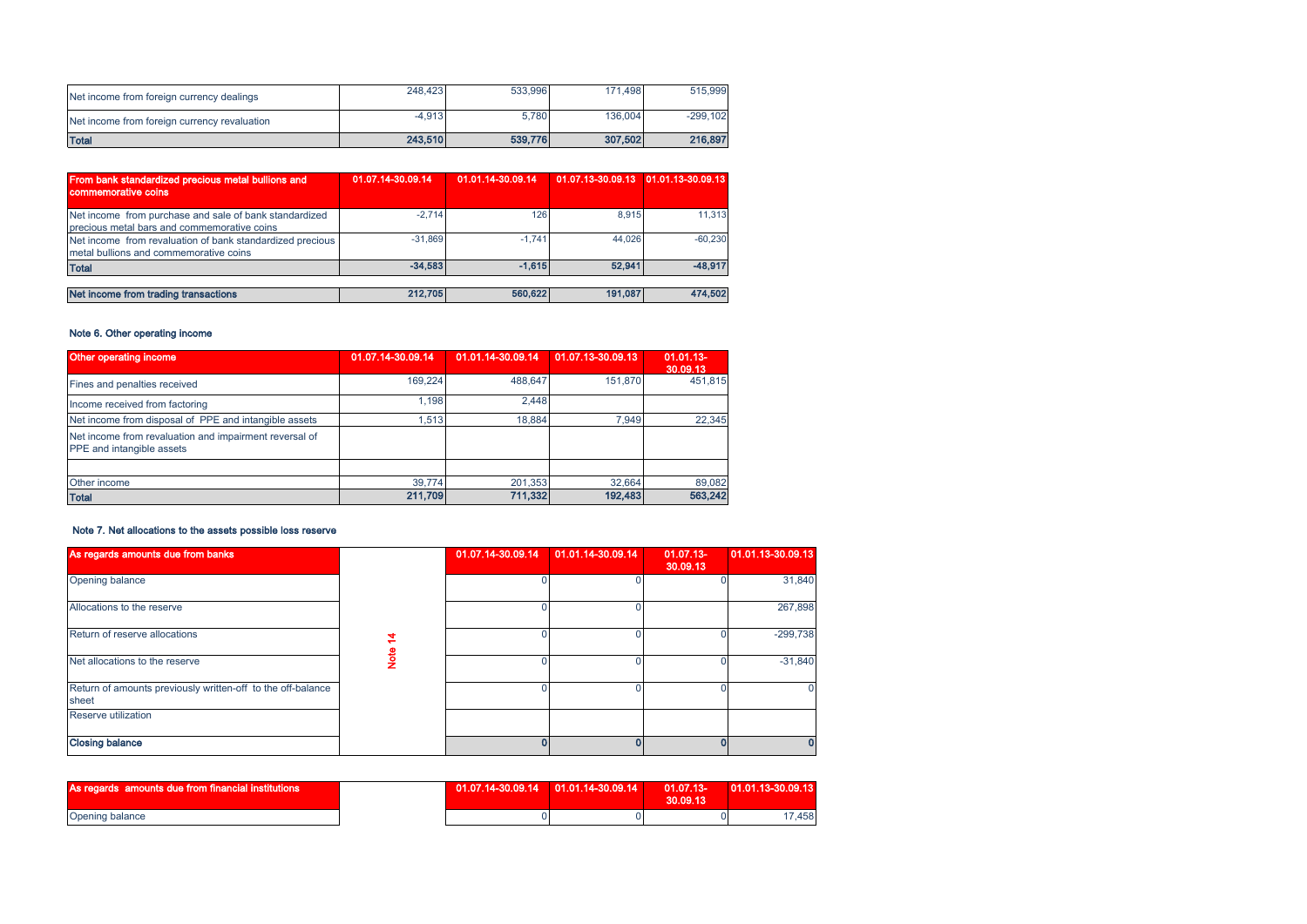| | | | | |
|---|---|---|---|---|
| Net income from foreign currency dealings | 248,423 | 533,996 | 171,498 | 515,999 |
| Net income from foreign currency revaluation | -4,913 | 5,780 | 136,004 | -299,102 |
| **Total** | **243,510** | **539,776** | **307,502** | **216,897** |

| From bank standardized precious metal bullions and commemorative coins | 01.07.14-30.09.14 | 01.01.14-30.09.14 | 01.07.13-30.09.13 | 01.01.13-30.09.13 |
|---|---|---|---|---|
| Net income from purchase and sale of bank standardized precious metal bars and commemorative coins | -2,714 | 126 | 8,915 | 11,313 |
| Net income from revaluation of bank standardized precious metal bullions and commemorative coins | -31,869 | -1,741 | 44,026 | -60,230 |
| **Total** | **-34,583** | **-1,615** | **52,941** | **-48,917** |

| | | | | |
|---|---|---|---|---|
| **Net income from trading transactions** | **212,705** | **560,622** | **191,087** | **474,502** |

### Note 6. Other operating income

| Other operating income | 01.07.14-30.09.14 | 01.01.14-30.09.14 | 01.07.13-30.09.13 | 01.01.13-30.09.13 |
|---|---|---|---|---|
| Fines and penalties received | 169,224 | 488,647 | 151,870 | 451,815 |
| Income received from factoring | 1,198 | 2,448 | | |
| Net income from disposal of PPE and intangible assets | 1,513 | 18,884 | 7,949 | 22,345 |
| Net income from revaluation and impairment reversal of PPE and intangible assets | | | | |
| | | | | |
| Other income | 39,774 | 201,353 | 32,664 | 89,082 |
| **Total** | **211,709** | **711,332** | **192,483** | **563,242** |

### Note 7. Net allocations to the assets possible loss reserve

| As regards amounts due from banks | | 01.07.14-30.09.14 | 01.01.14-30.09.14 | 01.07.13-30.09.13 | 01.01.13-30.09.13 |
|---|---|---|---|---|---|
| Opening balance | Note 14 | 0 | 0 | 0 | 31,840 |
| Allocations to the reserve | | 0 | 0 | | 267,898 |
| Return of reserve allocations | | 0 | 0 | 0 | -299,738 |
| Net allocations to the reserve | | 0 | 0 | 0 | -31,840 |
| Return of amounts previously written-off to the off-balance sheet | | 0 | 0 | 0 | 0 |
| Reserve utilization | | | | | |
| **Closing balance** | | **0** | **0** | **0** | **0** |

| As regards amounts due from financial institutions | | 01.07.14-30.09.14 | 01.01.14-30.09.14 | 01.07.13-30.09.13 | 01.01.13-30.09.13 |
|---|---|---|---|---|---|
| Opening balance | | 0 | 0 | 0 | 17,458 |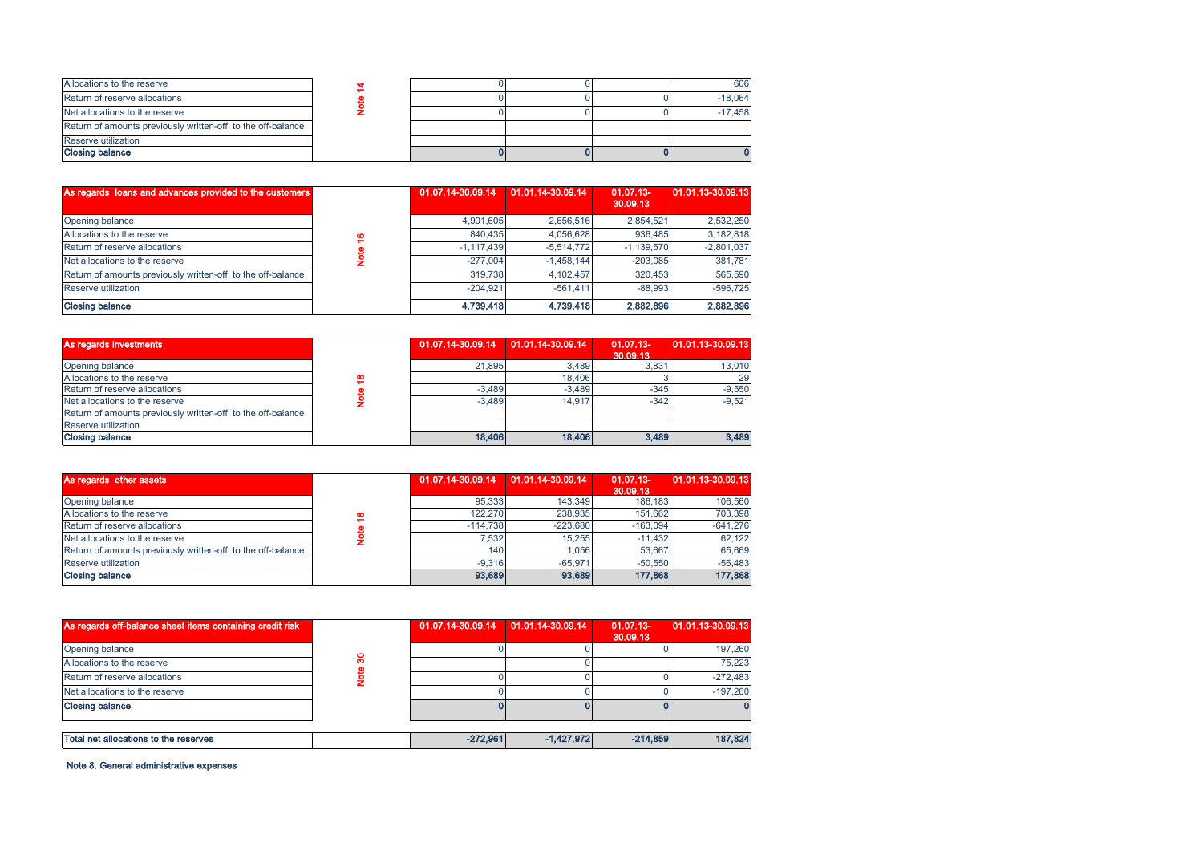| | | | | | |
|---|---|---|---|---|---|
| Allocations to the reserve | Note 14 | 0 | 0 | | 606 |
| Return of reserve allocations | | 0 | 0 | 0 | -18,064 |
| Net allocations to the reserve | | 0 | 0 | 0 | -17,458 |
| Return of amounts previously written-off to the off-balance | | | | | |
| Reserve utilization | | | | | |
| **Closing balance** | | **0** | **0** | **0** | **0** |

| **As regards loans and advances provided to the customers** | | **01.07.14-30.09.14** | **01.01.14-30.09.14** | **01.07.13-30.09.13** | **01.01.13-30.09.13** |
|---|---|---|---|---|---|
| Opening balance | Note 16 | 4,901,605 | 2,656,516 | 2,854,521 | 2,532,250 |
| Allocations to the reserve | | 840,435 | 4,056,628 | 936,485 | 3,182,818 |
| Return of reserve allocations | | -1,117,439 | -5,514,772 | -1,139,570 | -2,801,037 |
| Net allocations to the reserve | | -277,004 | -1,458,144 | -203,085 | 381,781 |
| Return of amounts previously written-off to the off-balance | | 319,738 | 4,102,457 | 320,453 | 565,590 |
| Reserve utilization | | -204,921 | -561,411 | -88,993 | -596,725 |
| **Closing balance** | | **4,739,418** | **4,739,418** | **2,882,896** | **2,882,896** |

| **As regards investments** | | **01.07.14-30.09.14** | **01.01.14-30.09.14** | **01.07.13-30.09.13** | **01.01.13-30.09.13** |
|---|---|---|---|---|---|
| Opening balance | Note 18 | 21,895 | 3,489 | 3,831 | 13,010 |
| Allocations to the reserve | | | 18,406 | 3 | 29 |
| Return of reserve allocations | | -3,489 | -3,489 | -345 | -9,550 |
| Net allocations to the reserve | | -3,489 | 14,917 | -342 | -9,521 |
| Return of amounts previously written-off to the off-balance | | | | | |
| Reserve utilization | | | | | |
| **Closing balance** | | **18,406** | **18,406** | **3,489** | **3,489** |

| **As regards other assets** | | **01.07.14-30.09.14** | **01.01.14-30.09.14** | **01.07.13-30.09.13** | **01.01.13-30.09.13** |
|---|---|---|---|---|---|
| Opening balance | Note 18 | 95,333 | 143,349 | 186,183 | 106,560 |
| Allocations to the reserve | | 122,270 | 238,935 | 151,662 | 703,398 |
| Return of reserve allocations | | -114,738 | -223,680 | -163,094 | -641,276 |
| Net allocations to the reserve | | 7,532 | 15,255 | -11,432 | 62,122 |
| Return of amounts previously written-off to the off-balance | | 140 | 1,056 | 53,667 | 65,669 |
| Reserve utilization | | -9,316 | -65,971 | -50,550 | -56,483 |
| **Closing balance** | | **93,689** | **93,689** | **177,868** | **177,868** |

| **As regards off-balance sheet items containing credit risk** | | **01.07.14-30.09.14** | **01.01.14-30.09.14** | **01.07.13-30.09.13** | **01.01.13-30.09.13** |
|---|---|---|---|---|---|
| Opening balance | Note 30 | 0 | 0 | 0 | 197,260 |
| Allocations to the reserve | | | 0 | | 75,223 |
| Return of reserve allocations | | 0 | 0 | 0 | -272,483 |
| Net allocations to the reserve | | 0 | 0 | 0 | -197,260 |
| **Closing balance** | | **0** | **0** | **0** | **0** |

| | | | | | |
|---|---|---|---|---|---|
| **Total net allocations to the reserves** | | **-272,961** | **-1,427,972** | **-214,859** | **187,824** |

**Note 8. General administrative expenses**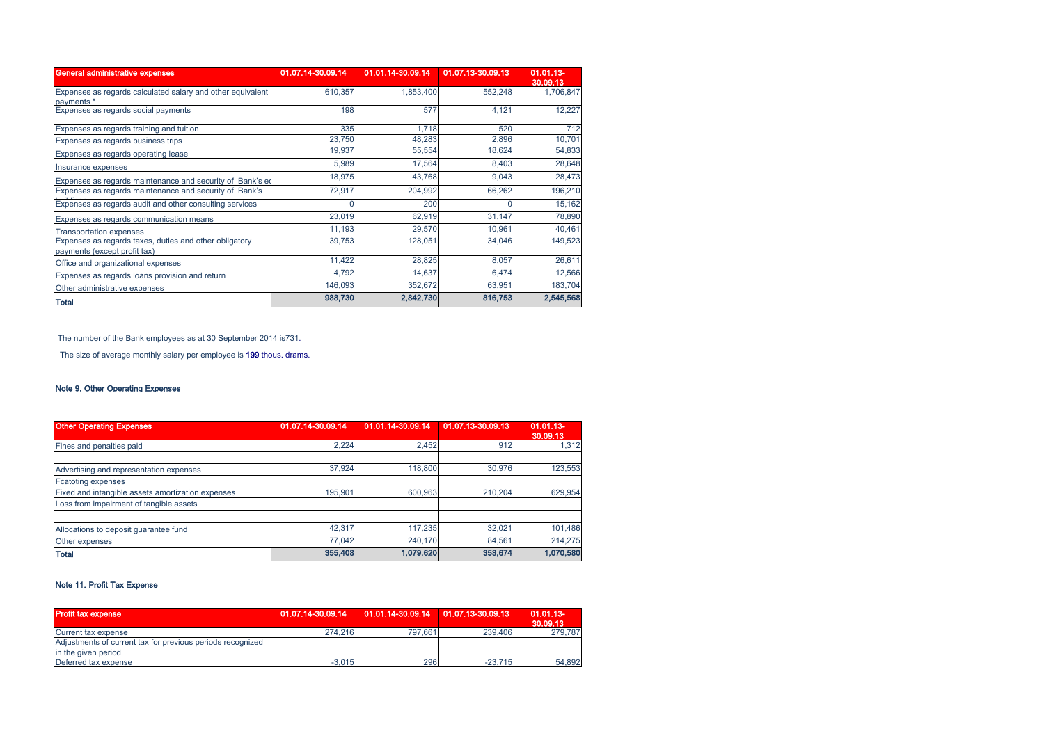| General administrative expenses | 01.07.14-30.09.14 | 01.01.14-30.09.14 | 01.07.13-30.09.13 | 01.01.13-30.09.13 |
|---|---|---|---|---|
| Expenses as regards calculated salary and other equivalent payments * | 610,357 | 1,853,400 | 552,248 | 1,706,847 |
| Expenses as regards social payments | 198 | 577 | 4,121 | 12,227 |
| Expenses as regards training and tuition | 335 | 1,718 | 520 | 712 |
| Expenses as regards business trips | 23,750 | 48,283 | 2,896 | 10,701 |
| Expenses as regards operating lease | 19,937 | 55,554 | 18,624 | 54,833 |
| Insurance expenses | 5,989 | 17,564 | 8,403 | 28,648 |
| Expenses as regards maintenance and security of Bank's e | 18,975 | 43,768 | 9,043 | 28,473 |
| Expenses as regards maintenance and security of Bank's | 72,917 | 204,992 | 66,262 | 196,210 |
| Expenses as regards audit and other consulting services | 0 | 200 | 0 | 15,162 |
| Expenses as regards communication means | 23,019 | 62,919 | 31,147 | 78,890 |
| Transportation expenses | 11,193 | 29,570 | 10,961 | 40,461 |
| Expenses as regards taxes, duties and other obligatory payments (except profit tax) | 39,753 | 128,051 | 34,046 | 149,523 |
| Office and organizational expenses | 11,422 | 28,825 | 8,057 | 26,611 |
| Expenses as regards loans provision and return | 4,792 | 14,637 | 6,474 | 12,566 |
| Other administrative expenses | 146,093 | 352,672 | 63,951 | 183,704 |
| **Total** | **988,730** | **2,842,730** | **816,753** | **2,545,568** |

The number of the Bank employees as at 30 September 2014 is731.

The size of average monthly salary per employee is **199** thous. drams.

### Note 9. Other Operating Expenses

| Other Operating Expenses | 01.07.14-30.09.14 | 01.01.14-30.09.14 | 01.07.13-30.09.13 | 01.01.13-30.09.13 |
|---|---|---|---|---|
| Fines and penalties paid | 2,224 | 2,452 | 912 | 1,312 |
| | | | | |
| Advertising and representation expenses | 37,924 | 118,800 | 30,976 | 123,553 |
| Fcatoting expenses | | | | |
| Fixed and intangible assets amortization expenses | 195,901 | 600,963 | 210,204 | 629,954 |
| Loss from impairment of tangible assets | | | | |
| | | | | |
| Allocations to deposit guarantee fund | 42,317 | 117,235 | 32,021 | 101,486 |
| Other expenses | 77,042 | 240,170 | 84,561 | 214,275 |
| **Total** | **355,408** | **1,079,620** | **358,674** | **1,070,580** |

### Note 11. Profit Tax Expense

| Profit tax expense | 01.07.14-30.09.14 | 01.01.14-30.09.14 | 01.07.13-30.09.13 | 01.01.13-30.09.13 |
|---|---|---|---|---|
| Current tax expense | 274,216 | 797,661 | 239,406 | 279,787 |
| Adjustments of current tax for previous periods recognized in the given period | | | | |
| Deferred tax expense | -3,015 | 296 | -23,715 | 54,892 |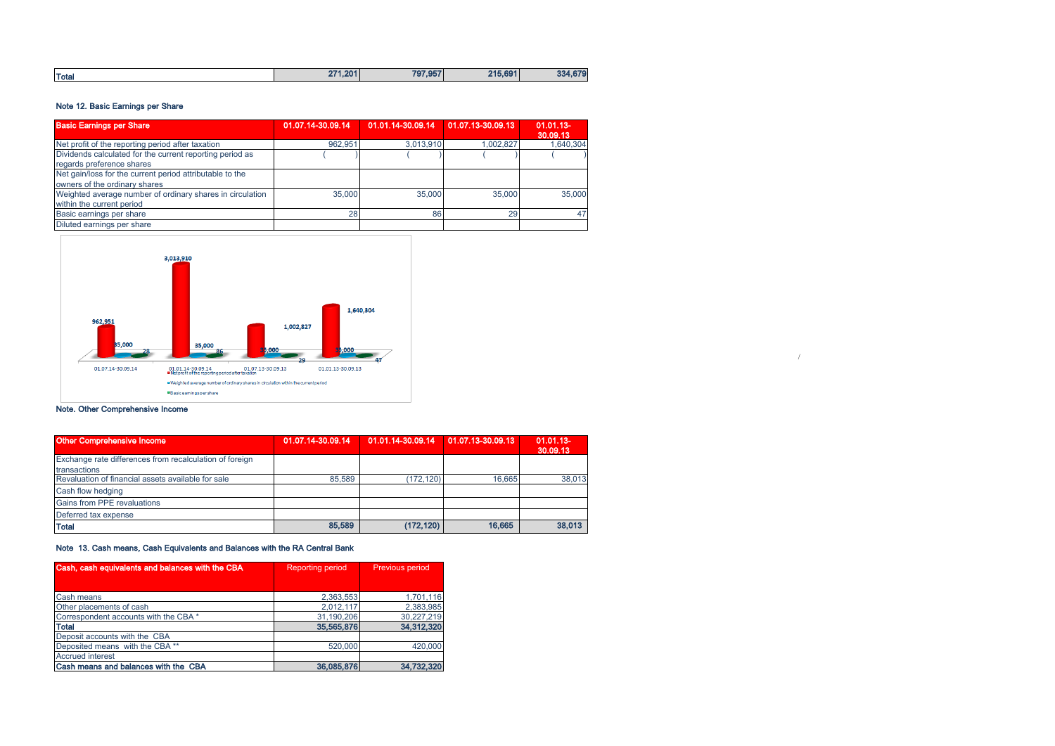| Total | 271,201 | 797,957 | 215,691 | 334,679 |
|---|---|---|---|---|

### Note 12. Basic Earnings per Share

| Basic Earnings per Share | 01.07.14-30.09.14 | 01.01.14-30.09.14 | 01.07.13-30.09.13 | 01.01.13-30.09.13 |
|---|---|---|---|---|
| Net profit of the reporting period after taxation | 962,951 | 3,013,910 | 1,002,827 | 1,640,304 |
| Dividends calculated for the current reporting period as regards preference shares | ( ) | ( ) | ( ) | ( ) |
| Net gain/loss for the current period attributable to the owners of the ordinary shares | | | | |
| Weighted average number of ordinary shares in circulation within the current period | 35,000 | 35,000 | 35,000 | 35,000 |
| Basic earnings per share | 28 | 86 | 29 | 47 |
| Diluted earnings per share | | | | |

### Note. Other Comprehensive Income

| Other Comprehensive Income | 01.07.14-30.09.14 | 01.01.14-30.09.14 | 01.07.13-30.09.13 | 01.01.13-30.09.13 |
|---|---|---|---|---|
| Exchange rate differences from recalculation of foreign transactions | | | | |
| Revaluation of financial assets available for sale | 85,589 | (172,120) | 16,665 | 38,013 |
| Cash flow hedging | | | | |
| Gains from PPE revaluations | | | | |
| Deferred tax expense | | | | |
| **Total** | **85,589** | **(172,120)** | **16,665** | **38,013** |

### Note 13. Cash means, Cash Equivalents and Balances with the RA Central Bank

| Cash, cash equivalents and balances with the CBA | Reporting period | Previous period |
|---|---|---|
| Cash means | 2,363,553 | 1,701,116 |
| Other placements of cash | 2,012,117 | 2,383,985 |
| Correspondent accounts with the CBA * | 31,190,206 | 30,227,219 |
| **Total** | **35,565,876** | **34,312,320** |
| Deposit accounts with the CBA | | |
| Deposited means with the CBA ** | 520,000 | 420,000 |
| Accrued interest | | |
| **Cash means and balances with the CBA** | **36,085,876** | **34,732,320** |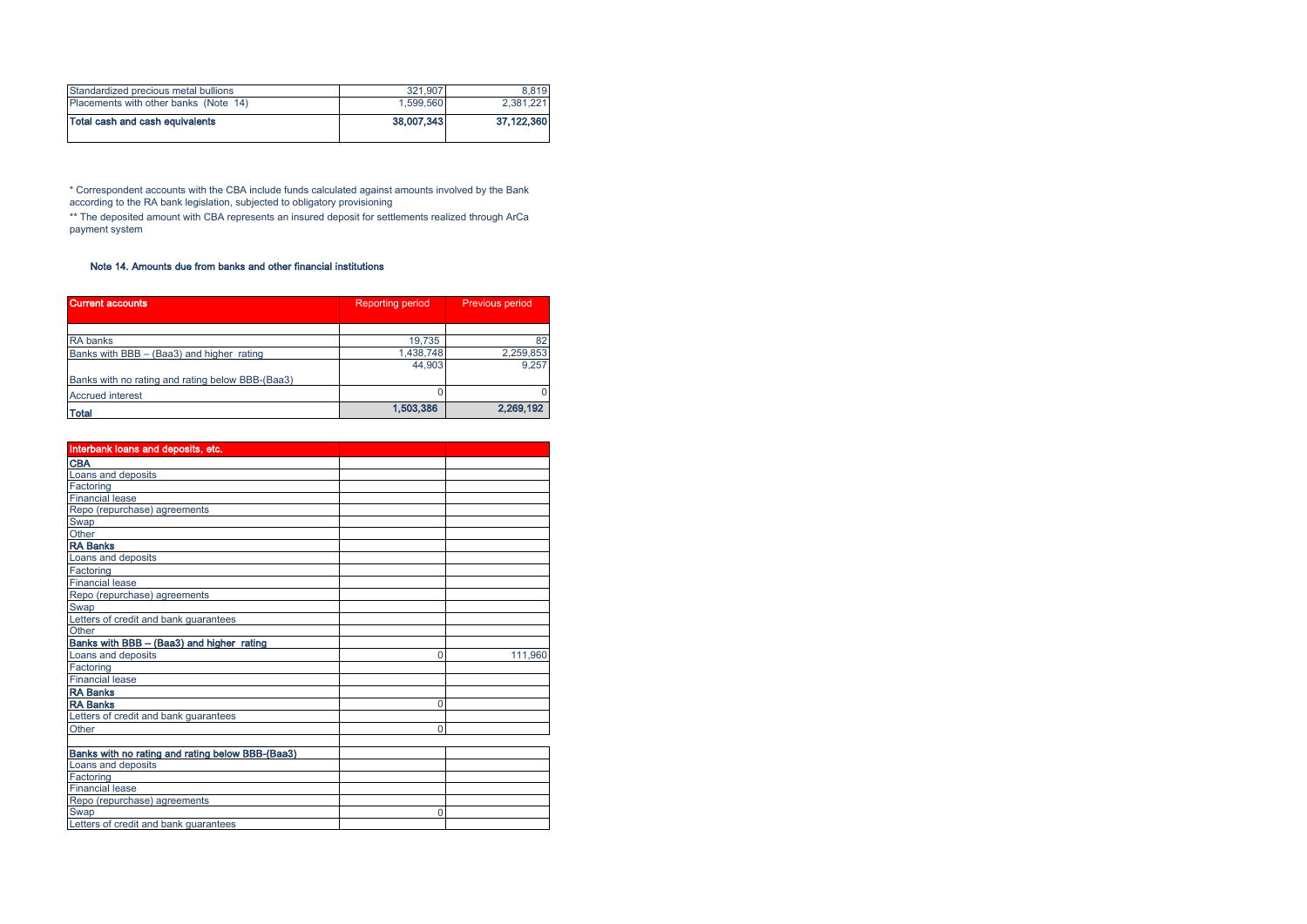| | | |
|---|---|---|
| Standardized precious metal bullions | 321,907 | 8,819 |
| Placements with other banks (Note 14) | 1,599,560 | 2,381,221 |
| **Total cash and cash equivalents** | **38,007,343** | **37,122,360** |

* Correspondent accounts with the CBA include funds calculated against amounts involved by the Bank according to the RA bank legislation, subjected to obligatory provisioning

** The deposited amount with CBA represents an insured deposit for settlements realized through ArCa payment system

### Note 14. Amounts due from banks and other financial institutions

| **Current accounts** | Reporting period | Previous period |
|---|---|---|
| RA banks | 19,735 | 82 |
| Banks with BBB – (Baa3) and higher rating | 1,438,748 | 2,259,853 |
| Banks with no rating and rating below BBB-(Baa3) | 44,903 | 9,257 |
| Accrued interest | 0 | 0 |
| **Total** | **1,503,386** | **2,269,192** |

| **Interbank loans and deposits, etc.** | | |
|---|---|---|
| **CBA** | | |
| Loans and deposits | | |
| Factoring | | |
| Financial lease | | |
| Repo (repurchase) agreements | | |
| Swap | | |
| Other | | |
| **RA Banks** | | |
| Loans and deposits | | |
| Factoring | | |
| Financial lease | | |
| Repo (repurchase) agreements | | |
| Swap | | |
| Letters of credit and bank guarantees | | |
| Other | | |
| **Banks with BBB – (Baa3) and higher rating** | | |
| Loans and deposits | 0 | 111,960 |
| Factoring | | |
| Financial lease | | |
| **RA Banks** | | |
| **RA Banks** | 0 | |
| Letters of credit and bank guarantees | | |
| Other | 0 | |
| | | |
| **Banks with no rating and rating below BBB-(Baa3)** | | |
| Loans and deposits | | |
| Factoring | | |
| Financial lease | | |
| Repo (repurchase) agreements | | |
| Swap | 0 | |
| Letters of credit and bank guarantees | | |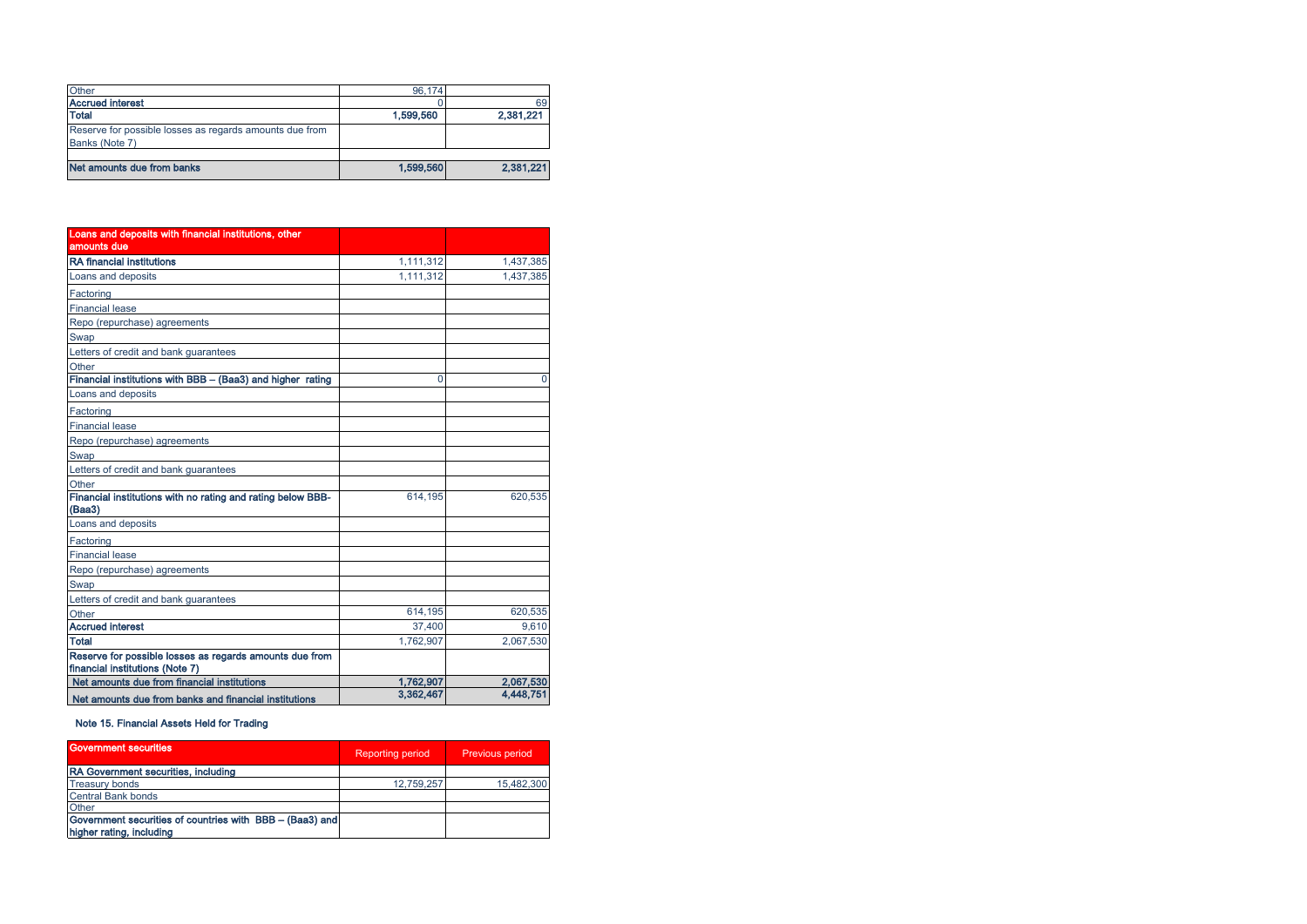| Other | 96,174 | |
|---|---|---|
| **Accrued interest** | 0 | 69 |
| **Total** | **1,599,560** | **2,381,221** |
| Reserve for possible losses as regards amounts due from Banks (Note 7) | | |
| | | |
| **Net amounts due from banks** | **1,599,560** | **2,381,221** |

| Loans and deposits with financial institutions, other amounts due | | |
|---|---|---|
| **RA financial institutions** | 1,111,312 | 1,437,385 |
| Loans and deposits | 1,111,312 | 1,437,385 |
| Factoring | | |
| Financial lease | | |
| Repo (repurchase) agreements | | |
| Swap | | |
| Letters of credit and bank guarantees | | |
| Other | | |
| **Financial institutions with BBB – (Baa3) and higher rating** | 0 | 0 |
| Loans and deposits | | |
| Factoring | | |
| Financial lease | | |
| Repo (repurchase) agreements | | |
| Swap | | |
| Letters of credit and bank guarantees | | |
| Other | | |
| **Financial institutions with no rating and rating below BBB- (Baa3)** | 614,195 | 620,535 |
| Loans and deposits | | |
| Factoring | | |
| Financial lease | | |
| Repo (repurchase) agreements | | |
| Swap | | |
| Letters of credit and bank guarantees | | |
| Other | 614,195 | 620,535 |
| **Accrued interest** | 37,400 | 9,610 |
| **Total** | 1,762,907 | 2,067,530 |
| **Reserve for possible losses as regards amounts due from financial institutions (Note 7)** | | |
| **Net amounts due from financial institutions** | **1,762,907** | **2,067,530** |
| **Net amounts due from banks and financial institutions** | **3,362,467** | **4,448,751** |

**Note 15. Financial Assets Held for Trading**

| Government securities | Reporting period | Previous period |
|---|---|---|
| **RA Government securities, including** | | |
| Treasury bonds | 12,759,257 | 15,482,300 |
| Central Bank bonds | | |
| Other | | |
| **Government securities of countries with BBB – (Baa3) and higher rating, including** | | |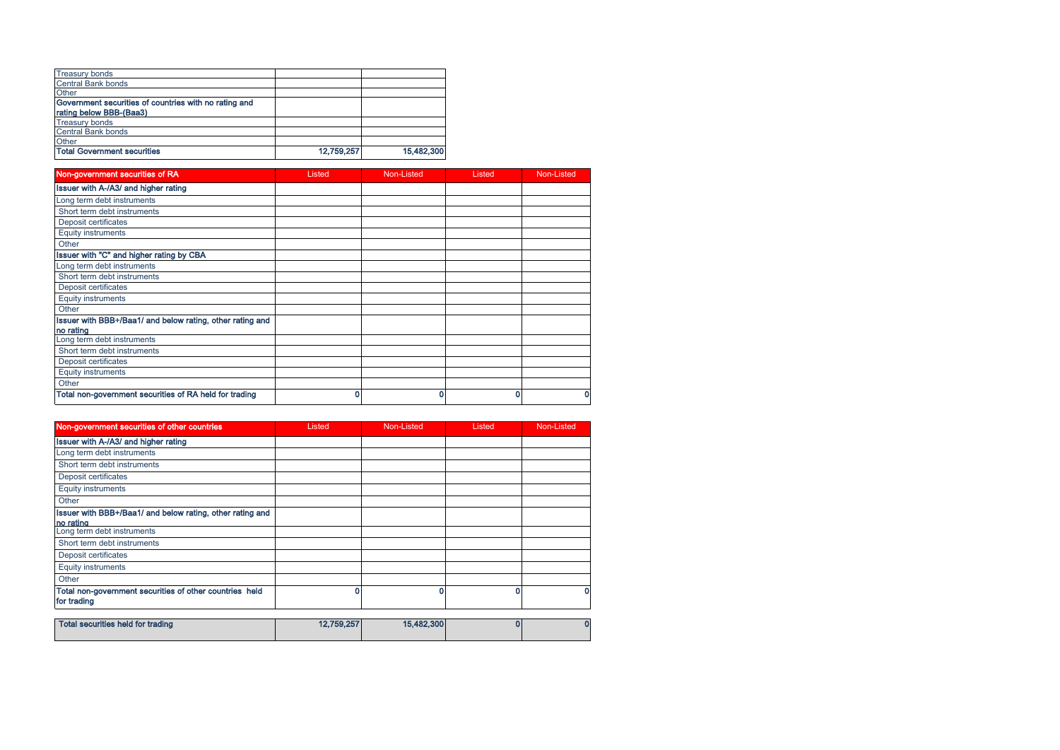| | | |
|---|---|---|
| Treasury bonds | | |
| Central Bank bonds | | |
| Other | | |
| **Government securities of countries with no rating and rating below BBB-(Baa3)** | | |
| Treasury bonds | | |
| Central Bank bonds | | |
| Other | | |
| **Total Government securities** | **12,759,257** | **15,482,300** |

| Non-government securities of RA | Listed | Non-Listed | Listed | Non-Listed |
|---|---|---|---|---|
| **Issuer with A-/A3/ and higher rating** | | | | |
| Long term debt instruments | | | | |
| Short term debt instruments | | | | |
| Deposit certificates | | | | |
| Equity instruments | | | | |
| Other | | | | |
| **Issuer with "C" and higher rating by CBA** | | | | |
| Long term debt instruments | | | | |
| Short term debt instruments | | | | |
| Deposit certificates | | | | |
| Equity instruments | | | | |
| Other | | | | |
| **Issuer with BBB+/Baa1/ and below rating, other rating and no rating** | | | | |
| Long term debt instruments | | | | |
| Short term debt instruments | | | | |
| Deposit certificates | | | | |
| Equity instruments | | | | |
| Other | | | | |
| **Total non-government securities of RA held for trading** | **0** | **0** | **0** | **0** |

| Non-government securities of other countries | Listed | Non-Listed | Listed | Non-Listed |
|---|---|---|---|---|
| **Issuer with A-/A3/ and higher rating** | | | | |
| Long term debt instruments | | | | |
| Short term debt instruments | | | | |
| Deposit certificates | | | | |
| Equity instruments | | | | |
| Other | | | | |
| **Issuer with BBB+/Baa1/ and below rating, other rating and no rating** | | | | |
| Long term debt instruments | | | | |
| Short term debt instruments | | | | |
| Deposit certificates | | | | |
| Equity instruments | | | | |
| Other | | | | |
| **Total non-government securities of other countries held for trading** | **0** | **0** | **0** | **0** |

| | | | | |
|---|---|---|---|---|
| **Total securities held for trading** | **12,759,257** | **15,482,300** | **0** | **0** |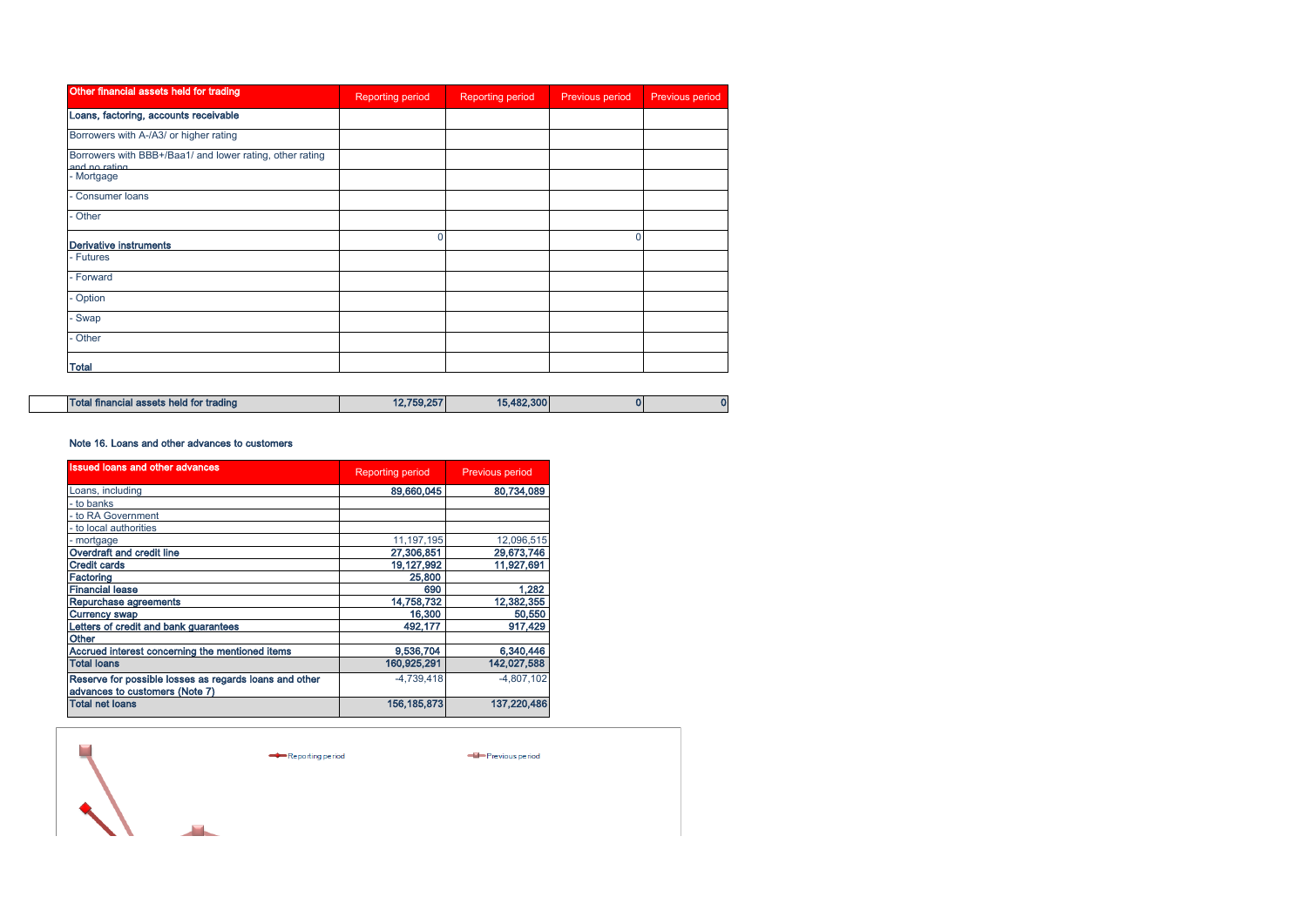| Other financial assets held for trading | Reporting period | Reporting period | Previous period | Previous period |
|---|---|---|---|---|
| **Loans, factoring, accounts receivable** | | | | |
| Borrowers with A-/A3/ or higher rating | | | | |
| Borrowers with BBB+/Baa1/ and lower rating, other rating and no rating | | | | |
| - Mortgage | | | | |
| - Consumer loans | | | | |
| - Other | | | | |
| **Derivative instruments** | 0 | | 0 | |
| - Futures | | | | |
| - Forward | | | | |
| - Option | | | | |
| - Swap | | | | |
| - Other | | | | |
| **Total** | | | | |
| **Total financial assets held for trading** | **12,759,257** | **15,482,300** | **0** | **0** |

Note 16. Loans and other advances to customers

| Issued loans and other advances | Reporting period | Previous period |
|---|---|---|
| Loans, including | **89,660,045** | **80,734,089** |
| - to banks | | |
| - to RA Government | | |
| - to local authorities | | |
| - mortgage | 11,197,195 | 12,096,515 |
| **Overdraft and credit line** | **27,306,851** | **29,673,746** |
| **Credit cards** | **19,127,992** | **11,927,691** |
| **Factoring** | **25,800** | |
| **Financial lease** | **690** | **1,282** |
| **Repurchase agreements** | **14,758,732** | **12,382,355** |
| **Currency swap** | **16,300** | **50,550** |
| **Letters of credit and bank guarantees** | **492,177** | **917,429** |
| **Other** | | |
| **Accrued interest concerning the mentioned items** | **9,536,704** | **6,340,446** |
| **Total loans** | **160,925,291** | **142,027,588** |
| **Reserve for possible losses as regards loans and other advances to customers (Note 7)** | -4,739,418 | -4,807,102 |
| **Total net loans** | **156,185,873** | **137,220,486** |

Reporting period    Previous period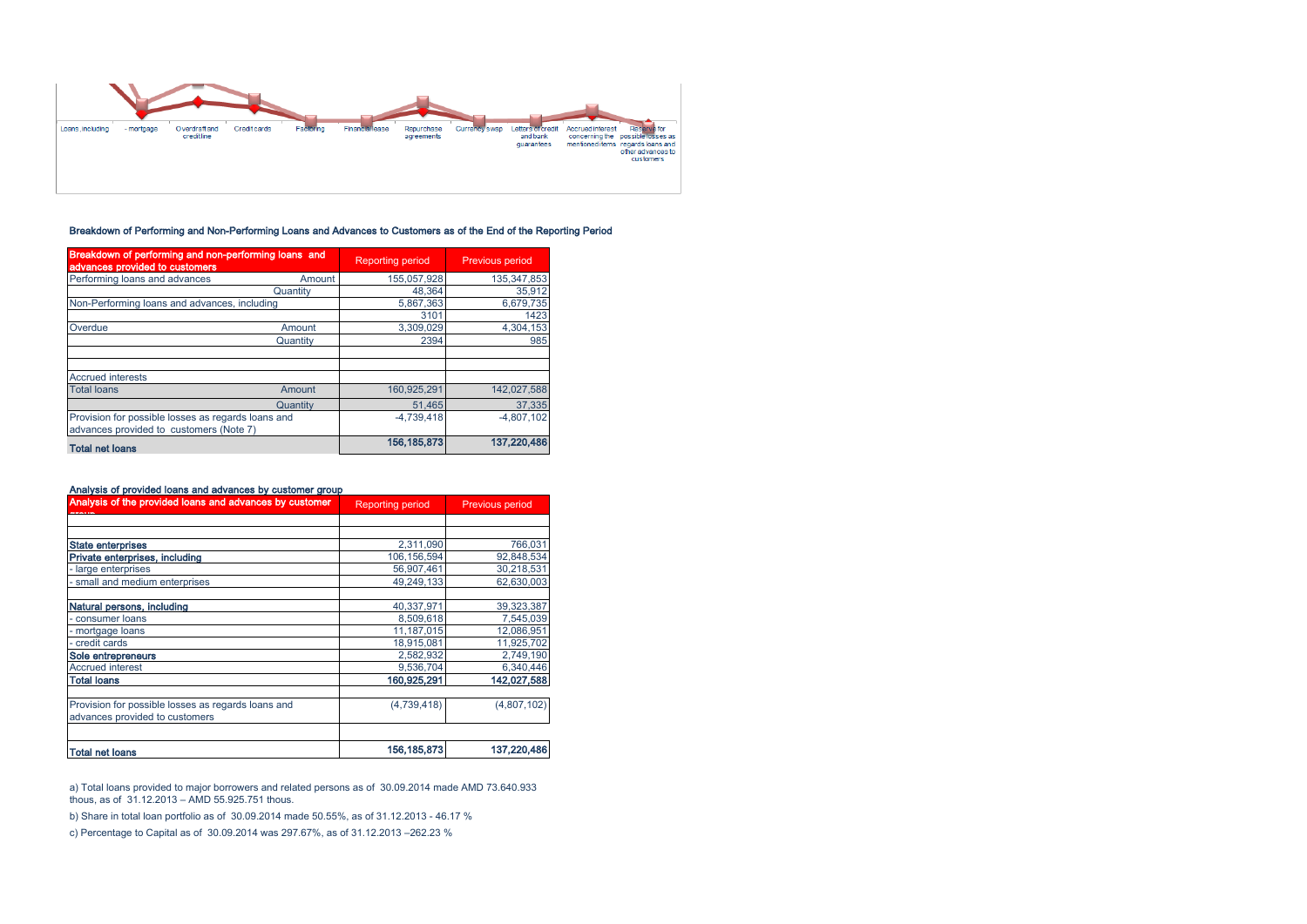Loans, including | - mortgage | Overdraft and credit line | Credit cards | Factoring | Financial lease | Repurchase agreements | Currency swap | Letters of credit and bank guarantees | Accrued interest concerning the mentioned items | Reserve for possible losses as regards loans and other advances to customers

## Breakdown of Performing and Non-Performing Loans and Advances to Customers as of the End of the Reporting Period

| Breakdown of performing and non-performing loans and advances provided to customers | | Reporting period | Previous period |
|---|---|---|---|
| Performing loans and advances | Amount | 155,057,928 | 135,347,853 |
| | Quantity | 48,364 | 35,912 |
| Non-Performing loans and advances, including | | 5,867,363 | 6,679,735 |
| | | 3101 | 1423 |
| Overdue | Amount | 3,309,029 | 4,304,153 |
| | Quantity | 2394 | 985 |
| | | | |
| | | | |
| Accrued interests | | | |
| Total loans | Amount | 160,925,291 | 142,027,588 |
| | Quantity | 51,465 | 37,335 |
| Provision for possible losses as regards loans and advances provided to customers (Note 7) | | -4,739,418 | -4,807,102 |
| **Total net loans** | | **156,185,873** | **137,220,486** |

## Analysis of provided loans and advances by customer group

| Analysis of the provided loans and advances by customer group | Reporting period | Previous period |
|---|---|---|
| | | |
| | | |
| **State enterprises** | 2,311,090 | 766,031 |
| **Private enterprises, including** | 106,156,594 | 92,848,534 |
| - large enterprises | 56,907,461 | 30,218,531 |
| - small and medium enterprises | 49,249,133 | 62,630,003 |
| | | |
| **Natural persons, including** | 40,337,971 | 39,323,387 |
| - consumer loans | 8,509,618 | 7,545,039 |
| - mortgage loans | 11,187,015 | 12,086,951 |
| - credit cards | 18,915,081 | 11,925,702 |
| **Sole entrepreneurs** | 2,582,932 | 2,749,190 |
| Accrued interest | 9,536,704 | 6,340,446 |
| **Total loans** | **160,925,291** | **142,027,588** |
| | | |
| Provision for possible losses as regards loans and advances provided to customers | (4,739,418) | (4,807,102) |
| | | |
| **Total net loans** | **156,185,873** | **137,220,486** |

a) Total loans provided to major borrowers and related persons as of 30.09.2014 made AMD 73.640.933 thous, as of 31.12.2013 – AMD 55.925.751 thous.

b) Share in total loan portfolio as of 30.09.2014 made 50.55%, as of 31.12.2013 - 46.17 %

c) Percentage to Capital as of 30.09.2014 was 297.67%, as of 31.12.2013 –262.23 %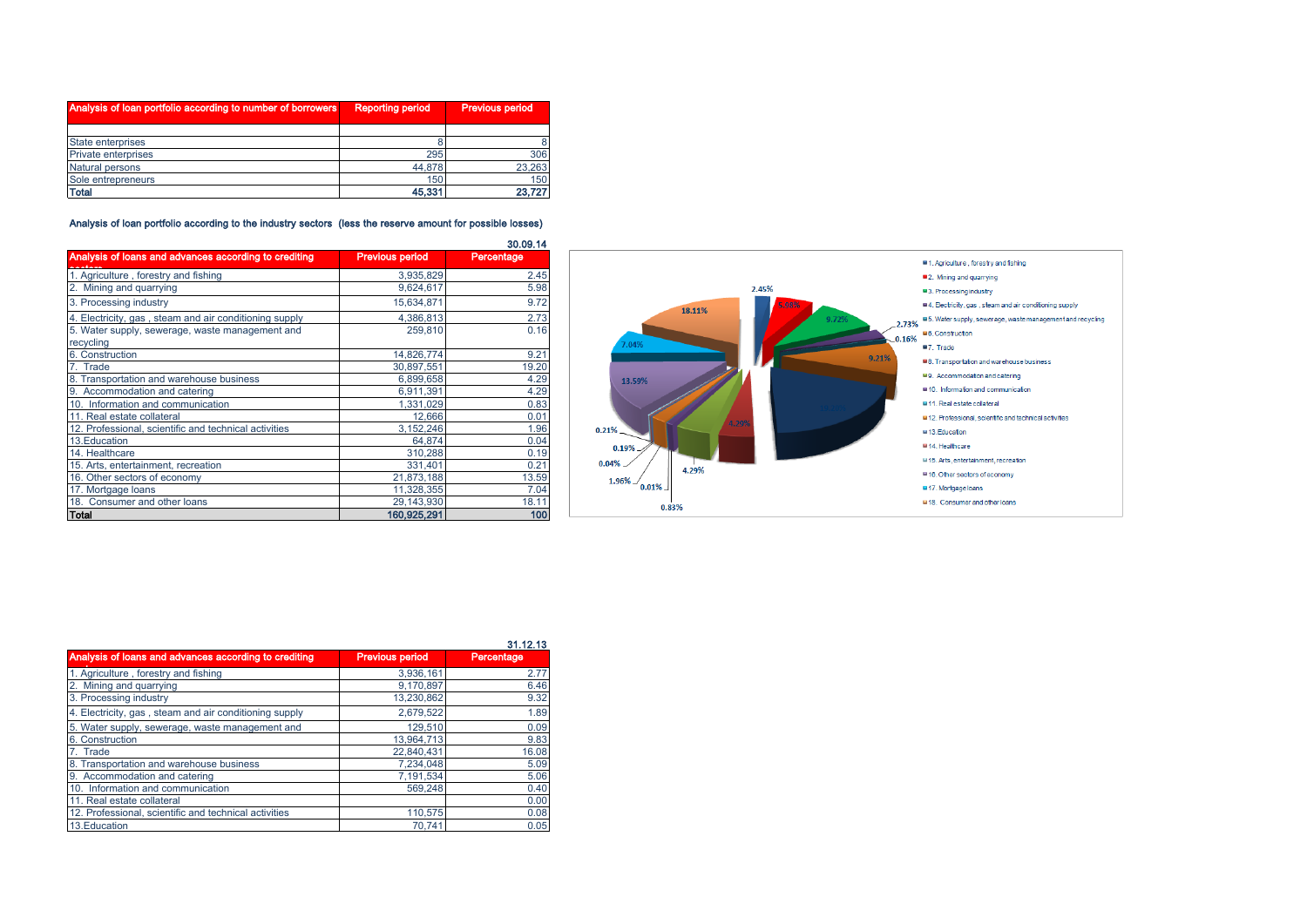| Analysis of loan portfolio according to number of borrowers | Reporting period | Previous period |
|---|---|---|
| | | |
| State enterprises | 8 | 8 |
| Private enterprises | 295 | 306 |
| Natural persons | 44,878 | 23,263 |
| Sole entrepreneurs | 150 | 150 |
| **Total** | **45,331** | **23,727** |

**Analysis of loan portfolio according to the industry sectors (less the reserve amount for possible losses)**

**30.09.14**

| Analysis of loans and advances according to crediting sectors | Previous period | Percentage |
|---|---|---|
| 1. Agriculture , forestry and fishing | 3,935,829 | 2.45 |
| 2. Mining and quarrying | 9,624,617 | 5.98 |
| 3. Processing industry | 15,634,871 | 9.72 |
| 4. Electricity, gas , steam and air conditioning supply | 4,386,813 | 2.73 |
| 5. Water supply, sewerage, waste management and recycling | 259,810 | 0.16 |
| 6. Construction | 14,826,774 | 9.21 |
| 7. Trade | 30,897,551 | 19.20 |
| 8. Transportation and warehouse business | 6,899,658 | 4.29 |
| 9. Accommodation and catering | 6,911,391 | 4.29 |
| 10. Information and communication | 1,331,029 | 0.83 |
| 11. Real estate collateral | 12,666 | 0.01 |
| 12. Professional, scientific and technical activities | 3,152,246 | 1.96 |
| 13.Education | 64,874 | 0.04 |
| 14. Healthcare | 310,288 | 0.19 |
| 15. Arts, entertainment, recreation | 331,401 | 0.21 |
| 16. Other sectors of economy | 21,873,188 | 13.59 |
| 17. Mortgage loans | 11,328,355 | 7.04 |
| 18. Consumer and other loans | 29,143,930 | 18.11 |
| **Total** | **160,925,291** | **100** |

**31.12.13**

| Analysis of loans and advances according to crediting sectors | Previous period | Percentage |
|---|---|---|
| 1. Agriculture , forestry and fishing | 3,936,161 | 2.77 |
| 2. Mining and quarrying | 9,170,897 | 6.46 |
| 3. Processing industry | 13,230,862 | 9.32 |
| 4. Electricity, gas , steam and air conditioning supply | 2,679,522 | 1.89 |
| 5. Water supply, sewerage, waste management and | 129,510 | 0.09 |
| 6. Construction | 13,964,713 | 9.83 |
| 7. Trade | 22,840,431 | 16.08 |
| 8. Transportation and warehouse business | 7,234,048 | 5.09 |
| 9. Accommodation and catering | 7,191,534 | 5.06 |
| 10. Information and communication | 569,248 | 0.40 |
| 11. Real estate collateral | | 0.00 |
| 12. Professional, scientific and technical activities | 110,575 | 0.08 |
| 13.Education | 70,741 | 0.05 |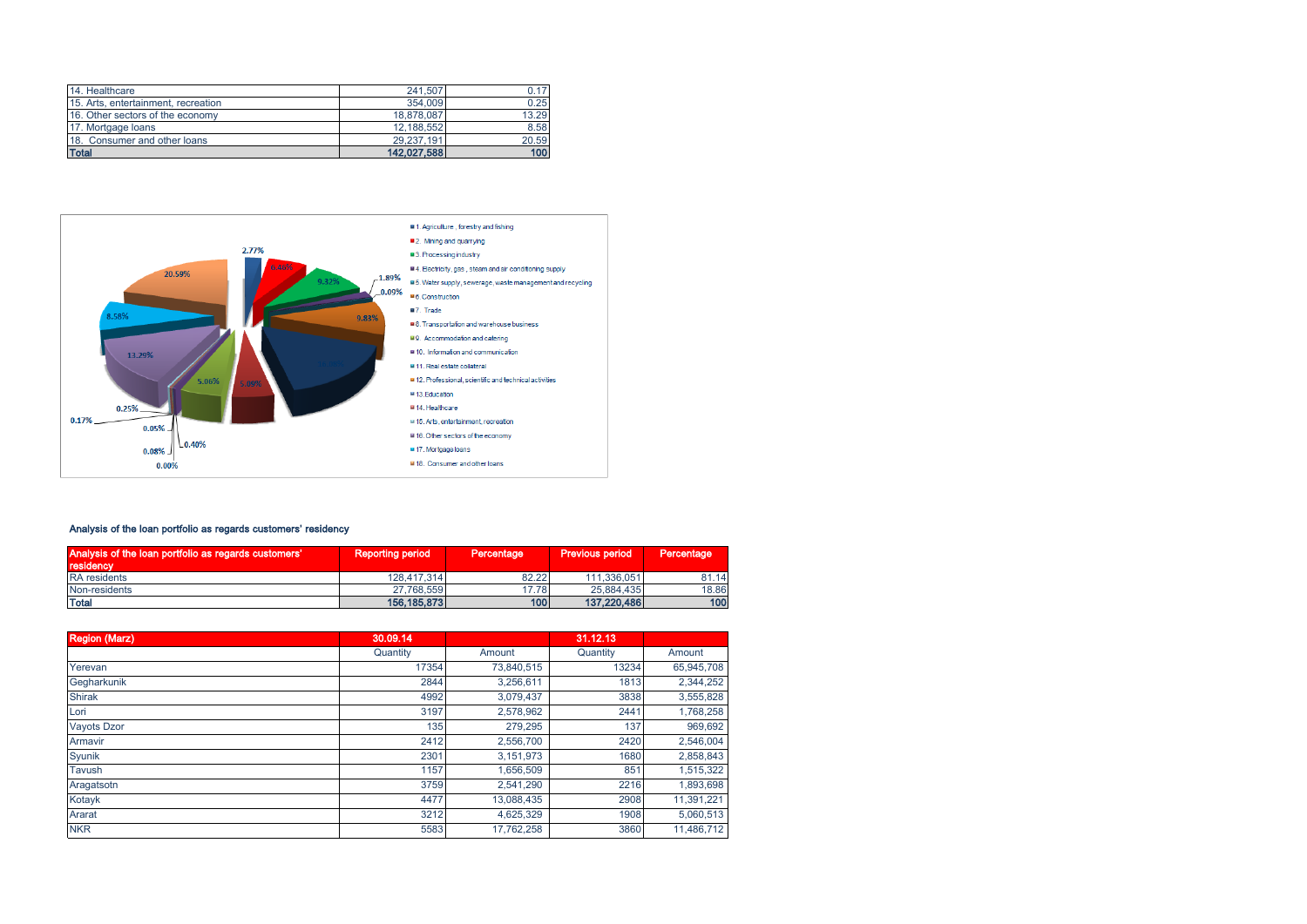| | | |
|---|---|---|
| 14. Healthcare | 241,507 | 0.17 |
| 15. Arts, entertainment, recreation | 354,009 | 0.25 |
| 16. Other sectors of the economy | 18,878,087 | 13.29 |
| 17. Mortgage loans | 12,188,552 | 8.58 |
| 18. Consumer and other loans | 29,237,191 | 20.59 |
| **Total** | **142,027,588** | **100** |

- 1. Agriculture, forestry and fishing
- 2. Mining and quarrying
- 3. Processing industry
- 4. Electricity, gas, steam and air conditioning supply
- 5. Water supply, sewerage, waste management and recycling
- 6. Construction
- 7. Trade
- 8. Transportation and warehouse business
- 9. Accommodation and catering
- 10. Information and communication
- 11. Real estate collateral
- 12. Professional, scientific and technical activities
- 13. Education
- 14. Healthcare
- 15. Arts, entertainment, recreation
- 16. Other sectors of the economy
- 17. Mortgage loans
- 18. Consumer and other loans

2.77%, 6.46%, 9.32%, 1.89%, 0.09%, 9.83%, 5.09%, 5.06%, 13.29%, 8.58%, 20.59%, 0.25%, 0.17%, 0.05%, 0.40%, 0.08%, 0.00%

### Analysis of the loan portfolio as regards customers' residency

| Analysis of the loan portfolio as regards customers' residency | Reporting period | Percentage | Previous period | Percentage |
|---|---|---|---|---|
| RA residents | 128,417,314 | 82.22 | 111,336,051 | 81.14 |
| Non-residents | 27,768,559 | 17.78 | 25,884,435 | 18.86 |
| **Total** | **156,185,873** | **100** | **137,220,486** | **100** |

| Region (Marz) | 30.09.14 | | 31.12.13 | |
|---|---|---|---|---|
| | Quantity | Amount | Quantity | Amount |
| Yerevan | 17354 | 73,840,515 | 13234 | 65,945,708 |
| Gegharkunik | 2844 | 3,256,611 | 1813 | 2,344,252 |
| Shirak | 4992 | 3,079,437 | 3838 | 3,555,828 |
| Lori | 3197 | 2,578,962 | 2441 | 1,768,258 |
| Vayots Dzor | 135 | 279,295 | 137 | 969,692 |
| Armavir | 2412 | 2,556,700 | 2420 | 2,546,004 |
| Syunik | 2301 | 3,151,973 | 1680 | 2,858,843 |
| Tavush | 1157 | 1,656,509 | 851 | 1,515,322 |
| Aragatsotn | 3759 | 2,541,290 | 2216 | 1,893,698 |
| Kotayk | 4477 | 13,088,435 | 2908 | 11,391,221 |
| Ararat | 3212 | 4,625,329 | 1908 | 5,060,513 |
| NKR | 5583 | 17,762,258 | 3860 | 11,486,712 |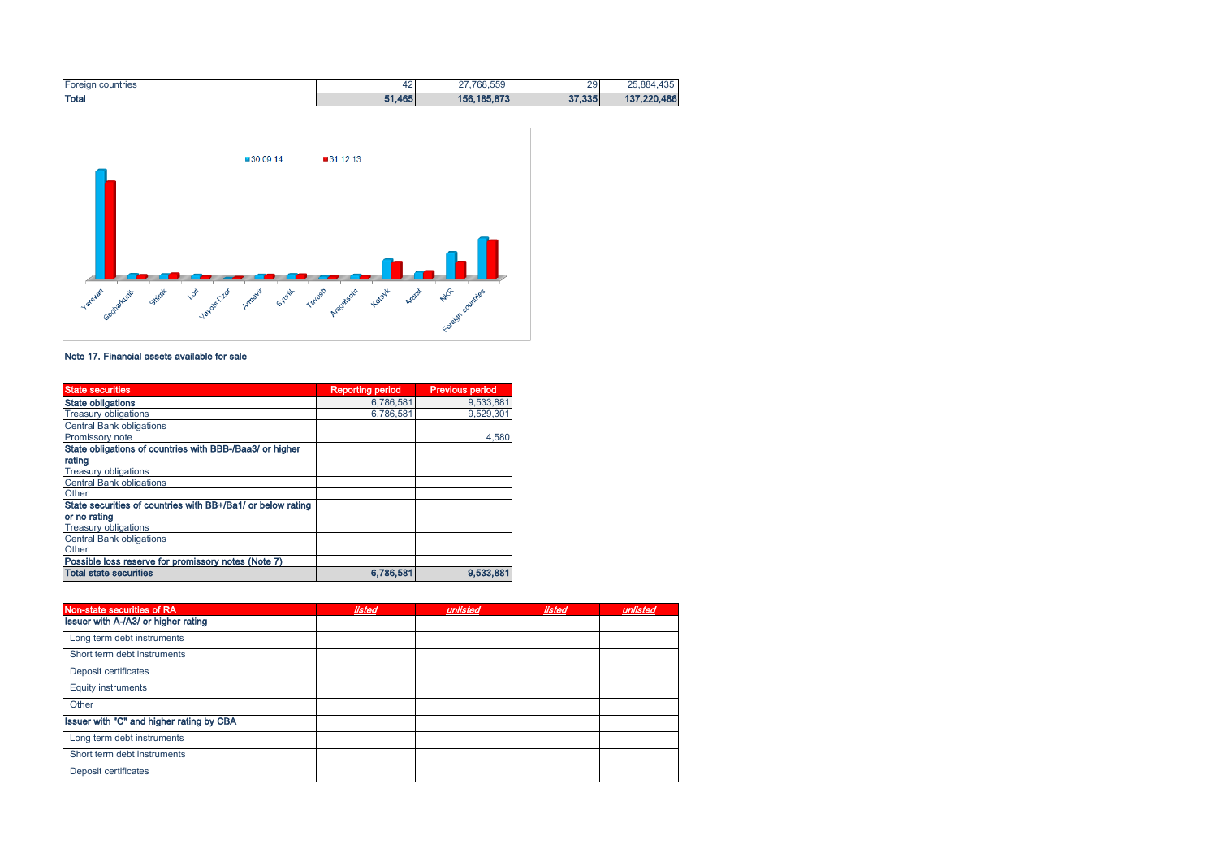| Foreign countries | 42 | 27,768,559 | 29 | 25,884,435 |
|---|---|---|---|---|
| **Total** | **51,465** | **156,185,873** | **37,335** | **137,220,486** |

**Note 17. Financial assets available for sale**

| State securities | Reporting period | Previous period |
|---|---|---|
| **State obligations** | 6,786,581 | 9,533,881 |
| Treasury obligations | 6,786,581 | 9,529,301 |
| Central Bank obligations | | |
| Promissory note | | 4,580 |
| **State obligations of countries with BBB-/Baa3/ or higher rating** | | |
| Treasury obligations | | |
| Central Bank obligations | | |
| Other | | |
| **State securities of countries with BB+/Ba1/ or below rating or no rating** | | |
| Treasury obligations | | |
| Central Bank obligations | | |
| Other | | |
| **Possible loss reserve for promissory notes (Note 7)** | | |
| **Total state securities** | **6,786,581** | **9,533,881** |

| Non-state securities of RA | *listed* | *unlisted* | *listed* | *unlisted* |
|---|---|---|---|---|
| **Issuer with A-/A3/ or higher rating** | | | | |
| Long term debt instruments | | | | |
| Short term debt instruments | | | | |
| Deposit certificates | | | | |
| Equity instruments | | | | |
| Other | | | | |
| **Issuer with "C" and higher rating by CBA** | | | | |
| Long term debt instruments | | | | |
| Short term debt instruments | | | | |
| Deposit certificates | | | | |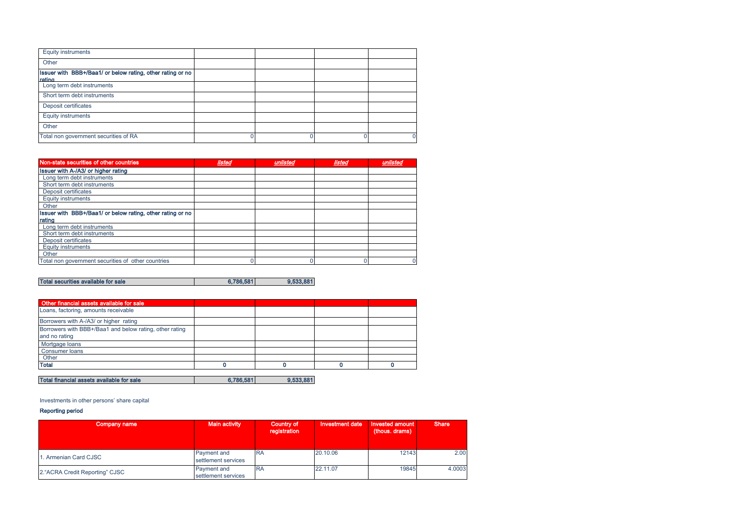| | | | | |
|---|---|---|---|---|
| Equity instruments | | | | |
| Other | | | | |
| **Issuer with BBB+/Baa1/ or below rating, other rating or no rating** | | | | |
| Long term debt instruments | | | | |
| Short term debt instruments | | | | |
| Deposit certificates | | | | |
| Equity instruments | | | | |
| Other | | | | |
| Total non government securities of RA | 0 | 0 | 0 | 0 |

| **Non-state securities of other countries** | ***listed*** | ***unlisted*** | ***listed*** | ***unlisted*** |
|---|---|---|---|---|
| **Issuer with A-/A3/ or higher rating** | | | | |
| Long term debt instruments | | | | |
| Short term debt instruments | | | | |
| Deposit certificates | | | | |
| Equity instruments | | | | |
| Other | | | | |
| **Issuer with BBB+/Baa1/ or below rating, other rating or no rating** | | | | |
| Long term debt instruments | | | | |
| Short term debt instruments | | | | |
| Deposit certificates | | | | |
| Equity instruments | | | | |
| Other | | | | |
| Total non government securities of other countries | 0 | 0 | 0 | 0 |

| **Total securities available for sale** | **6,786,581** | **9,533,881** |
|---|---|---|

| **Other financial assets available for sale** | | | | |
|---|---|---|---|---|
| Loans, factoring, amounts receivable | | | | |
| Borrowers with A-/A3/ or higher rating | | | | |
| Borrowers with BBB+/Baa1 and below rating, other rating and no rating | | | | |
| Mortgage loans | | | | |
| Consumer loans | | | | |
| Other | | | | |
| **Total** | **0** | **0** | **0** | **0** |

| **Total financial assets available for sale** | **6,786,581** | **9,533,881** |
|---|---|---|

Investments in other persons' share capital

**Reporting period**

| Company name | Main activity | Country of registration | Investment date | Invested amount (thous. drams) | Share |
|---|---|---|---|---|---|
| 1. Armenian Card CJSC | Payment and settlement services | RA | 20.10.06 | 12143 | 2.00 |
| 2."ACRA Credit Reporting" CJSC | Payment and settlement services | RA | 22.11.07 | 19845 | 4.0003 |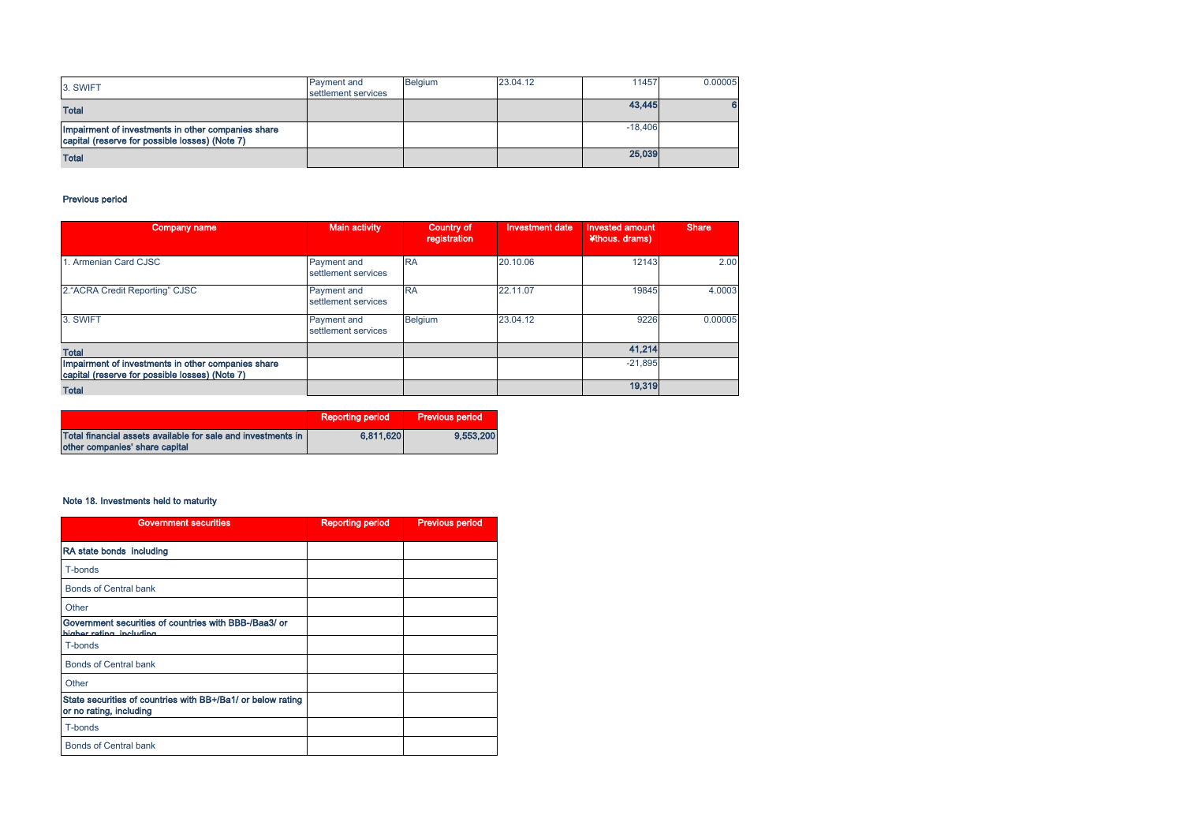| | | | | | |
|---|---|---|---|---|---|
| 3. SWIFT | Payment and settlement services | Belgium | 23.04.12 | 11457 | 0.00005 |
| **Total** | | | | **43,445** | **6** |
| **Impairment of investments in other companies share capital (reserve for possible losses) (Note 7)** | | | | -18,406 | |
| **Total** | | | | **25,039** | |

**Previous period**

| Company name | Main activity | Country of registration | Investment date | Invested amount ¥thous. drams) | Share |
|---|---|---|---|---|---|
| 1. Armenian Card CJSC | Payment and settlement services | RA | 20.10.06 | 12143 | 2.00 |
| 2."ACRA Credit Reporting" CJSC | Payment and settlement services | RA | 22.11.07 | 19845 | 4.0003 |
| 3. SWIFT | Payment and settlement services | Belgium | 23.04.12 | 9226 | 0.00005 |
| **Total** | | | | **41,214** | |
| **Impairment of investments in other companies share capital (reserve for possible losses) (Note 7)** | | | | -21,895 | |
| **Total** | | | | **19,319** | |

| | Reporting period | Previous period |
|---|---|---|
| **Total financial assets available for sale and investments in other companies' share capital** | **6,811,620** | **9,553,200** |

**Note 18. Investments held to maturity**

| Government securities | Reporting period | Previous period |
|---|---|---|
| **RA state bonds including** | | |
| T-bonds | | |
| Bonds of Central bank | | |
| Other | | |
| **Government securities of countries with BBB-/Baa3/ or higher rating including** | | |
| T-bonds | | |
| Bonds of Central bank | | |
| Other | | |
| **State securities of countries with BB+/Ba1/ or below rating or no rating, including** | | |
| T-bonds | | |
| Bonds of Central bank | | |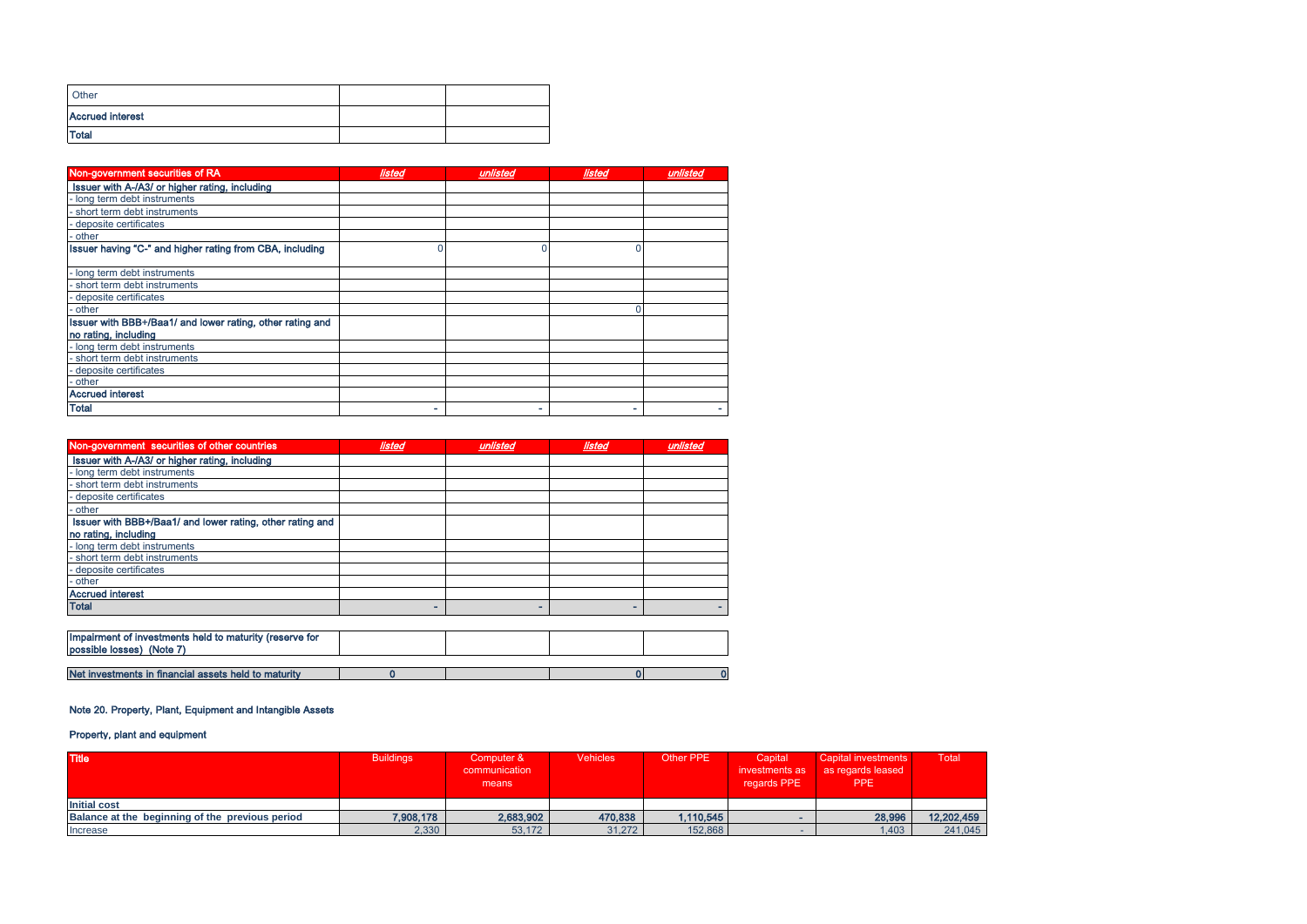| Other | | |
|---|---|---|
| **Accrued interest** | | |
| **Total** | | |

| **Non-government securities of RA** | *listed* | *unlisted* | *listed* | *unlisted* |
|---|---|---|---|---|
| **Issuer with A-/A3/ or higher rating, including** | | | | |
| - long term debt instruments | | | | |
| - short term debt instruments | | | | |
| - deposite certificates | | | | |
| - other | | | | |
| **Issuer having "C-" and higher rating from CBA, including** | 0 | 0 | 0 | |
| - long term debt instruments | | | | |
| - short term debt instruments | | | | |
| - deposite certificates | | | | |
| - other | | | 0 | |
| **Issuer with BBB+/Baa1/ and lower rating, other rating and no rating, including** | | | | |
| - long term debt instruments | | | | |
| - short term debt instruments | | | | |
| - deposite certificates | | | | |
| - other | | | | |
| **Accrued interest** | | | | |
| **Total** | - | - | - | - |

| **Non-government securities of other countries** | *listed* | *unlisted* | *listed* | *unlisted* |
|---|---|---|---|---|
| **Issuer with A-/A3/ or higher rating, including** | | | | |
| - long term debt instruments | | | | |
| - short term debt instruments | | | | |
| - deposite certificates | | | | |
| - other | | | | |
| **Issuer with BBB+/Baa1/ and lower rating, other rating and no rating, including** | | | | |
| - long term debt instruments | | | | |
| - short term debt instruments | | | | |
| - deposite certificates | | | | |
| - other | | | | |
| **Accrued interest** | | | | |
| **Total** | - | - | - | - |

| **Impairment of investments held to maturity (reserve for possible losses) (Note 7)** | | | | |
|---|---|---|---|---|
| **Net investments in financial assets held to maturity** | **0** | | **0** | **0** |

## Note 20. Property, Plant, Equipment and Intangible Assets

### Property, plant and equipment

| **Title** | Buildings | Computer & communication means | Vehicles | Other PPE | Capital investments as regards PPE | Capital investments as regards leased PPE | Total |
|---|---|---|---|---|---|---|---|
| **Initial cost** | | | | | | | |
| **Balance at the beginning of the previous period** | **7,908,178** | **2,683,902** | **470,838** | **1,110,545** | **-** | **28,996** | **12,202,459** |
| Increase | 2,330 | 53,172 | 31,272 | 152,868 | - | 1,403 | 241,045 |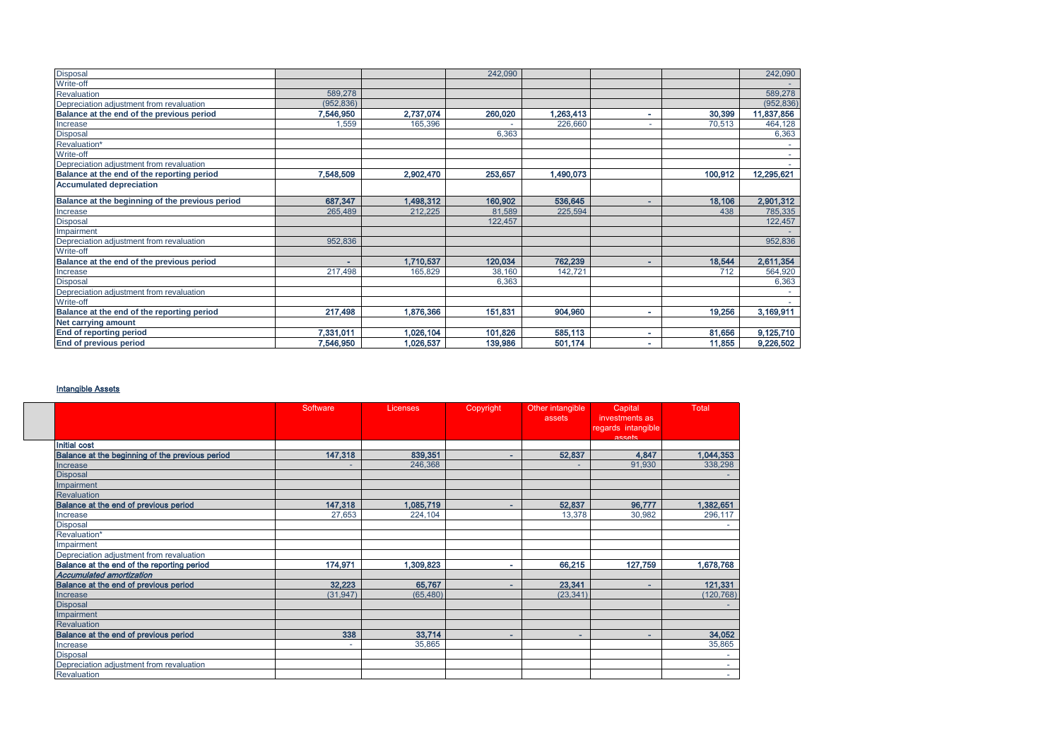| | | | | | | | |
|---|---|---|---|---|---|---|---|
| Disposal | | | 242,090 | | | | 242,090 |
| Write-off | | | | | | | - |
| Revaluation | 589,278 | | | | | | 589,278 |
| Depreciation adjustment from revaluation | (952,836) | | | | | | (952,836) |
| **Balance at the end of the previous period** | **7,546,950** | **2,737,074** | **260,020** | **1,263,413** | **-** | **30,399** | **11,837,856** |
| Increase | 1,559 | 165,396 | - | 226,660 | - | 70,513 | 464,128 |
| Disposal | | | 6,363 | | | | 6,363 |
| Revaluation* | | | | | | | - |
| Write-off | | | | | | | - |
| Depreciation adjustment from revaluation | | | | | | | - |
| **Balance at the end of the reporting period** | **7,548,509** | **2,902,470** | **253,657** | **1,490,073** | | **100,912** | **12,295,621** |
| **Accumulated depreciation** | | | | | | | |
| **Balance at the beginning of the previous period** | **687,347** | **1,498,312** | **160,902** | **536,645** | **-** | **18,106** | **2,901,312** |
| Increase | 265,489 | 212,225 | 81,589 | 225,594 | | 438 | 785,335 |
| Disposal | | | 122,457 | | | | 122,457 |
| Impairment | | | | | | | - |
| Depreciation adjustment from revaluation | 952,836 | | | | | | 952,836 |
| Write-off | | | | | | | |
| **Balance at the end of the previous period** | **-** | **1,710,537** | **120,034** | **762,239** | **-** | **18,544** | **2,611,354** |
| Increase | 217,498 | 165,829 | 38,160 | 142,721 | | 712 | 564,920 |
| Disposal | | | 6,363 | | | | 6,363 |
| Depreciation adjustment from revaluation | | | | | | | - |
| Write-off | | | | | | | - |
| **Balance at the end of the reporting period** | **217,498** | **1,876,366** | **151,831** | **904,960** | **-** | **19,256** | **3,169,911** |
| **Net carrying amount** | | | | | | | |
| **End of reporting period** | **7,331,011** | **1,026,104** | **101,826** | **585,113** | **-** | **81,656** | **9,125,710** |
| **End of previous period** | **7,546,950** | **1,026,537** | **139,986** | **501,174** | **-** | **11,855** | **9,226,502** |

**Intangible Assets**

| | Software | Licenses | Copyright | Other intangible assets | Capital investments as regards intangible assets | Total |
|---|---|---|---|---|---|---|
| **Initial cost** | | | | | | |
| **Balance at the beginning of the previous period** | **147,318** | **839,351** | **-** | **52,837** | **4,847** | **1,044,353** |
| Increase | - | 246,368 | | - | 91,930 | 338,298 |
| Disposal | | | | | | - |
| Impairment | | | | | | |
| Revaluation | | | | | | |
| **Balance at the end of previous period** | **147,318** | **1,085,719** | **-** | **52,837** | **96,777** | **1,382,651** |
| Increase | 27,653 | 224,104 | | 13,378 | 30,982 | 296,117 |
| Disposal | | | | | | - |
| Revaluation* | | | | | | |
| Impairment | | | | | | |
| Depreciation adjustment from revaluation | | | | | | |
| **Balance at the end of the reporting period** | **174,971** | **1,309,823** | **-** | **66,215** | **127,759** | **1,678,768** |
| ***Accumulated amortization*** | | | | | | |
| **Balance at the end of previous period** | **32,223** | **65,767** | **-** | **23,341** | **-** | **121,331** |
| Increase | (31,947) | (65,480) | | (23,341) | | (120,768) |
| Disposal | | | | | | - |
| Impairment | | | | | | |
| Revaluation | | | | | | |
| **Balance at the end of previous period** | **338** | **33,714** | **-** | **-** | **-** | **34,052** |
| Increase | - | 35,865 | | | | 35,865 |
| Disposal | | | | | | - |
| Depreciation adjustment from revaluation | | | | | | - |
| Revaluation | | | | | | - |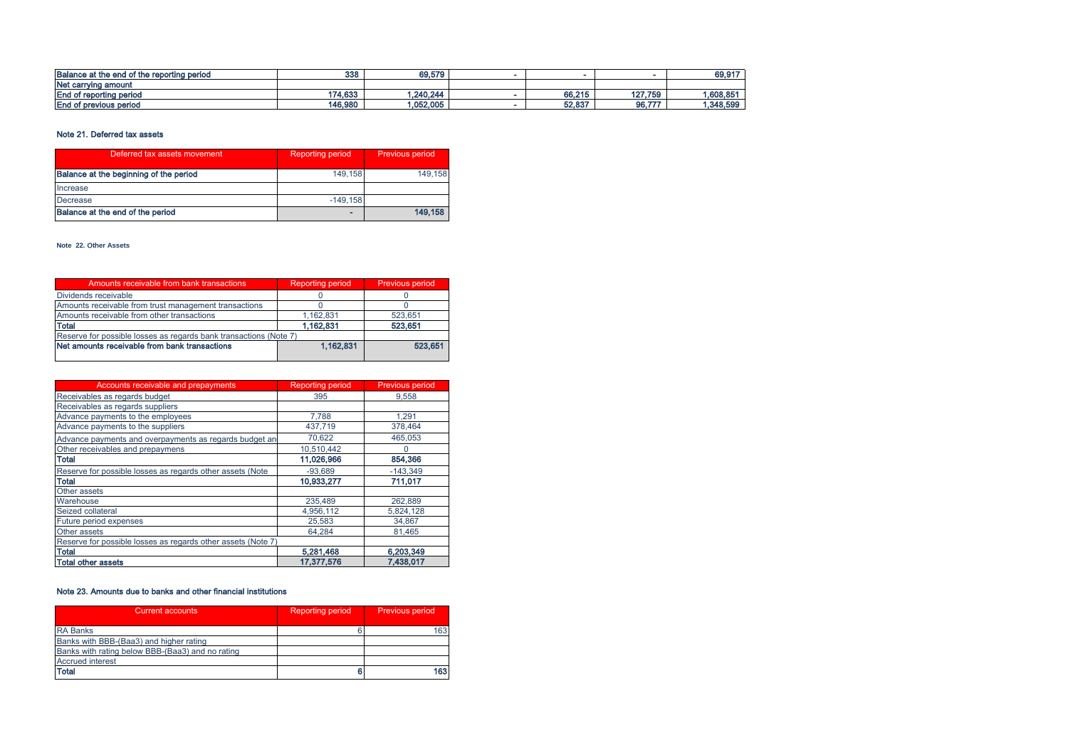| | | | | | | |
|---|---|---|---|---|---|---|
| **Balance at the end of the reporting period** | **338** | **69,579** | **-** | **-** | **-** | **69,917** |
| **Net carrying amount** | | | | | | |
| **End of reporting period** | **174,633** | **1,240,244** | **-** | **66,215** | **127,759** | **1,608,851** |
| **End of previous period** | **146,980** | **1,052,005** | **-** | **52,837** | **96,777** | **1,348,599** |

### Note 21. Deferred tax assets

| Deferred tax assets movement | Reporting period | Previous period |
|---|---|---|
| **Balance at the beginning of the period** | 149,158 | 149,158 |
| Increase | | |
| Decrease | -149,158 | |
| **Balance at the end of the period** | **-** | **149,158** |

### Note 22. Other Assets

| Amounts receivable from bank transactions | Reporting period | Previous period |
|---|---|---|
| Dividends receivable | 0 | 0 |
| Amounts receivable from trust management transactions | 0 | 0 |
| Amounts receivable from other transactions | 1,162,831 | 523,651 |
| **Total** | **1,162,831** | **523,651** |
| Reserve for possible losses as regards bank transactions (Note 7) | | |
| **Net amounts receivable from bank transactions** | **1,162,831** | **523,651** |

| Accounts receivable and prepayments | Reporting period | Previous period |
|---|---|---|
| Receivables as regards budget | 395 | 9,558 |
| Receivables as regards suppliers | | |
| Advance payments to the employees | 7,788 | 1,291 |
| Advance payments to the suppliers | 437,719 | 378,464 |
| Advance payments and overpayments as regards budget an | 70,622 | 465,053 |
| Other receivables and prepaymens | 10,510,442 | 0 |
| **Total** | **11,026,966** | **854,366** |
| Reserve for possible losses as regards other assets (Note | -93,689 | -143,349 |
| **Total** | **10,933,277** | **711,017** |
| Other assets | | |
| Warehouse | 235,489 | 262,889 |
| Seized collateral | 4,956,112 | 5,824,128 |
| Future period expenses | 25,583 | 34,867 |
| Other assets | 64,284 | 81,465 |
| Reserve for possible losses as regards other assets (Note 7) | | |
| **Total** | **5,281,468** | **6,203,349** |
| **Total other assets** | **17,377,576** | **7,438,017** |

### Note 23. Amounts due to banks and other financial institutions

| Current accounts | Reporting period | Previous period |
|---|---|---|
| RA Banks | 6 | 163 |
| Banks with BBB-(Baa3) and higher rating | | |
| Banks with rating below BBB-(Baa3) and no rating | | |
| Accrued interest | | |
| **Total** | **6** | **163** |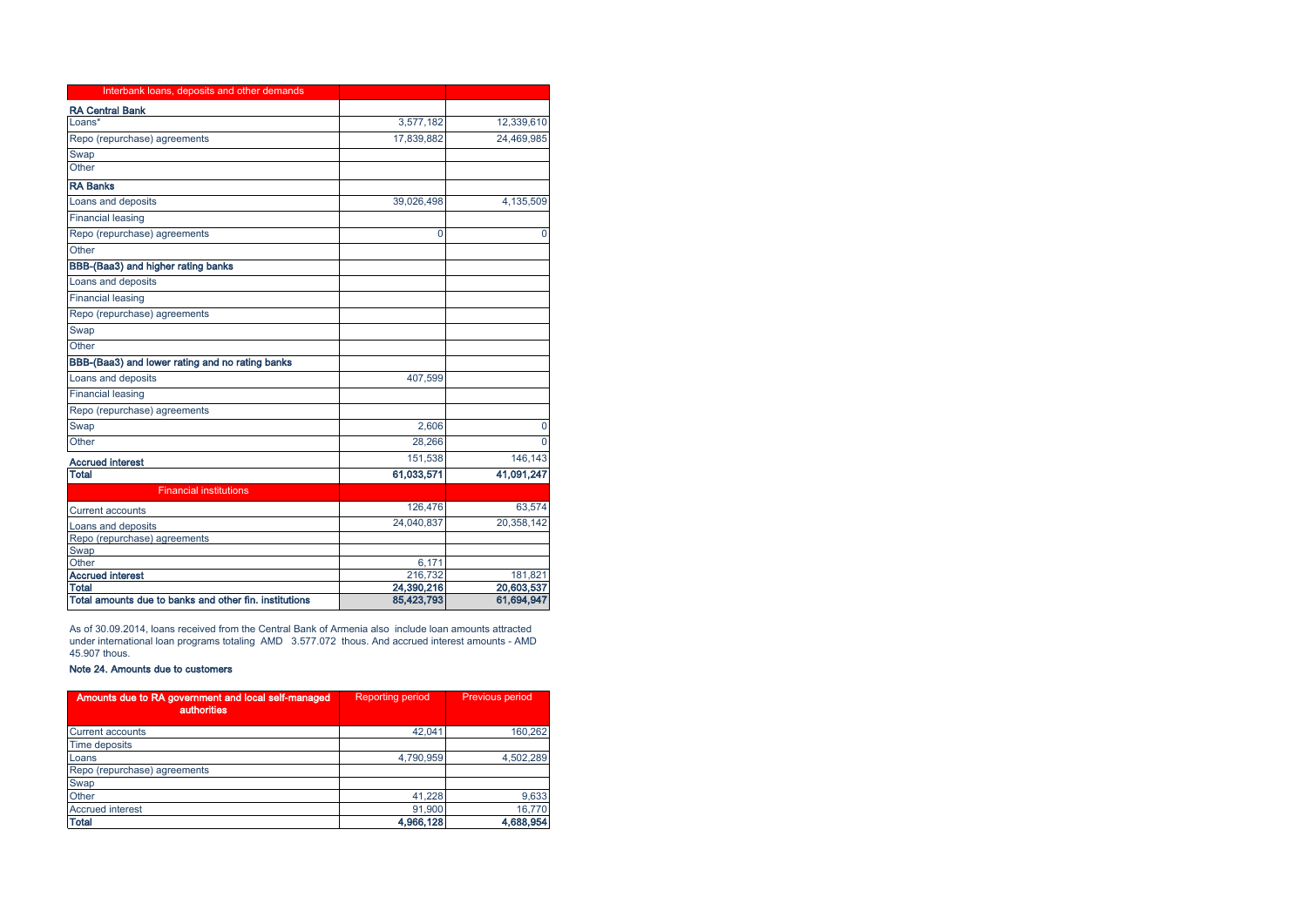| Interbank loans, deposits and other demands | | |
|---|---|---|
| **RA Central Bank** | | |
| Loans* | 3,577,182 | 12,339,610 |
| Repo (repurchase) agreements | 17,839,882 | 24,469,985 |
| Swap | | |
| Other | | |
| **RA Banks** | | |
| Loans and deposits | 39,026,498 | 4,135,509 |
| Financial leasing | | |
| Repo (repurchase) agreements | 0 | 0 |
| Other | | |
| **BBB-(Baa3) and higher rating banks** | | |
| Loans and deposits | | |
| Financial leasing | | |
| Repo (repurchase) agreements | | |
| Swap | | |
| Other | | |
| **BBB-(Baa3) and lower rating and no rating banks** | | |
| Loans and deposits | 407,599 | |
| Financial leasing | | |
| Repo (repurchase) agreements | | |
| Swap | 2,606 | 0 |
| Other | 28,266 | 0 |
| **Accrued interest** | 151,538 | 146,143 |
| **Total** | **61,033,571** | **41,091,247** |
| Financial institutions | | |
| Current accounts | 126,476 | 63,574 |
| Loans and deposits | 24,040,837 | 20,358,142 |
| Repo (repurchase) agreements | | |
| Swap | | |
| Other | 6,171 | |
| **Accrued interest** | 216,732 | 181,821 |
| **Total** | **24,390,216** | **20,603,537** |
| **Total amounts due to banks and other fin. institutions** | **85,423,793** | **61,694,947** |

As of 30.09.2014, loans received from the Central Bank of Armenia also include loan amounts attracted under international loan programs totaling AMD 3.577.072 thous. And accrued interest amounts - AMD 45.907 thous.

**Note 24. Amounts due to customers**

| Amounts due to RA government and local self-managed authorities | Reporting period | Previous period |
|---|---|---|
| Current accounts | 42,041 | 160,262 |
| Time deposits | | |
| Loans | 4,790,959 | 4,502,289 |
| Repo (repurchase) agreements | | |
| Swap | | |
| Other | 41,228 | 9,633 |
| Accrued interest | 91,900 | 16,770 |
| **Total** | **4,966,128** | **4,688,954** |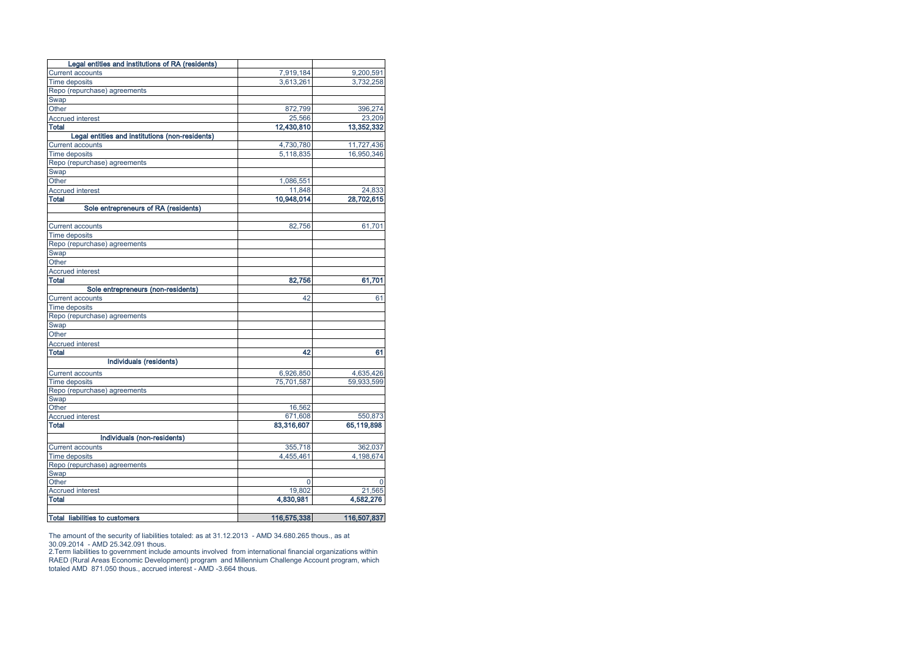| | | |
|---|---|---|
| **Legal entities and institutions of RA (residents)** | | |
| Current accounts | 7,919,184 | 9,200,591 |
| Time deposits | 3,613,261 | 3,732,258 |
| Repo (repurchase) agreements | | |
| Swap | | |
| Other | 872,799 | 396,274 |
| Accrued interest | 25,566 | 23,209 |
| **Total** | **12,430,810** | **13,352,332** |
| **Legal entities and institutions (non-residents)** | | |
| Current accounts | 4,730,780 | 11,727,436 |
| Time deposits | 5,118,835 | 16,950,346 |
| Repo (repurchase) agreements | | |
| Swap | | |
| Other | 1,086,551 | |
| Accrued interest | 11,848 | 24,833 |
| **Total** | **10,948,014** | **28,702,615** |
| **Sole entrepreneurs of RA (residents)** | | |
| Current accounts | 82,756 | 61,701 |
| Time deposits | | |
| Repo (repurchase) agreements | | |
| Swap | | |
| Other | | |
| Accrued interest | | |
| **Total** | **82,756** | **61,701** |
| **Sole entrepreneurs (non-residents)** | | |
| Current accounts | 42 | 61 |
| Time deposits | | |
| Repo (repurchase) agreements | | |
| Swap | | |
| Other | | |
| Accrued interest | | |
| **Total** | **42** | **61** |
| **Individuals (residents)** | | |
| Current accounts | 6,926,850 | 4,635,426 |
| Time deposits | 75,701,587 | 59,933,599 |
| Repo (repurchase) agreements | | |
| Swap | | |
| Other | 16,562 | |
| Accrued interest | 671,608 | 550,873 |
| **Total** | **83,316,607** | **65,119,898** |
| **Individuals (non-residents)** | | |
| Current accounts | 355,718 | 362,037 |
| Time deposits | 4,455,461 | 4,198,674 |
| Repo (repurchase) agreements | | |
| Swap | | |
| Other | 0 | 0 |
| Accrued interest | 19,802 | 21,565 |
| **Total** | **4,830,981** | **4,582,276** |
| | | |
| **Total liabilities to customers** | **116,575,338** | **116,507,837** |

The amount of the security of liabilities totaled: as at 31.12.2013 - AMD 34.680.265 thous., as at 30.09.2014 - AMD 25.342.091 thous.

2.Term liabilities to government include amounts involved from international financial organizations within RAED (Rural Areas Economic Development) program and Millennium Challenge Account program, which totaled AMD 871.050 thous., accrued interest - AMD -3.664 thous.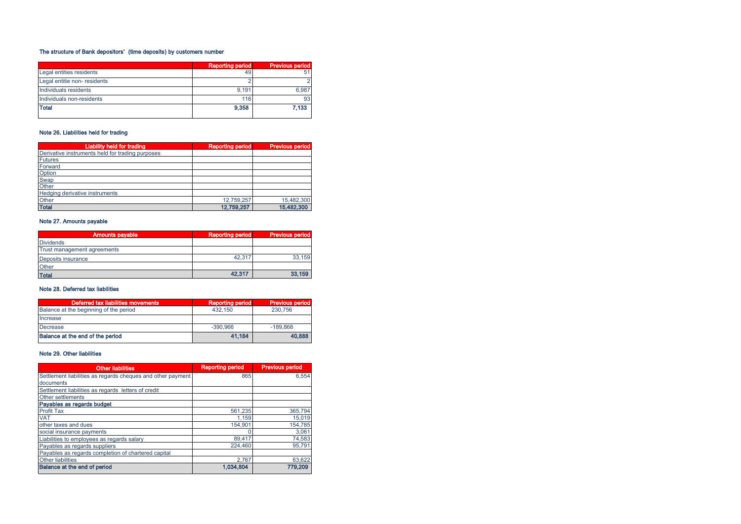### The structure of Bank depositors' (time deposits) by customers number

| | Reporting period | Previous period |
|---|---|---|
| Legal entities residents | 49 | 51 |
| Legal entitie non- residents | 2 | 2 |
| Individuals residents | 9,191 | 6,987 |
| Individuals non-residents | 116 | 93 |
| **Total** | **9,358** | **7,133** |

### Note 26. Liabilities held for trading

| Liability held for trading | Reporting period | Previous period |
|---|---|---|
| Derivative instruments held for trading purposes | | |
| Futures | | |
| Forward | | |
| Option | | |
| Swap | | |
| Other | | |
| Hedging derivative instruments | | |
| Other | 12,759,257 | 15,482,300 |
| **Total** | **12,759,257** | **15,482,300** |

### Note 27. Amounts payable

| Amounts payable | Reporting period | Previous period |
|---|---|---|
| Dividends | | |
| Trust management agreements | | |
| Deposits insurance | 42,317 | 33,159 |
| Other | | |
| **Total** | **42,317** | **33,159** |

### Note 28. Deferred tax liabilities

| Deferred tax liabilities movements | Reporting period | Previous period |
|---|---|---|
| Balance at the beginning of the period | 432,150 | 230,756 |
| Increase | | |
| Decrease | -390,966 | -189,868 |
| **Balance at the end of the period** | **41,184** | **40,888** |

### Note 29. Other liabilities

| Other liabilities | Reporting period | Previous period |
|---|---|---|
| Settlement liabilities as regards cheques and other payment documents | 865 | 6,554 |
| Settlement liabilities as regards letters of credit | | |
| Other settlements | | |
| **Payables as regards budget** | | |
| Profit Tax | 561,235 | 365,794 |
| VAT | 1,159 | 15,019 |
| other taxes and dues | 154,901 | 154,785 |
| social insurance payments | 0 | 3,061 |
| Liabilities to employees as regards salary | 89,417 | 74,583 |
| Payables as regards suppliers | 224,460 | 95,791 |
| Payables as regards completion of chartered capital | | |
| Other liabilities | 2,767 | 63,622 |
| **Balance at the end of period** | **1,034,804** | **779,209** |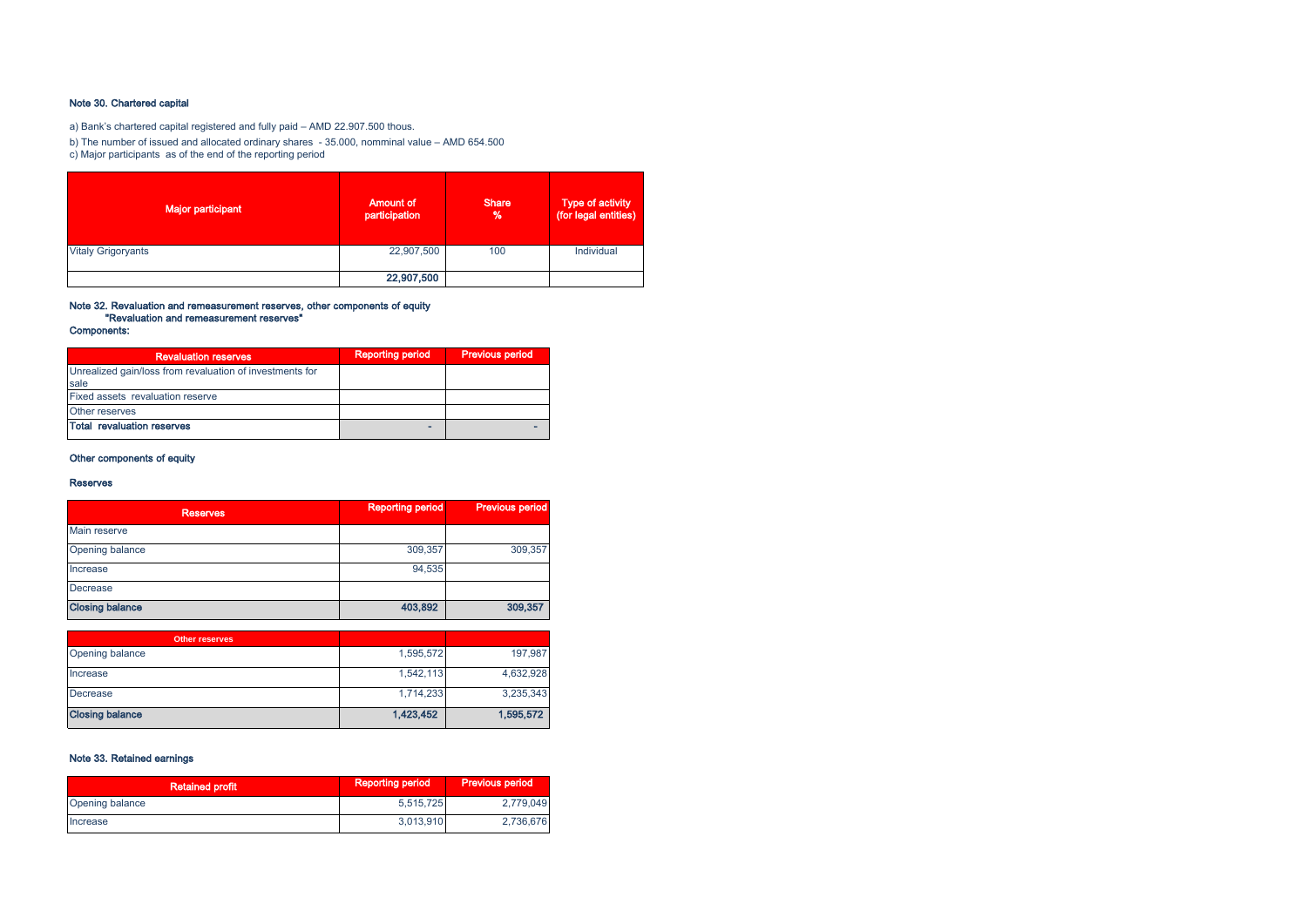### Note 30. Chartered capital

a) Bank's chartered capital registered and fully paid – AMD 22.907.500 thous.

b) The number of issued and allocated ordinary shares - 35.000, nomminal value – AMD 654.500

c) Major participants as of the end of the reporting period

| Major participant | Amount of participation | Share % | Type of activity (for legal entities) |
|---|---|---|---|
| Vitaly Grigoryants | 22,907,500 | 100 | Individual |
| | **22,907,500** | | |

### Note 32. Revaluation and remeasurement reserves, other components of equity

**"Revaluation and remeasurement reserves"**

**Components:**

| Revaluation reserves | Reporting period | Previous period |
|---|---|---|
| Unrealized gain/loss from revaluation of investments for sale | | |
| Fixed assets revaluation reserve | | |
| Other reserves | | |
| **Total revaluation reserves** | - | - |

**Other components of equity**

**Reserves**

| Reserves | Reporting period | Previous period |
|---|---|---|
| Main reserve | | |
| Opening balance | 309,357 | 309,357 |
| Increase | 94,535 | |
| Decrease | | |
| **Closing balance** | **403,892** | **309,357** |

| Other reserves | | |
|---|---|---|
| Opening balance | 1,595,572 | 197,987 |
| Increase | 1,542,113 | 4,632,928 |
| Decrease | 1,714,233 | 3,235,343 |
| **Closing balance** | **1,423,452** | **1,595,572** |

### Note 33. Retained earnings

| Retained profit | Reporting period | Previous period |
|---|---|---|
| Opening balance | 5,515,725 | 2,779,049 |
| Increase | 3,013,910 | 2,736,676 |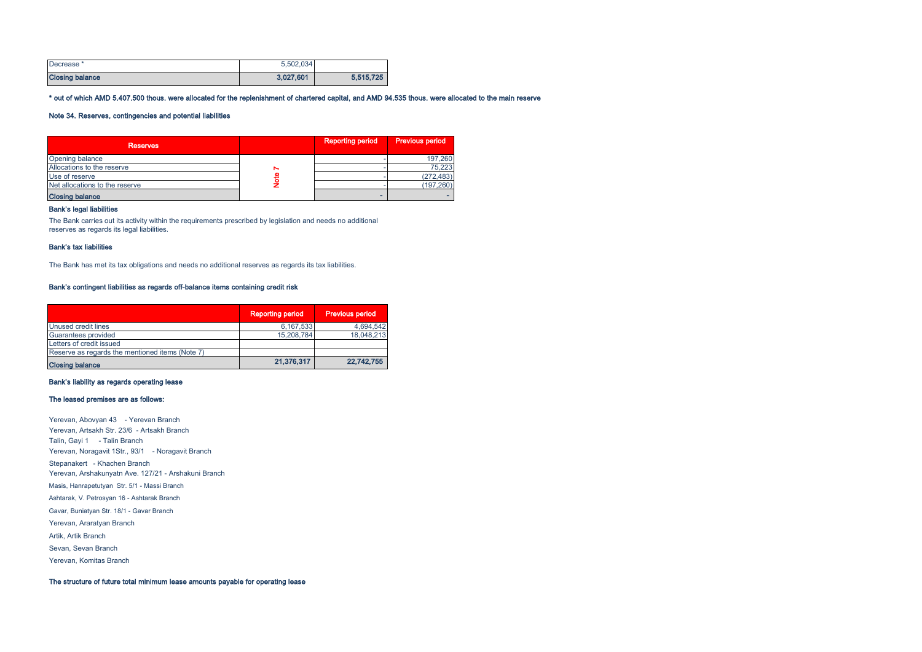| Decrease * | 5,502,034 | |
|---|---|---|
| **Closing balance** | **3,027,601** | **5,515,725** |

**\* out of which AMD 5.407.500 thous. were allocated for the replenishment of chartered capital, and AMD 94.535 thous. were allocated to the main reserve**

**Note 34. Reserves, contingencies and potential liabilities**

| Reserves | | Reporting period | Previous period |
|---|---|---|---|
| Opening balance | Note 7 | - | 197,260 |
| Allocations to the reserve | | - | 75,223 |
| Use of reserve | | - | (272,483) |
| Net allocations to the reserve | | - | (197,260) |
| **Closing balance** | | - | - |

**Bank's legal liabilities**

The Bank carries out its activity within the requirements prescribed by legislation and needs no additional reserves as regards its legal liabilities.

**Bank's tax liabilities**

The Bank has met its tax obligations and needs no additional reserves as regards its tax liabilities.

**Bank's contingent liabilities as regards off-balance items containing credit risk**

| | Reporting period | Previous period |
|---|---|---|
| Unused credit lines | 6,167,533 | 4,694,542 |
| Guarantees provided | 15,208,784 | 18,048,213 |
| Letters of credit issued | | |
| Reserve as regards the mentioned items (Note 7) | | |
| **Closing balance** | **21,376,317** | **22,742,755** |

**Bank's liability as regards operating lease**

**The leased premises are as follows:**

Yerevan, Abovyan 43 - Yerevan Branch
Yerevan, Artsakh Str. 23/6 - Artsakh Branch
Talin, Gayi 1 - Talin Branch
Yerevan, Noragavit 1Str., 93/1 - Noragavit Branch
Stepanakert - Khachen Branch
Yerevan, Arshakunyatn Ave. 127/21 - Arshakuni Branch
Masis, Hanrapetutyan Str. 5/1 - Massi Branch
Ashtarak, V. Petrosyan 16 - Ashtarak Branch
Gavar, Buniatyan Str. 18/1 - Gavar Branch
Yerevan, Araratyan Branch
Artik, Artik Branch
Sevan, Sevan Branch
Yerevan, Komitas Branch

**The structure of future total minimum lease amounts payable for operating lease**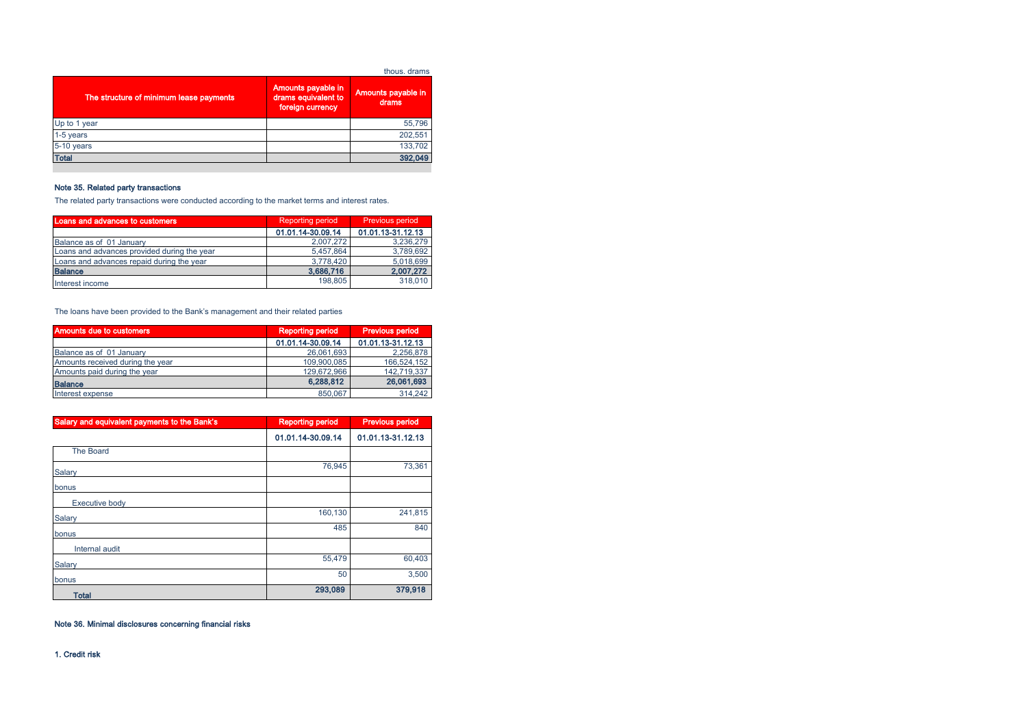thous. drams

| The structure of minimum lease payments | Amounts payable in drams equivalent to foreign currency | Amounts payable in drams |
|---|---|---|
| Up to 1 year | | 55,796 |
| 1-5 years | | 202,551 |
| 5-10 years | | 133,702 |
| **Total** | | **392,049** |

### Note 35. Related party transactions

The related party transactions were conducted according to the market terms and interest rates.

| Loans and advances to customers | Reporting period | Previous period |
|---|---|---|
| | 01.01.14-30.09.14 | 01.01.13-31.12.13 |
| Balance as of 01 January | 2,007,272 | 3,236,279 |
| Loans and advances provided during the year | 5,457,864 | 3,789,692 |
| Loans and advances repaid during the year | 3,778,420 | 5,018,699 |
| **Balance** | **3,686,716** | **2,007,272** |
| Interest income | 198,805 | 318,010 |

The loans have been provided to the Bank's management and their related parties

| Amounts due to customers | Reporting period | Previous period |
|---|---|---|
| | 01.01.14-30.09.14 | 01.01.13-31.12.13 |
| Balance as of 01 January | 26,061,693 | 2,256,878 |
| Amounts received during the year | 109,900,085 | 166,524,152 |
| Amounts paid during the year | 129,672,966 | 142,719,337 |
| **Balance** | **6,288,812** | **26,061,693** |
| Interest expense | 850,067 | 314,242 |

| Salary and equivalent payments to the Bank's | Reporting period | Previous period |
|---|---|---|
| | 01.01.14-30.09.14 | 01.01.13-31.12.13 |
| The Board | | |
| Salary | 76,945 | 73,361 |
| bonus | | |
| Executive body | | |
| Salary | 160,130 | 241,815 |
| bonus | 485 | 840 |
| Internal audit | | |
| Salary | 55,479 | 60,403 |
| bonus | 50 | 3,500 |
| **Total** | **293,089** | **379,918** |

### Note 36. Minimal disclosures concerning financial risks

#### 1. Credit risk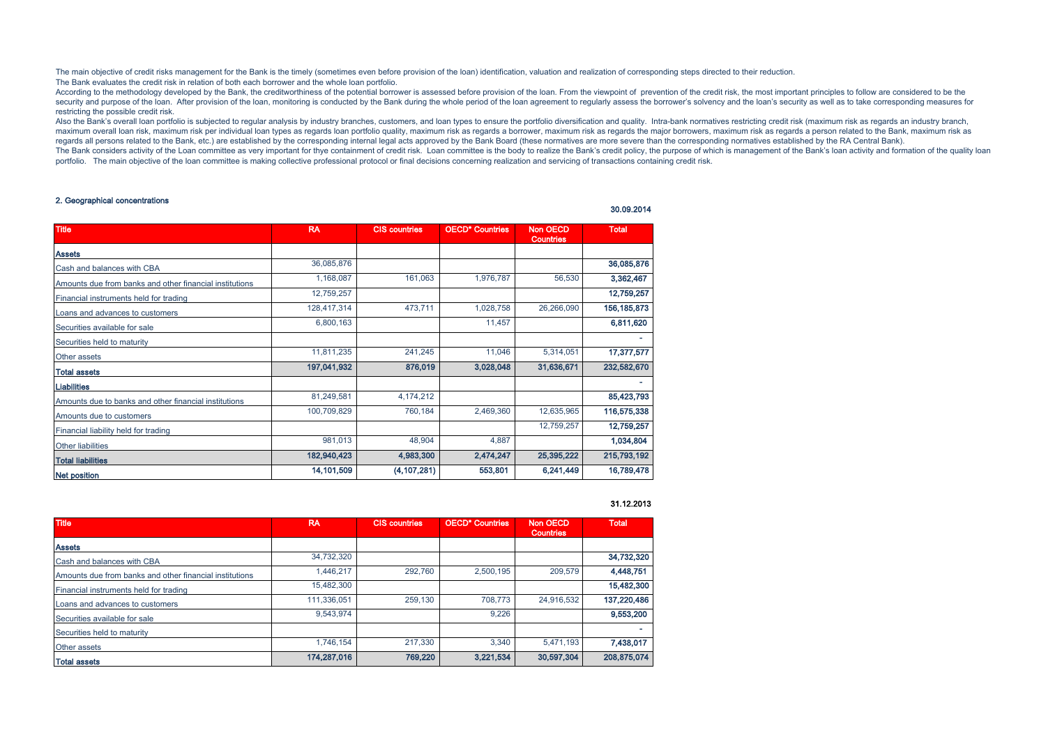The main objective of credit risks management for the Bank is the timely (sometimes even before provision of the loan) identification, valuation and realization of corresponding steps directed to their reduction.
The Bank evaluates the credit risk in relation of both each borrower and the whole loan portfolio.
According to the methodology developed by the Bank, the creditworthiness of the potential borrower is assessed before provision of the loan. From the viewpoint of prevention of the credit risk, the most important principles to follow are considered to be the security and purpose of the loan. After provision of the loan, monitoring is conducted by the Bank during the whole period of the loan agreement to regularly assess the borrower's solvency and the loan's security as well as to take corresponding measures for restricting the possible credit risk.
Also the Bank's overall loan portfolio is subjected to regular analysis by industry branches, customers, and loan types to ensure the portfolio diversification and quality. Intra-bank normatives restricting credit risk (maximum risk as regards an industry branch, maximum overall loan risk, maximum risk per individual loan types as regards loan portfolio quality, maximum risk as regards a borrower, maximum risk as regards the major borrowers, maximum risk as regards a person related to the Bank, maximum risk as regards all persons related to the Bank, etc.) are established by the corresponding internal legal acts approved by the Bank Board (these normatives are more severe than the corresponding normatives established by the RA Central Bank).
The Bank considers activity of the Loan committee as very important for thye containment of credit risk. Loan committee is the body to realize the Bank's credit policy, the purpose of which is management of the Bank's loan activity and formation of the quality loan portfolio. The main objective of the loan committee is making collective professional protocol or final decisions concerning realization and servicing of transactions containing credit risk.

## 2. Geographical concentrations

30.09.2014

| Title | RA | CIS countries | OECD* Countries | Non OECD Countries | Total |
|---|---|---|---|---|---|
| **Assets** | | | | | |
| Cash and balances with CBA | 36,085,876 | | | | **36,085,876** |
| Amounts due from banks and other financial institutions | 1,168,087 | 161,063 | 1,976,787 | 56,530 | **3,362,467** |
| Financial instruments held for trading | 12,759,257 | | | | **12,759,257** |
| Loans and advances to customers | 128,417,314 | 473,711 | 1,028,758 | 26,266,090 | **156,185,873** |
| Securities available for sale | 6,800,163 | | 11,457 | | **6,811,620** |
| Securities held to maturity | | | | | - |
| Other assets | 11,811,235 | 241,245 | 11,046 | 5,314,051 | **17,377,577** |
| **Total assets** | **197,041,932** | **876,019** | **3,028,048** | **31,636,671** | **232,582,670** |
| **Liabilities** | | | | | - |
| Amounts due to banks and other financial institutions | 81,249,581 | 4,174,212 | | | **85,423,793** |
| Amounts due to customers | 100,709,829 | 760,184 | 2,469,360 | 12,635,965 | **116,575,338** |
| Financial liability held for trading | | | | 12,759,257 | **12,759,257** |
| Other liabilities | 981,013 | 48,904 | 4,887 | | **1,034,804** |
| **Total liabilities** | **182,940,423** | **4,983,300** | **2,474,247** | **25,395,222** | **215,793,192** |
| **Net position** | **14,101,509** | **(4,107,281)** | **553,801** | **6,241,449** | **16,789,478** |

31.12.2013

| Title | RA | CIS countries | OECD* Countries | Non OECD Countries | Total |
|---|---|---|---|---|---|
| **Assets** | | | | | |
| Cash and balances with CBA | 34,732,320 | | | | **34,732,320** |
| Amounts due from banks and other financial institutions | 1,446,217 | 292,760 | 2,500,195 | 209,579 | **4,448,751** |
| Financial instruments held for trading | 15,482,300 | | | | **15,482,300** |
| Loans and advances to customers | 111,336,051 | 259,130 | 708,773 | 24,916,532 | **137,220,486** |
| Securities available for sale | 9,543,974 | | 9,226 | | **9,553,200** |
| Securities held to maturity | | | | | - |
| Other assets | 1,746,154 | 217,330 | 3,340 | 5,471,193 | **7,438,017** |
| **Total assets** | **174,287,016** | **769,220** | **3,221,534** | **30,597,304** | **208,875,074** |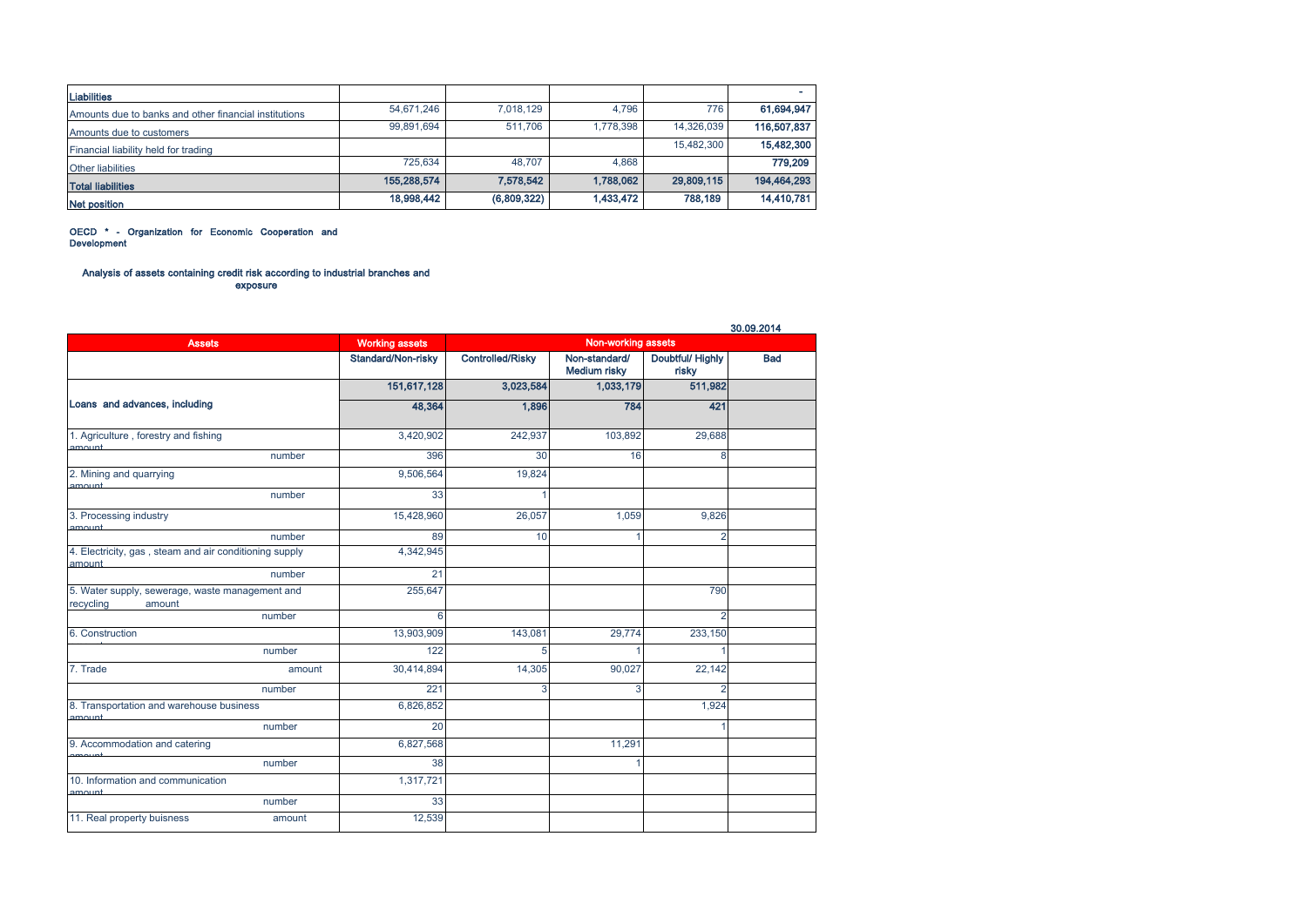| Liabilities | | | | | - |
|---|---|---|---|---|---|
| Amounts due to banks and other financial institutions | 54,671,246 | 7,018,129 | 4,796 | 776 | **61,694,947** |
| Amounts due to customers | 99,891,694 | 511,706 | 1,778,398 | 14,326,039 | **116,507,837** |
| Financial liability held for trading | | | | 15,482,300 | **15,482,300** |
| Other liabilities | 725,634 | 48,707 | 4,868 | | **779,209** |
| **Total liabilities** | **155,288,574** | **7,578,542** | **1,788,062** | **29,809,115** | **194,464,293** |
| **Net position** | **18,998,442** | **(6,809,322)** | **1,433,472** | **788,189** | **14,410,781** |

**OECD * - Organization for Economic Cooperation and Development**

**Analysis of assets containing credit risk according to industrial branches and exposure**

**30.09.2014**

| Assets | Working assets | Non-working assets | | | |
|---|---|---|---|---|---|
| | Standard/Non-risky | Controlled/Risky | Non-standard/ Medium risky | Doubtful/ Highly risky | Bad |
| | 151,617,128 | 3,023,584 | 1,033,179 | 511,982 | |
| **Loans and advances, including** | 48,364 | 1,896 | 784 | 421 | |
| 1. Agriculture , forestry and fishing amount | 3,420,902 | 242,937 | 103,892 | 29,688 | |
| number | 396 | 30 | 16 | 8 | |
| 2. Mining and quarrying amount | 9,506,564 | 19,824 | | | |
| number | 33 | 1 | | | |
| 3. Processing industry amount | 15,428,960 | 26,057 | 1,059 | 9,826 | |
| number | 89 | 10 | 1 | 2 | |
| 4. Electricity, gas , steam and air conditioning supply amount | 4,342,945 | | | | |
| number | 21 | | | | |
| 5. Water supply, sewerage, waste management and recycling amount | 255,647 | | | 790 | |
| number | 6 | | | 2 | |
| 6. Construction amount | 13,903,909 | 143,081 | 29,774 | 233,150 | |
| number | 122 | 5 | 1 | 1 | |
| 7. Trade amount | 30,414,894 | 14,305 | 90,027 | 22,142 | |
| number | 221 | 3 | 3 | 2 | |
| 8. Transportation and warehouse business amount | 6,826,852 | | | 1,924 | |
| number | 20 | | | 1 | |
| 9. Accommodation and catering amount | 6,827,568 | | 11,291 | | |
| number | 38 | | 1 | | |
| 10. Information and communication amount | 1,317,721 | | | | |
| number | 33 | | | | |
| 11. Real property buisness amount | 12,539 | | | | |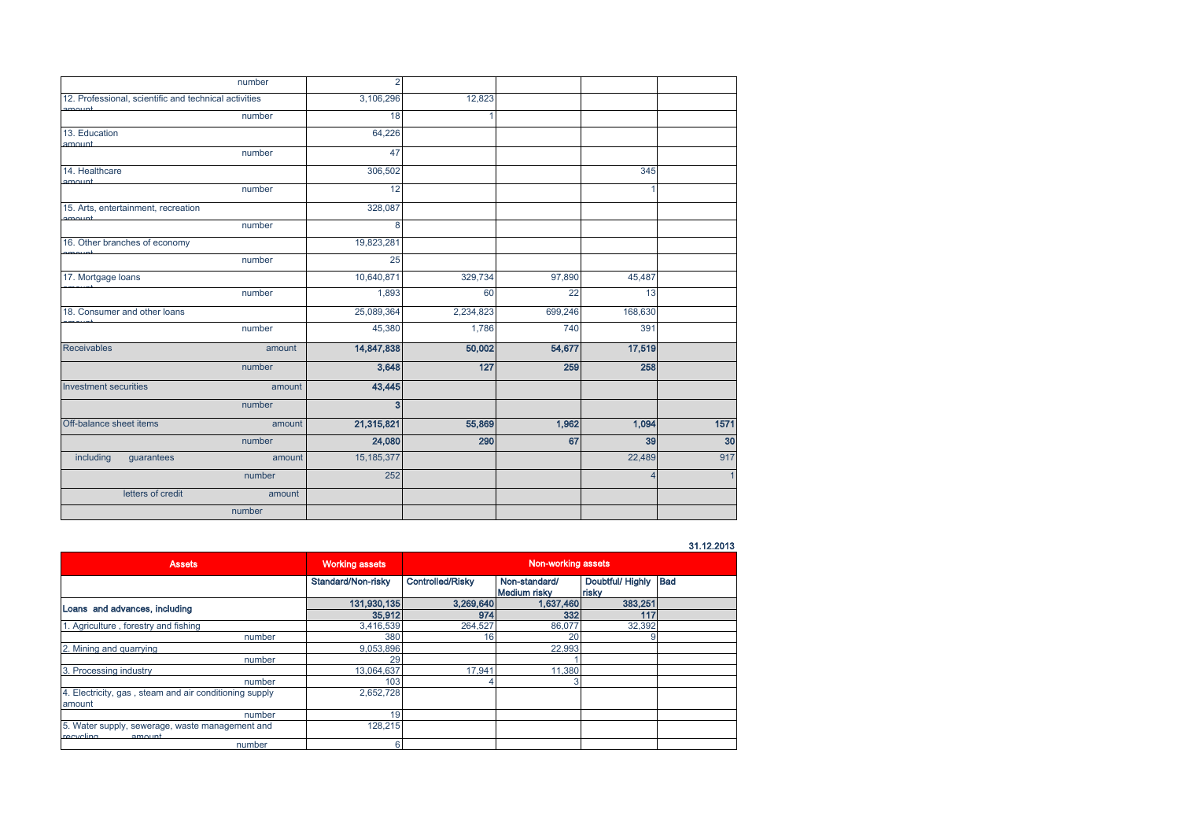| | | | | | |
|---|---|---|---|---|---|
| number | 2 | | | | |
| 12. Professional, scientific and technical activities amount | 3,106,296 | 12,823 | | | |
| number | 18 | 1 | | | |
| 13. Education amount | 64,226 | | | | |
| number | 47 | | | | |
| 14. Healthcare amount | 306,502 | | | 345 | |
| number | 12 | | | 1 | |
| 15. Arts, entertainment, recreation amount | 328,087 | | | | |
| number | 8 | | | | |
| 16. Other branches of economy amount | 19,823,281 | | | | |
| number | 25 | | | | |
| 17. Mortgage loans amount | 10,640,871 | 329,734 | 97,890 | 45,487 | |
| number | 1,893 | 60 | 22 | 13 | |
| 18. Consumer and other loans amount | 25,089,364 | 2,234,823 | 699,246 | 168,630 | |
| number | 45,380 | 1,786 | 740 | 391 | |
| Receivables amount | **14,847,838** | **50,002** | **54,677** | **17,519** | |
| number | **3,648** | **127** | **259** | **258** | |
| Investment securities amount | **43,445** | | | | |
| number | **3** | | | | |
| Off-balance sheet items amount | **21,315,821** | **55,869** | **1,962** | **1,094** | **1571** |
| number | **24,080** | **290** | **67** | **39** | **30** |
| including guarantees amount | 15,185,377 | | | 22,489 | 917 |
| number | 252 | | | 4 | 1 |
| letters of credit amount | | | | | |
| number | | | | | |

**31.12.2013**

| Assets | Working assets | Non-working assets | | | |
|---|---|---|---|---|---|
| | Standard/Non-risky | Controlled/Risky | Non-standard/ Medium risky | Doubtful/ Highly risky | Bad |
| **Loans and advances, including** | **131,930,135** | **3,269,640** | **1,637,460** | **383,251** | |
| | **35,912** | **974** | **332** | **117** | |
| 1. Agriculture , forestry and fishing | 3,416,539 | 264,527 | 86,077 | 32,392 | |
| number | 380 | 16 | 20 | 9 | |
| 2. Mining and quarrying | 9,053,896 | | 22,993 | | |
| number | 29 | | 1 | | |
| 3. Processing industry | 13,064,637 | 17,941 | 11,380 | | |
| number | 103 | 4 | 3 | | |
| 4. Electricity, gas , steam and air conditioning supply amount | 2,652,728 | | | | |
| number | 19 | | | | |
| 5. Water supply, sewerage, waste management and recycling amount | 128,215 | | | | |
| number | 6 | | | | |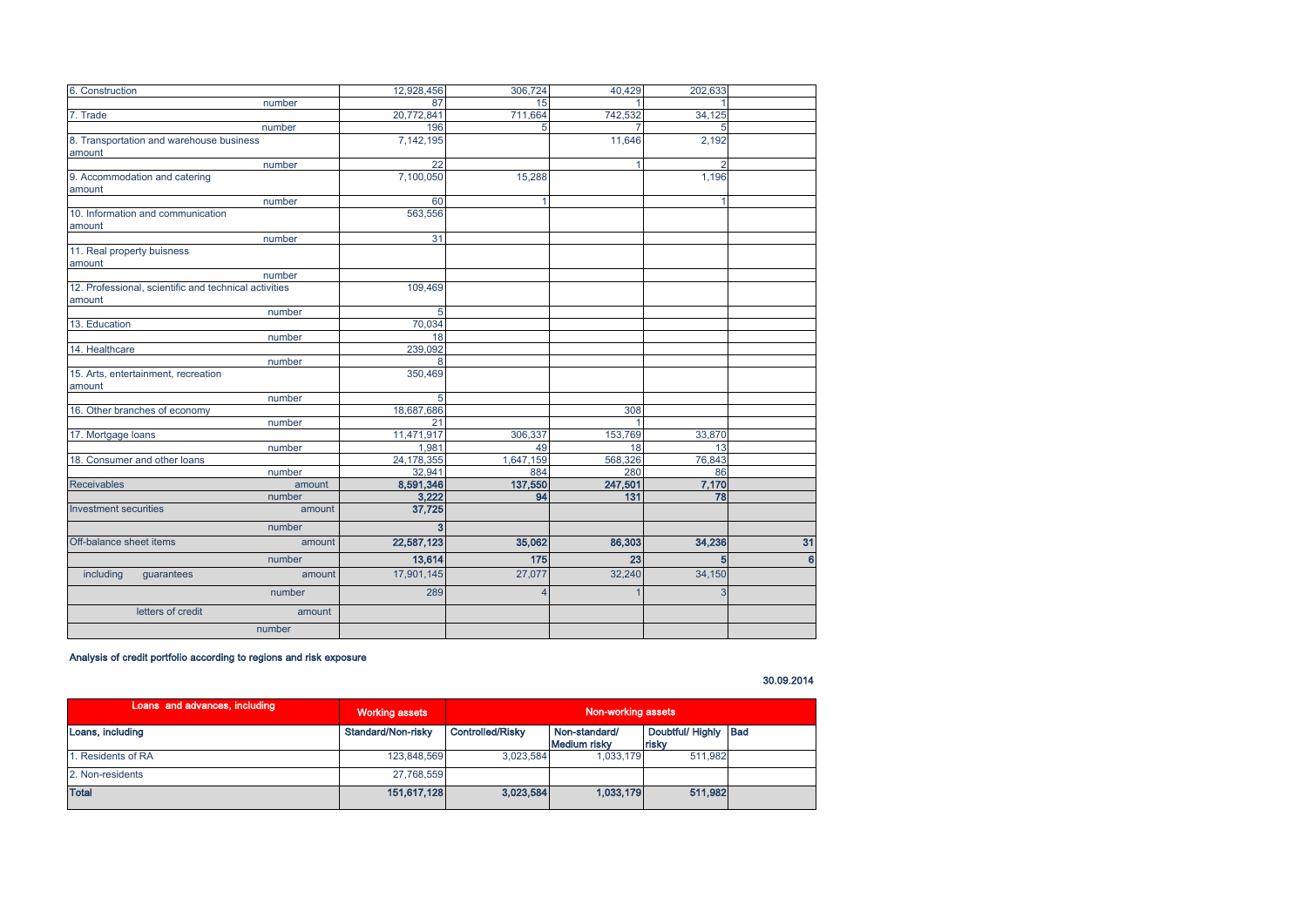| | | | | | |
|---|---|---|---|---|---|
| 6. Construction | | 12,928,456 | 306,724 | 40,429 | 202,633 | |
| | number | 87 | 15 | 1 | 1 | |
| 7. Trade | | 20,772,841 | 711,664 | 742,532 | 34,125 | |
| | number | 196 | 5 | 7 | 5 | |
| 8. Transportation and warehouse business amount | | 7,142,195 | | 11,646 | 2,192 | |
| | number | 22 | | 1 | 2 | |
| 9. Accommodation and catering amount | | 7,100,050 | 15,288 | | 1,196 | |
| | number | 60 | 1 | | 1 | |
| 10. Information and communication amount | | 563,556 | | | | |
| | number | 31 | | | | |
| 11. Real property buisness amount | | | | | | |
| | number | | | | | |
| 12. Professional, scientific and technical activities amount | | 109,469 | | | | |
| | number | 5 | | | | |
| 13. Education | | 70,034 | | | | |
| | number | 18 | | | | |
| 14. Healthcare | | 239,092 | | | | |
| | number | 8 | | | | |
| 15. Arts, entertainment, recreation amount | | 350,469 | | | | |
| | number | 5 | | | | |
| 16. Other branches of economy | | 18,687,686 | | 308 | | |
| | number | 21 | | 1 | | |
| 17. Mortgage loans | | 11,471,917 | 306,337 | 153,769 | 33,870 | |
| | number | 1,981 | 49 | 18 | 13 | |
| 18. Consumer and other loans | | 24,178,355 | 1,647,159 | 568,326 | 76,843 | |
| | number | 32,941 | 884 | 280 | 86 | |
| **Receivables** | amount | **8,591,346** | **137,550** | **247,501** | **7,170** | |
| | number | **3,222** | **94** | **131** | **78** | |
| **Investment securities** | amount | **37,725** | | | | |
| | number | **3** | | | | |
| **Off-balance sheet items** | amount | **22,587,123** | **35,062** | **86,303** | **34,236** | **31** |
| | number | **13,614** | **175** | **23** | **5** | **6** |
| including guarantees | amount | 17,901,145 | 27,077 | 32,240 | 34,150 | |
| | number | 289 | 4 | 1 | 3 | |
| letters of credit | amount | | | | | |
| | number | | | | | |

**Analysis of credit portfolio according to regions and risk exposure**

**30.09.2014**

| Loans and advances, including | Working assets | Non-working assets | | | |
|---|---|---|---|---|---|
| **Loans, including** | **Standard/Non-risky** | **Controlled/Risky** | **Non-standard/ Medium risky** | **Doubtful/ Highly risky** | **Bad** |
| 1. Residents of RA | 123,848,569 | 3,023,584 | 1,033,179 | 511,982 | |
| 2. Non-residents | 27,768,559 | | | | |
| **Total** | **151,617,128** | **3,023,584** | **1,033,179** | **511,982** | |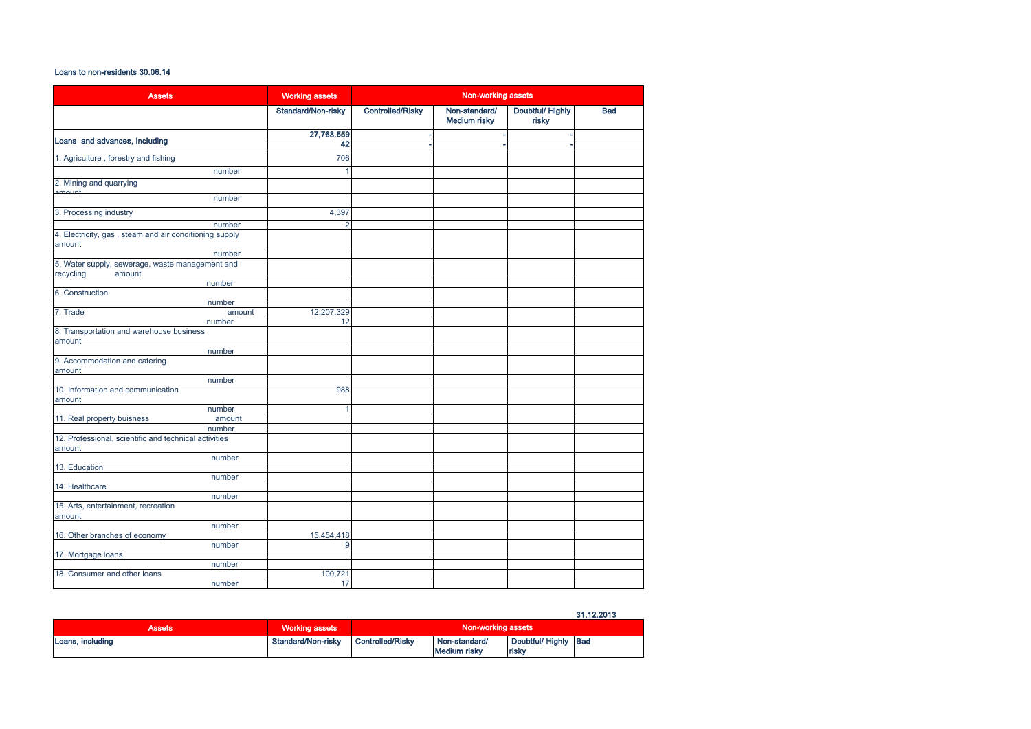Loans to non-residents 30.06.14

| Assets | Working assets | Non-working assets | | | |
|---|---|---|---|---|---|
| | Standard/Non-risky | Controlled/Risky | Non-standard/ Medium risky | Doubtful/ Highly risky | Bad |
| **Loans and advances, including** | **27,768,559** | - | - | - | |
| | **42** | - | - | - | |
| 1. Agriculture , forestry and fishing | 706 | | | | |
| number | 1 | | | | |
| 2. Mining and quarrying amount | | | | | |
| number | | | | | |
| 3. Processing industry | 4,397 | | | | |
| number | 2 | | | | |
| 4. Electricity, gas , steam and air conditioning supply amount | | | | | |
| number | | | | | |
| 5. Water supply, sewerage, waste management and recycling amount | | | | | |
| number | | | | | |
| 6. Construction | | | | | |
| number | | | | | |
| 7. Trade amount | 12,207,329 | | | | |
| number | 12 | | | | |
| 8. Transportation and warehouse business amount | | | | | |
| number | | | | | |
| 9. Accommodation and catering amount | | | | | |
| number | | | | | |
| 10. Information and communication amount | 988 | | | | |
| number | 1 | | | | |
| 11. Real property buisness amount | | | | | |
| number | | | | | |
| 12. Professional, scientific and technical activities amount | | | | | |
| number | | | | | |
| 13. Education | | | | | |
| number | | | | | |
| 14. Healthcare | | | | | |
| number | | | | | |
| 15. Arts, entertainment, recreation amount | | | | | |
| number | | | | | |
| 16. Other branches of economy | 15,454,418 | | | | |
| number | 9 | | | | |
| 17. Mortgage loans | | | | | |
| number | | | | | |
| 18. Consumer and other loans | 100,721 | | | | |
| number | 17 | | | | |

31.12.2013

| Assets | Working assets | Non-working assets | | | |
|---|---|---|---|---|---|
| **Loans, including** | **Standard/Non-risky** | **Controlled/Risky** | **Non-standard/ Medium risky** | **Doubtful/ Highly risky** | **Bad** |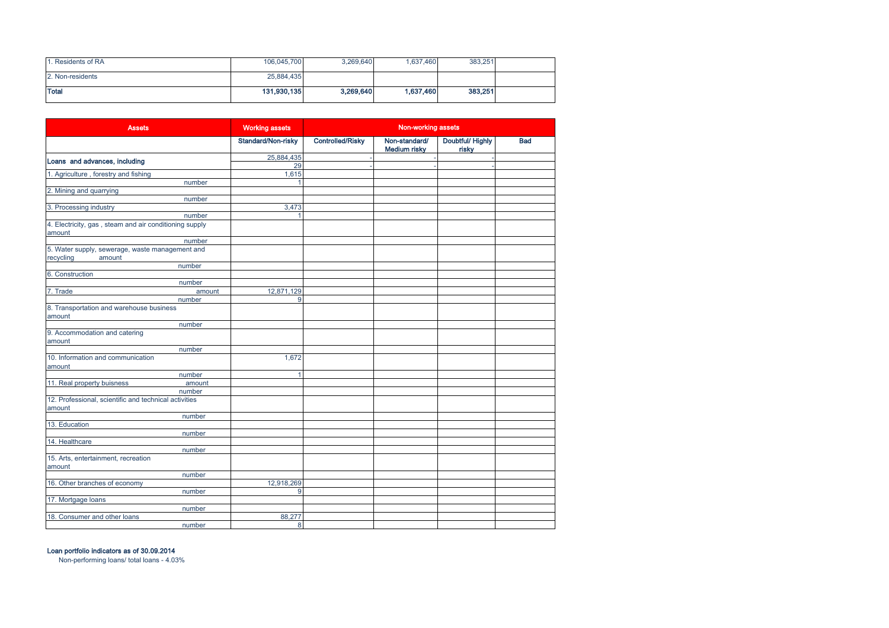| | | | | | |
|---|---|---|---|---|---|
| 1. Residents of RA | 106,045,700 | 3,269,640 | 1,637,460 | 383,251 | |
| 2. Non-residents | 25,884,435 | | | | |
| **Total** | **131,930,135** | **3,269,640** | **1,637,460** | **383,251** | |

| Assets | Working assets | Non-working assets | | | |
|---|---|---|---|---|---|
| | Standard/Non-risky | Controlled/Risky | Non-standard/ Medium risky | Doubtful/ Highly risky | Bad |
| Loans and advances, including | 25,884,435 | - | - | - | |
| | 29 | - | - | - | |
| 1. Agriculture , forestry and fishing | 1,615 | | | | |
| number | 1 | | | | |
| 2. Mining and quarrying | | | | | |
| number | | | | | |
| 3. Processing industry | 3,473 | | | | |
| number | 1 | | | | |
| 4. Electricity, gas , steam and air conditioning supply amount | | | | | |
| number | | | | | |
| 5. Water supply, sewerage, waste management and recycling amount | | | | | |
| number | | | | | |
| 6. Construction | | | | | |
| number | | | | | |
| 7. Trade amount | 12,871,129 | | | | |
| number | 9 | | | | |
| 8. Transportation and warehouse business amount | | | | | |
| number | | | | | |
| 9. Accommodation and catering amount | | | | | |
| number | | | | | |
| 10. Information and communication amount | 1,672 | | | | |
| number | 1 | | | | |
| 11. Real property buisness amount | | | | | |
| number | | | | | |
| 12. Professional, scientific and technical activities amount | | | | | |
| number | | | | | |
| 13. Education | | | | | |
| number | | | | | |
| 14. Healthcare | | | | | |
| number | | | | | |
| 15. Arts, entertainment, recreation amount | | | | | |
| number | | | | | |
| 16. Other branches of economy | 12,918,269 | | | | |
| number | 9 | | | | |
| 17. Mortgage loans | | | | | |
| number | | | | | |
| 18. Consumer and other loans | 88,277 | | | | |
| number | 8 | | | | |

**Loan portfolio indicators as of 30.09.2014**

Non-performing loans/ total loans - 4.03%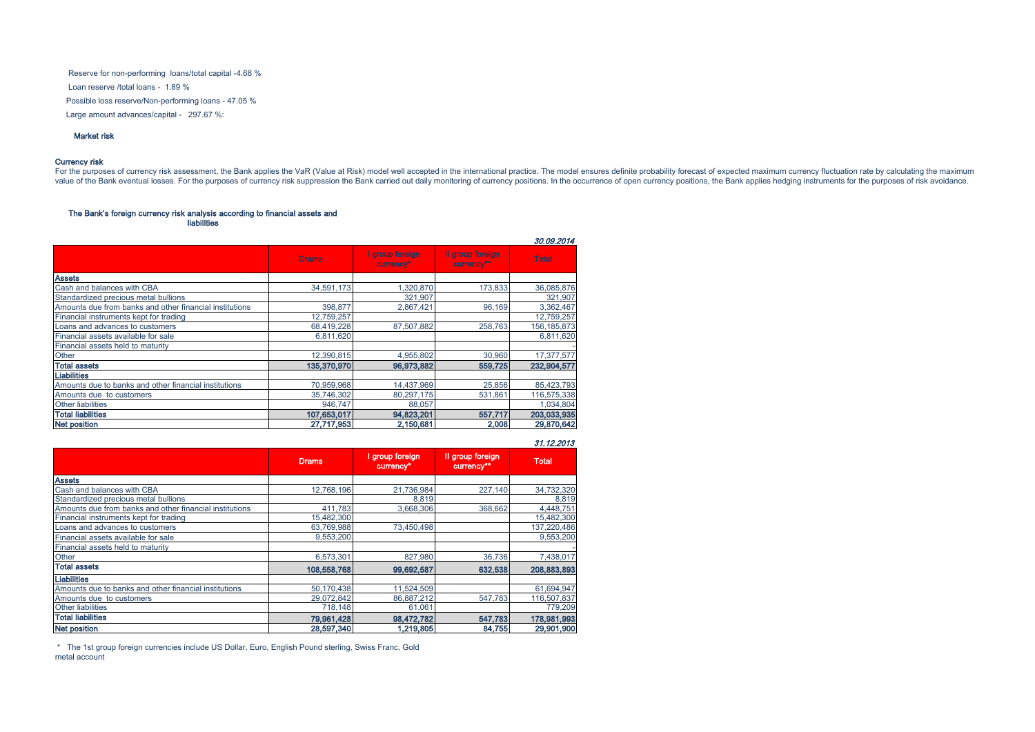Reserve for non-performing loans/total capital -4.68 %

Loan reserve /total loans - 1.89 %

Possible loss reserve/Non-performing loans - 47.05 %

Large amount advances/capital - 297.67 %:

### Market risk

#### Currency risk

For the purposes of currency risk assessment, the Bank applies the VaR (Value at Risk) model well accepted in the international practice. The model ensures definite probability forecast of expected maximum currency fluctuation rate by calculating the maximum value of the Bank eventual losses. For the purposes of currency risk suppression the Bank carried out daily monitoring of currency positions. In the occurrence of open currency positions, the Bank applies hedging instruments for the purposes of risk avoidance.

#### The Bank's foreign currency risk analysis according to financial assets and liabilities

*30.09.2014*

| | Drams | I group foreign currency* | II group foreign currency** | Total |
|---|---|---|---|---|
| **Assets** | | | | |
| Cash and balances with CBA | 34,591,173 | 1,320,870 | 173,833 | 36,085,876 |
| Standardized precious metal bullions | | 321,907 | | 321,907 |
| Amounts due from banks and other financial institutions | 398,877 | 2,867,421 | 96,169 | 3,362,467 |
| Financial instruments kept for trading | 12,759,257 | | | 12,759,257 |
| Loans and advances to customers | 68,419,228 | 87,507,882 | 258,763 | 156,185,873 |
| Financial assets available for sale | 6,811,620 | | | 6,811,620 |
| Financial assets held to maturity | | | | - |
| Other | 12,390,815 | 4,955,802 | 30,960 | 17,377,577 |
| **Total assets** | **135,370,970** | **96,973,882** | **559,725** | **232,904,577** |
| **Liabilities** | | | | |
| Amounts due to banks and other financial institutions | 70,959,968 | 14,437,969 | 25,856 | 85,423,793 |
| Amounts due to customers | 35,746,302 | 80,297,175 | 531,861 | 116,575,338 |
| Other liabilities | 946,747 | 88,057 | | 1,034,804 |
| **Total liabilities** | **107,653,017** | **94,823,201** | **557,717** | **203,033,935** |
| **Net position** | **27,717,953** | **2,150,681** | **2,008** | **29,870,642** |

*31.12.2013*

| | Drams | I group foreign currency* | II group foreign currency** | Total |
|---|---|---|---|---|
| **Assets** | | | | |
| Cash and balances with CBA | 12,768,196 | 21,736,984 | 227,140 | 34,732,320 |
| Standardized precious metal bullions | | 8,819 | | 8,819 |
| Amounts due from banks and other financial institutions | 411,783 | 3,668,306 | 368,662 | 4,448,751 |
| Financial instruments kept for trading | 15,482,300 | | | 15,482,300 |
| Loans and advances to customers | 63,769,988 | 73,450,498 | | 137,220,486 |
| Financial assets available for sale | 9,553,200 | | | 9,553,200 |
| Financial assets held to maturity | | | | - |
| Other | 6,573,301 | 827,980 | 36,736 | 7,438,017 |
| **Total assets** | **108,558,768** | **99,692,587** | **632,538** | **208,883,893** |
| **Liabilities** | | | | |
| Amounts due to banks and other financial institutions | 50,170,438 | 11,524,509 | | 61,694,947 |
| Amounts due to customers | 29,072,842 | 86,887,212 | 547,783 | 116,507,837 |
| Other liabilities | 718,148 | 61,061 | | 779,209 |
| **Total liabilities** | **79,961,428** | **98,472,782** | **547,783** | **178,981,993** |
| **Net position** | **28,597,340** | **1,219,805** | **84,755** | **29,901,900** |

\* The 1st group foreign currencies include US Dollar, Euro, English Pound sterling, Swiss Franc, Gold metal account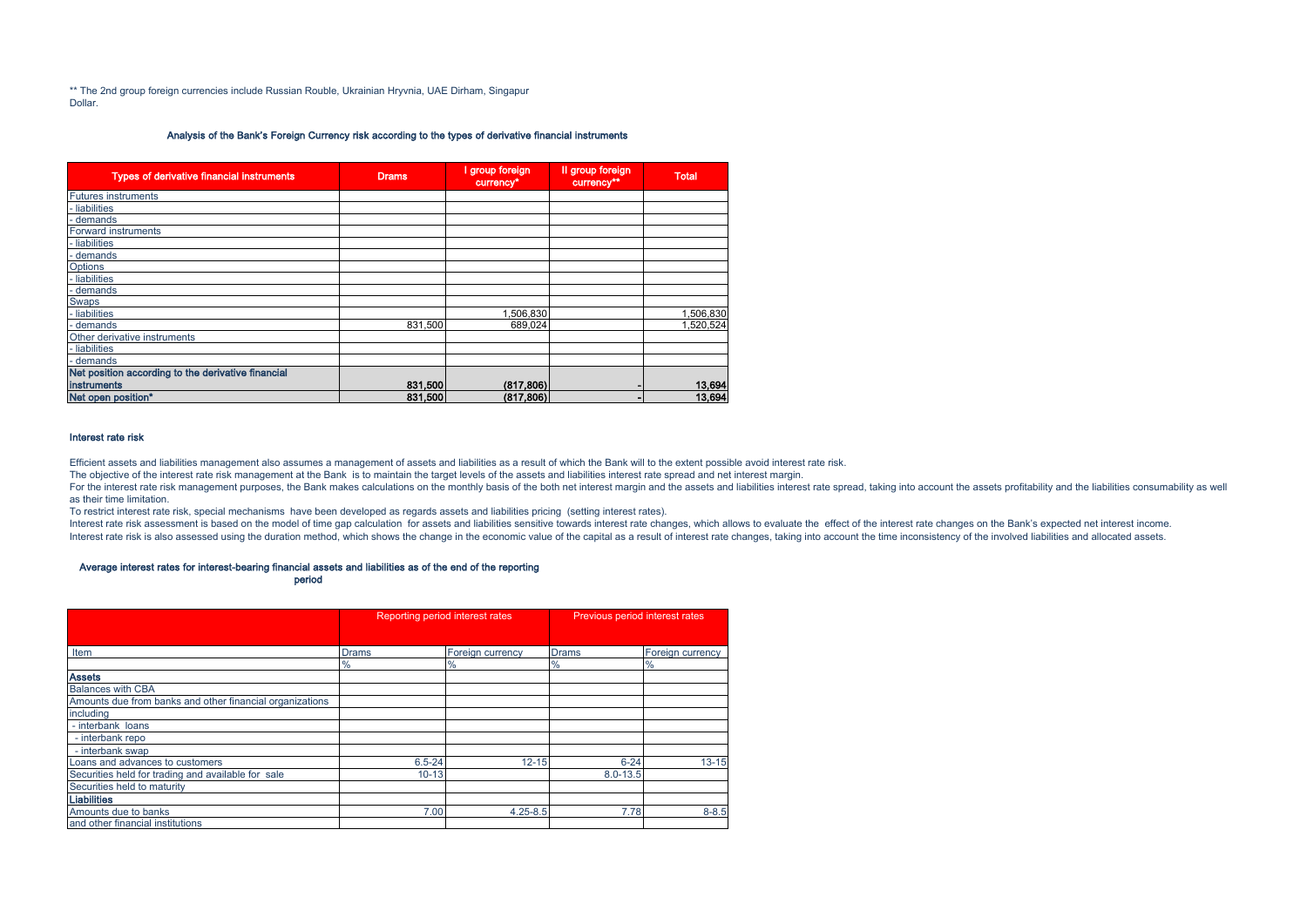** The 2nd group foreign currencies include Russian Rouble, Ukrainian Hryvnia, UAE Dirham, Singapur Dollar.

### Analysis of the Bank's Foreign Currency risk according to the types of derivative financial instruments

| Types of derivative financial instruments | Drams | I group foreign currency* | II group foreign currency** | Total |
|---|---|---|---|---|
| Futures instruments | | | | |
| - liabilities | | | | |
| - demands | | | | |
| Forward instruments | | | | |
| - liabilities | | | | |
| - demands | | | | |
| Options | | | | |
| - liabilities | | | | |
| - demands | | | | |
| Swaps | | | | |
| - liabilities | | 1,506,830 | | 1,506,830 |
| - demands | 831,500 | 689,024 | | 1,520,524 |
| Other derivative instruments | | | | |
| - liabilities | | | | |
| - demands | | | | |
| **Net position according to the derivative financial instruments** | **831,500** | **(817,806)** | **-** | **13,694** |
| **Net open position*** | **831,500** | **(817,806)** | **-** | **13,694** |

### Interest rate risk

Efficient assets and liabilities management also assumes a management of assets and liabilities as a result of which the Bank will to the extent possible avoid interest rate risk.
The objective of the interest rate risk management at the Bank is to maintain the target levels of the assets and liabilities interest rate spread and net interest margin.
For the interest rate risk management purposes, the Bank makes calculations on the monthly basis of the both net interest margin and the assets and liabilities interest rate spread, taking into account the assets profitability and the liabilities consumability as well as their time limitation.
To restrict interest rate risk, special mechanisms have been developed as regards assets and liabilities pricing (setting interest rates).
Interest rate risk assessment is based on the model of time gap calculation for assets and liabilities sensitive towards interest rate changes, which allows to evaluate the effect of the interest rate changes on the Bank's expected net interest income.
Interest rate risk is also assessed using the duration method, which shows the change in the economic value of the capital as a result of interest rate changes, taking into account the time inconsistency of the involved liabilities and allocated assets.

### Average interest rates for interest-bearing financial assets and liabilities as of the end of the reporting period

| | Reporting period interest rates | | Previous period interest rates | |
|---|---|---|---|---|
| Item | Drams | Foreign currency | Drams | Foreign currency |
| | % | % | % | % |
| **Assets** | | | | |
| Balances with CBA | | | | |
| Amounts due from banks and other financial organizations | | | | |
| including | | | | |
| - interbank loans | | | | |
| - interbank repo | | | | |
| - interbank swap | | | | |
| Loans and advances to customers | 6.5-24 | 12-15 | 6-24 | 13-15 |
| Securities held for trading and available for sale | 10-13 | | 8.0-13.5 | |
| Securities held to maturity | | | | |
| **Liabilities** | | | | |
| Amounts due to banks | 7.00 | 4.25-8.5 | 7.78 | 8-8.5 |
| and other financial institutions | | | | |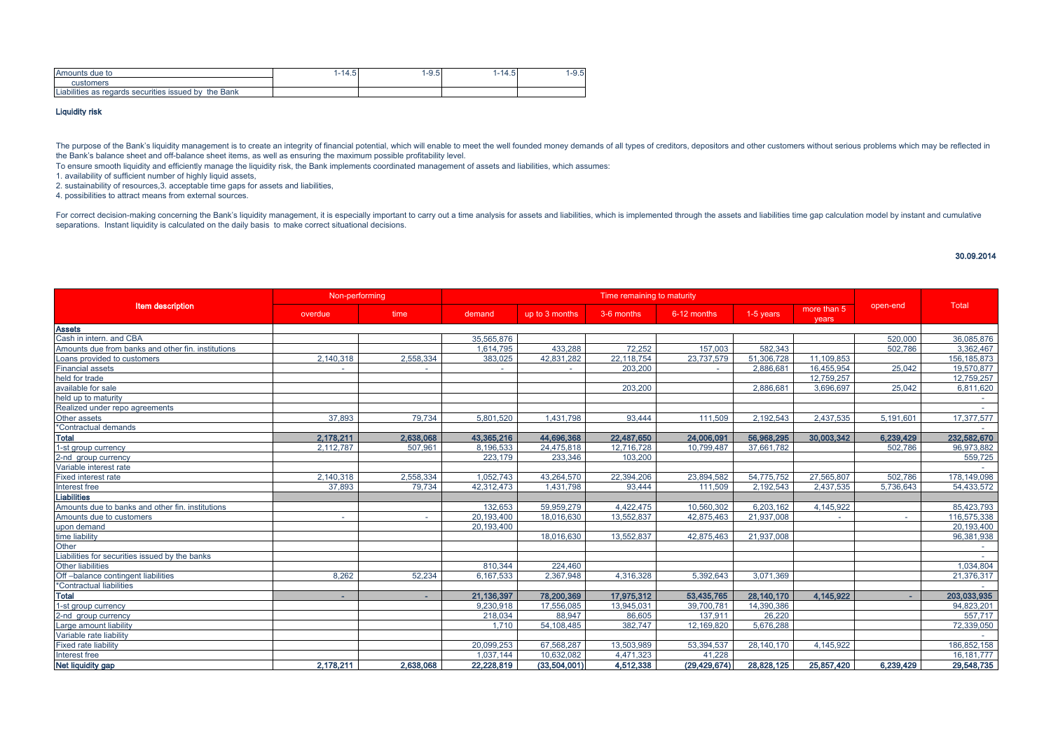| Amounts due to customers | 1-14.5 | 1-9.5 | 1-14.5 | 1-9.5 |
|---|---|---|---|---|
| Liabilities as regards securities issued by the Bank | | | | |

### Liquidity risk

The purpose of the Bank's liquidity management is to create an integrity of financial potential, which will enable to meet the well founded money demands of all types of creditors, depositors and other customers without serious problems which may be reflected in the Bank's balance sheet and off-balance sheet items, as well as ensuring the maximum possible profitability level.

To ensure smooth liquidity and efficiently manage the liquidity risk, the Bank implements coordinated management of assets and liabilities, which assumes:

1. availability of sufficient number of highly liquid assets,
2. sustainability of resources,3. acceptable time gaps for assets and liabilities,
4. possibilities to attract means from external sources.

For correct decision-making concerning the Bank's liquidity management, it is especially important to carry out a time analysis for assets and liabilities, which is implemented through the assets and liabilities time gap calculation model by instant and cumulative separations. Instant liquidity is calculated on the daily basis to make correct situational decisions.

**30.09.2014**

| Item description | Non-performing | | Time remaining to maturity | | | | | | open-end | Total |
|---|---|---|---|---|---|---|---|---|---|---|
| | overdue | time | demand | up to 3 months | 3-6 months | 6-12 months | 1-5 years | more than 5 years | | |
| **Assets** | | | | | | | | | | |
| Cash in intern. and CBA | | | 35,565,876 | | | | | | 520,000 | 36,085,876 |
| Amounts due from banks and other fin. institutions | | | 1,614,795 | 433,288 | 72,252 | 157,003 | 582,343 | | 502,786 | 3,362,467 |
| Loans provided to customers | 2,140,318 | 2,558,334 | 383,025 | 42,831,282 | 22,118,754 | 23,737,579 | 51,306,728 | 11,109,853 | | 156,185,873 |
| Financial assets | - | - | - | - | 203,200 | - | 2,886,681 | 16,455,954 | 25,042 | 19,570,877 |
| held for trade | | | | | | | | 12,759,257 | | 12,759,257 |
| available for sale | | | | | 203,200 | | 2,886,681 | 3,696,697 | 25,042 | 6,811,620 |
| held up to maturity | | | | | | | | | | - |
| Realized under repo agreements | | | | | | | | | | - |
| Other assets | 37,893 | 79,734 | 5,801,520 | 1,431,798 | 93,444 | 111,509 | 2,192,543 | 2,437,535 | 5,191,601 | 17,377,577 |
| *Contractual demands | | | | | | | | | | - |
| **Total** | **2,178,211** | **2,638,068** | **43,365,216** | **44,696,368** | **22,487,650** | **24,006,091** | **56,968,295** | **30,003,342** | **6,239,429** | **232,582,670** |
| 1-st group currency | 2,112,787 | 507,961 | 8,196,533 | 24,475,818 | 12,716,728 | 10,799,487 | 37,661,782 | | 502,786 | 96,973,882 |
| 2-nd group currency | | | 223,179 | 233,346 | 103,200 | | | | | 559,725 |
| Variable interest rate | | | | | | | | | | - |
| Fixed interest rate | 2,140,318 | 2,558,334 | 1,052,743 | 43,264,570 | 22,394,206 | 23,894,582 | 54,775,752 | 27,565,807 | 502,786 | 178,149,098 |
| Interest free | 37,893 | 79,734 | 42,312,473 | 1,431,798 | 93,444 | 111,509 | 2,192,543 | 2,437,535 | 5,736,643 | 54,433,572 |
| **Liabilities** | | | | | | | | | | |
| Amounts due to banks and other fin. institutions | | | 132,653 | 59,959,279 | 4,422,475 | 10,560,302 | 6,203,162 | 4,145,922 | | 85,423,793 |
| Amounts due to customers | - | - | 20,193,400 | 18,016,630 | 13,552,837 | 42,875,463 | 21,937,008 | - | - | 116,575,338 |
| upon demand | | | 20,193,400 | | | | | | | 20,193,400 |
| time liability | | | | 18,016,630 | 13,552,837 | 42,875,463 | 21,937,008 | | | 96,381,938 |
| Other | | | | | | | | | | - |
| Liabilities for securities issued by the banks | | | | | | | | | | - |
| Other liabilities | | | 810,344 | 224,460 | | | | | | 1,034,804 |
| Off –balance contingent liabilities | 8,262 | 52,234 | 6,167,533 | 2,367,948 | 4,316,328 | 5,392,643 | 3,071,369 | | | 21,376,317 |
| *Contractual liabilities | | | | | | | | | | - |
| **Total** | **-** | **-** | **21,136,397** | **78,200,369** | **17,975,312** | **53,435,765** | **28,140,170** | **4,145,922** | **-** | **203,033,935** |
| 1-st group currency | | | 9,230,918 | 17,556,085 | 13,945,031 | 39,700,781 | 14,390,386 | | | 94,823,201 |
| 2-nd group currency | | | 218,034 | 88,947 | 86,605 | 137,911 | 26,220 | | | 557,717 |
| Large amount liability | | | 1,710 | 54,108,485 | 382,747 | 12,169,820 | 5,676,288 | | | 72,339,050 |
| Variable rate liability | | | | | | | | | | - |
| Fixed rate liability | | | 20,099,253 | 67,568,287 | 13,503,989 | 53,394,537 | 28,140,170 | 4,145,922 | | 186,852,158 |
| Interest free | | | 1,037,144 | 10,632,082 | 4,471,323 | 41,228 | | | | 16,181,777 |
| **Net liquidity gap** | **2,178,211** | **2,638,068** | **22,228,819** | **(33,504,001)** | **4,512,338** | **(29,429,674)** | **28,828,125** | **25,857,420** | **6,239,429** | **29,548,735** |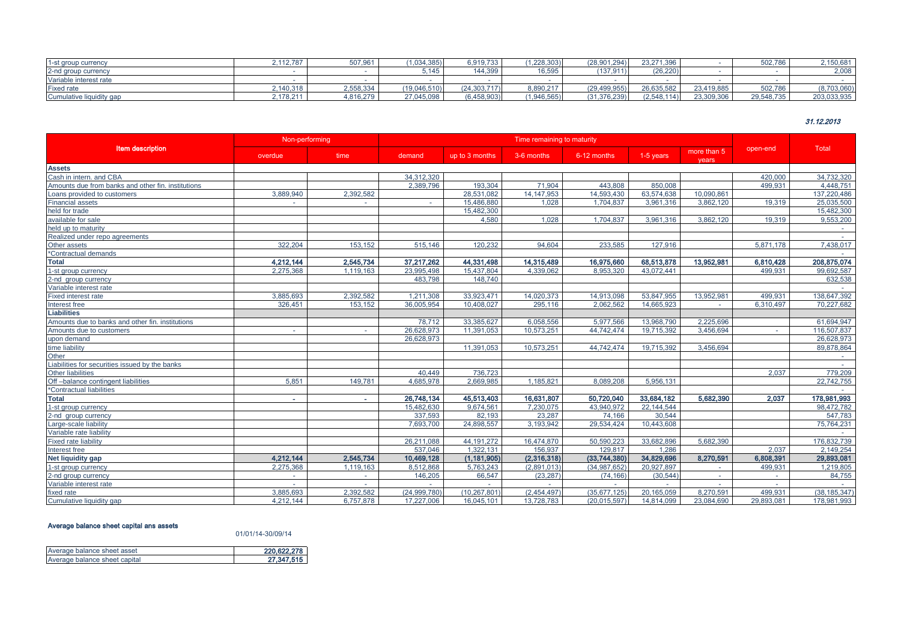| | | | | | | | | | | |
|---|---|---|---|---|---|---|---|---|---|---|
| 1-st group currency | 2,112,787 | 507,961 | (1,034,385) | 6,919,733 | (1,228,303) | (28,901,294) | 23,271,396 | - | 502,786 | 2,150,681 |
| 2-nd group currency | - | - | 5,145 | 144,399 | 16,595 | (137,911) | (26,220) | - | - | 2,008 |
| Variable interest rate | - | - | - | - | - | - | - | - | - | - |
| Fixed rate | 2,140,318 | 2,558,334 | (19,046,510) | (24,303,717) | 8,890,217 | (29,499,955) | 26,635,582 | 23,419,885 | 502,786 | (8,703,060) |
| Cumulative liquidity gap | 2,178,211 | 4,816,279 | 27,045,098 | (6,458,903) | (1,946,565) | (31,376,239) | (2,548,114) | 23,309,306 | 29,548,735 | 203,033,935 |

***31.12.2013***

| Item description | Non-performing | | Time remaining to maturity | | | | | | open-end | Total |
|---|---|---|---|---|---|---|---|---|---|---|
| | overdue | time | demand | up to 3 months | 3-6 months | 6-12 months | 1-5 years | more than 5 years | | |
| **Assets** | | | | | | | | | | |
| Cash in intern. and CBA | | | 34,312,320 | | | | | | 420,000 | 34,732,320 |
| Amounts due from banks and other fin. institutions | | | 2,389,796 | 193,304 | 71,904 | 443,808 | 850,008 | | 499,931 | 4,448,751 |
| Loans provided to customers | 3,889,940 | 2,392,582 | | 28,531,082 | 14,147,953 | 14,593,430 | 63,574,638 | 10,090,861 | | 137,220,486 |
| Financial assets | - | - | - | 15,486,880 | 1,028 | 1,704,837 | 3,961,316 | 3,862,120 | 19,319 | 25,035,500 |
| held for trade | | | | 15,482,300 | | | | | | 15,482,300 |
| available for sale | | | | 4,580 | 1,028 | 1,704,837 | 3,961,316 | 3,862,120 | 19,319 | 9,553,200 |
| held up to maturity | | | | | | | | | | - |
| Realized under repo agreements | | | | | | | | | | - |
| Other assets | 322,204 | 153,152 | 515,146 | 120,232 | 94,604 | 233,585 | 127,916 | | 5,871,178 | 7,438,017 |
| *Contractual demands | | | | | | | | | | - |
| **Total** | **4,212,144** | **2,545,734** | **37,217,262** | **44,331,498** | **14,315,489** | **16,975,660** | **68,513,878** | **13,952,981** | **6,810,428** | **208,875,074** |
| 1-st group currency | 2,275,368 | 1,119,163 | 23,995,498 | 15,437,804 | 4,339,062 | 8,953,320 | 43,072,441 | | 499,931 | 99,692,587 |
| 2-nd group currency | | | 483,798 | 148,740 | | | | | | 632,538 |
| Variable interest rate | | | | | | | | | | - |
| Fixed interest rate | 3,885,693 | 2,392,582 | 1,211,308 | 33,923,471 | 14,020,373 | 14,913,098 | 53,847,955 | 13,952,981 | 499,931 | 138,647,392 |
| Interest free | 326,451 | 153,152 | 36,005,954 | 10,408,027 | 295,116 | 2,062,562 | 14,665,923 | - | 6,310,497 | 70,227,682 |
| **Liabilities** | | | | | | | | | | |
| Amounts due to banks and other fin. institutions | | | 78,712 | 33,385,627 | 6,058,556 | 5,977,566 | 13,968,790 | 2,225,696 | | 61,694,947 |
| Amounts due to customers | - | - | 26,628,973 | 11,391,053 | 10,573,251 | 44,742,474 | 19,715,392 | 3,456,694 | - | 116,507,837 |
| upon demand | | | 26,628,973 | | | | | | | 26,628,973 |
| time liability | | | | 11,391,053 | 10,573,251 | 44,742,474 | 19,715,392 | 3,456,694 | | 89,878,864 |
| Other | | | | | | | | | | - |
| Liabilities for securities issued by the banks | | | | | | | | | | - |
| Other liabilities | | | 40,449 | 736,723 | | | | | 2,037 | 779,209 |
| Off –balance contingent liabilities | 5,851 | 149,781 | 4,685,978 | 2,669,985 | 1,185,821 | 8,089,208 | 5,956,131 | | | 22,742,755 |
| *Contractual liabilities | | | | | | | | | | - |
| **Total** | **-** | **-** | **26,748,134** | **45,513,403** | **16,631,807** | **50,720,040** | **33,684,182** | **5,682,390** | **2,037** | **178,981,993** |
| 1-st group currency | | | 15,482,630 | 9,674,561 | 7,230,075 | 43,940,972 | 22,144,544 | | | 98,472,782 |
| 2-nd group currency | | | 337,593 | 82,193 | 23,287 | 74,166 | 30,544 | | | 547,783 |
| Large-scale liability | | | 7,693,700 | 24,898,557 | 3,193,942 | 29,534,424 | 10,443,608 | | | 75,764,231 |
| Variable rate liability | | | | | | | | | | - |
| Fixed rate liability | | | 26,211,088 | 44,191,272 | 16,474,870 | 50,590,223 | 33,682,896 | 5,682,390 | | 176,832,739 |
| Interest free | | | 537,046 | 1,322,131 | 156,937 | 129,817 | 1,286 | | 2,037 | 2,149,254 |
| **Net liquidity gap** | **4,212,144** | **2,545,734** | **10,469,128** | **(1,181,905)** | **(2,316,318)** | **(33,744,380)** | **34,829,696** | **8,270,591** | **6,808,391** | **29,893,081** |
| 1-st group currency | 2,275,368 | 1,119,163 | 8,512,868 | 5,763,243 | (2,891,013) | (34,987,652) | 20,927,897 | - | 499,931 | 1,219,805 |
| 2-nd group currency | - | - | 146,205 | 66,547 | (23,287) | (74,166) | (30,544) | - | - | 84,755 |
| Variable interest rate | - | - | - | - | - | - | - | - | - | - |
| fixed rate | 3,885,693 | 2,392,582 | (24,999,780) | (10,267,801) | (2,454,497) | (35,677,125) | 20,165,059 | 8,270,591 | 499,931 | (38,185,347) |
| Cumulative liquidity gap | 4,212,144 | 6,757,878 | 17,227,006 | 16,045,101 | 13,728,783 | (20,015,597) | 14,814,099 | 23,084,690 | 29,893,081 | 178,981,993 |

**Average balance sheet capital ans assets**

01/01/14-30/09/14

| | |
|---|---|
| Average balance sheet asset | **220,622,278** |
| Average balance sheet capital | **27,347,515** |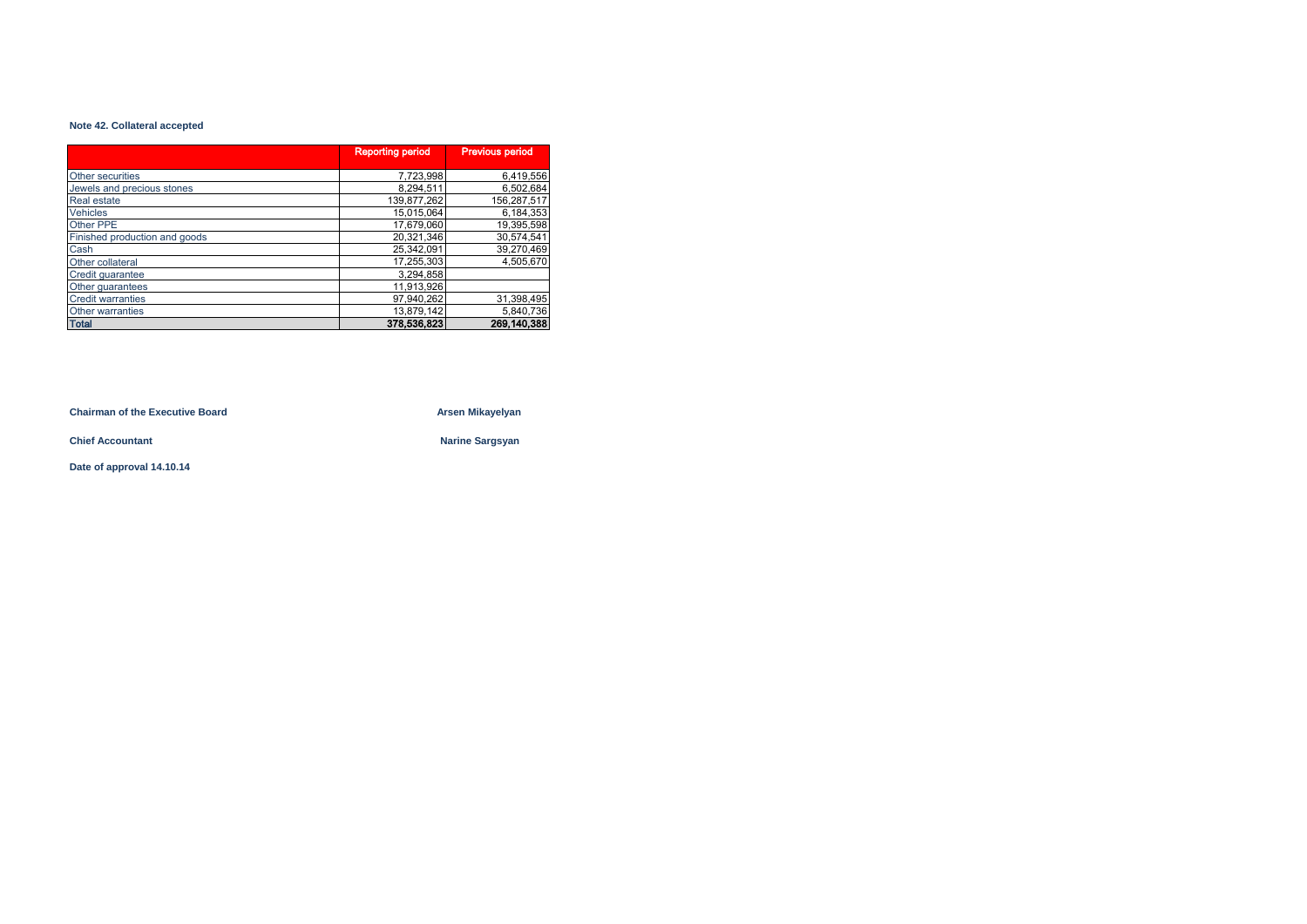**Note 42. Collateral accepted**

| | Reporting period | Previous period |
|---|---|---|
| Other securities | 7,723,998 | 6,419,556 |
| Jewels and precious stones | 8,294,511 | 6,502,684 |
| Real estate | 139,877,262 | 156,287,517 |
| Vehicles | 15,015,064 | 6,184,353 |
| Other PPE | 17,679,060 | 19,395,598 |
| Finished production and goods | 20,321,346 | 30,574,541 |
| Cash | 25,342,091 | 39,270,469 |
| Other collateral | 17,255,303 | 4,505,670 |
| Credit guarantee | 3,294,858 | |
| Other guarantees | 11,913,926 | |
| Credit warranties | 97,940,262 | 31,398,495 |
| Other warranties | 13,879,142 | 5,840,736 |
| **Total** | **378,536,823** | **269,140,388** |

**Chairman of the Executive Board** **Arsen Mikayelyan**

**Chief Accountant** **Narine Sargsyan**

**Date of approval 14.10.14**